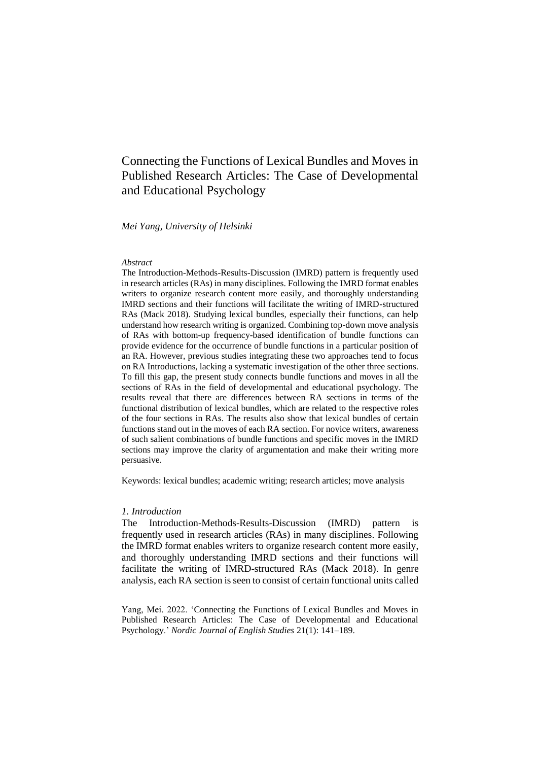# Connecting the Functions of Lexical Bundles and Moves in Published Research Articles: The Case of Developmental and Educational Psychology

*Mei Yang, University of Helsinki*

*Abstract*

The Introduction-Methods-Results-Discussion (IMRD) pattern is frequently used in research articles (RAs) in many disciplines. Following the IMRD format enables writers to organize research content more easily, and thoroughly understanding IMRD sections and their functions will facilitate the writing of IMRD-structured RAs (Mack 2018). Studying lexical bundles, especially their functions, can help understand how research writing is organized. Combining top-down move analysis of RAs with bottom-up frequency-based identification of bundle functions can provide evidence for the occurrence of bundle functions in a particular position of an RA. However, previous studies integrating these two approaches tend to focus on RA Introductions, lacking a systematic investigation of the other three sections. To fill this gap, the present study connects bundle functions and moves in all the sections of RAs in the field of developmental and educational psychology. The results reveal that there are differences between RA sections in terms of the functional distribution of lexical bundles, which are related to the respective roles of the four sections in RAs. The results also show that lexical bundles of certain functions stand out in the moves of each RA section. For novice writers, awareness of such salient combinations of bundle functions and specific moves in the IMRD sections may improve the clarity of argumentation and make their writing more persuasive.

Keywords: lexical bundles; academic writing; research articles; move analysis

## *1. Introduction*

The Introduction-Methods-Results-Discussion (IMRD) pattern is frequently used in research articles (RAs) in many disciplines. Following the IMRD format enables writers to organize research content more easily, and thoroughly understanding IMRD sections and their functions will facilitate the writing of IMRD-structured RAs (Mack 2018). In genre analysis, each RA section is seen to consist of certain functional units called

Yang, Mei. 2022. 'Connecting the Functions of Lexical Bundles and Moves in Published Research Articles: The Case of Developmental and Educational Psychology.' *Nordic Journal of English Studies* 21(1): 141–189.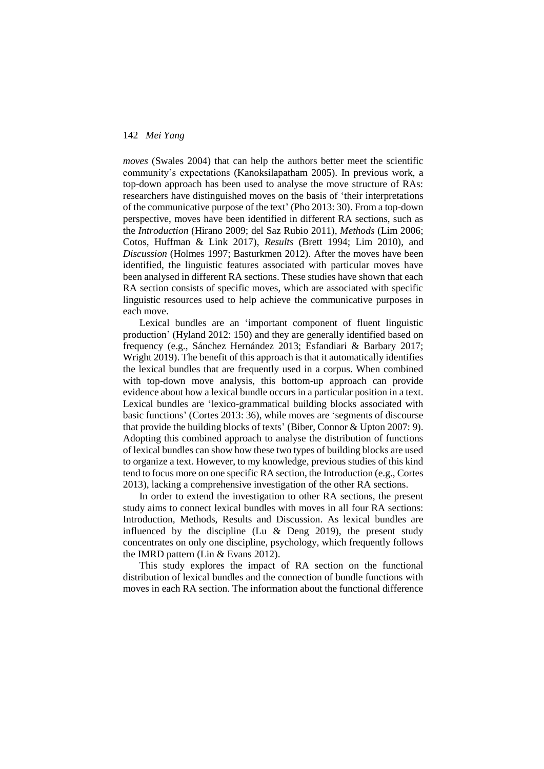*moves* (Swales 2004) that can help the authors better meet the scientific community's expectations (Kanoksilapatham 2005). In previous work, a top-down approach has been used to analyse the move structure of RAs: researchers have distinguished moves on the basis of 'their interpretations of the communicative purpose of the text' (Pho 2013: 30). From a top-down perspective, moves have been identified in different RA sections, such as the *Introduction* (Hirano 2009; del Saz Rubio 2011), *Methods* (Lim 2006; Cotos, Huffman & Link 2017), *Results* (Brett 1994; Lim 2010), and *Discussion* (Holmes 1997; Basturkmen 2012). After the moves have been identified, the linguistic features associated with particular moves have been analysed in different RA sections. These studies have shown that each RA section consists of specific moves, which are associated with specific linguistic resources used to help achieve the communicative purposes in each move.

Lexical bundles are an 'important component of fluent linguistic production' (Hyland 2012: 150) and they are generally identified based on frequency (e.g., Sánchez Hernández 2013; Esfandiari & Barbary 2017; Wright 2019). The benefit of this approach is that it automatically identifies the lexical bundles that are frequently used in a corpus. When combined with top-down move analysis, this bottom-up approach can provide evidence about how a lexical bundle occurs in a particular position in a text. Lexical bundles are 'lexico-grammatical building blocks associated with basic functions' (Cortes 2013: 36), while moves are 'segments of discourse that provide the building blocks of texts' (Biber, Connor & Upton 2007: 9). Adopting this combined approach to analyse the distribution of functions of lexical bundles can show how these two types of building blocks are used to organize a text. However, to my knowledge, previous studies of this kind tend to focus more on one specific RA section, the Introduction (e.g., Cortes 2013), lacking a comprehensive investigation of the other RA sections.

In order to extend the investigation to other RA sections, the present study aims to connect lexical bundles with moves in all four RA sections: Introduction, Methods, Results and Discussion. As lexical bundles are influenced by the discipline (Lu & Deng 2019), the present study concentrates on only one discipline, psychology, which frequently follows the IMRD pattern (Lin & Evans 2012).

This study explores the impact of RA section on the functional distribution of lexical bundles and the connection of bundle functions with moves in each RA section. The information about the functional difference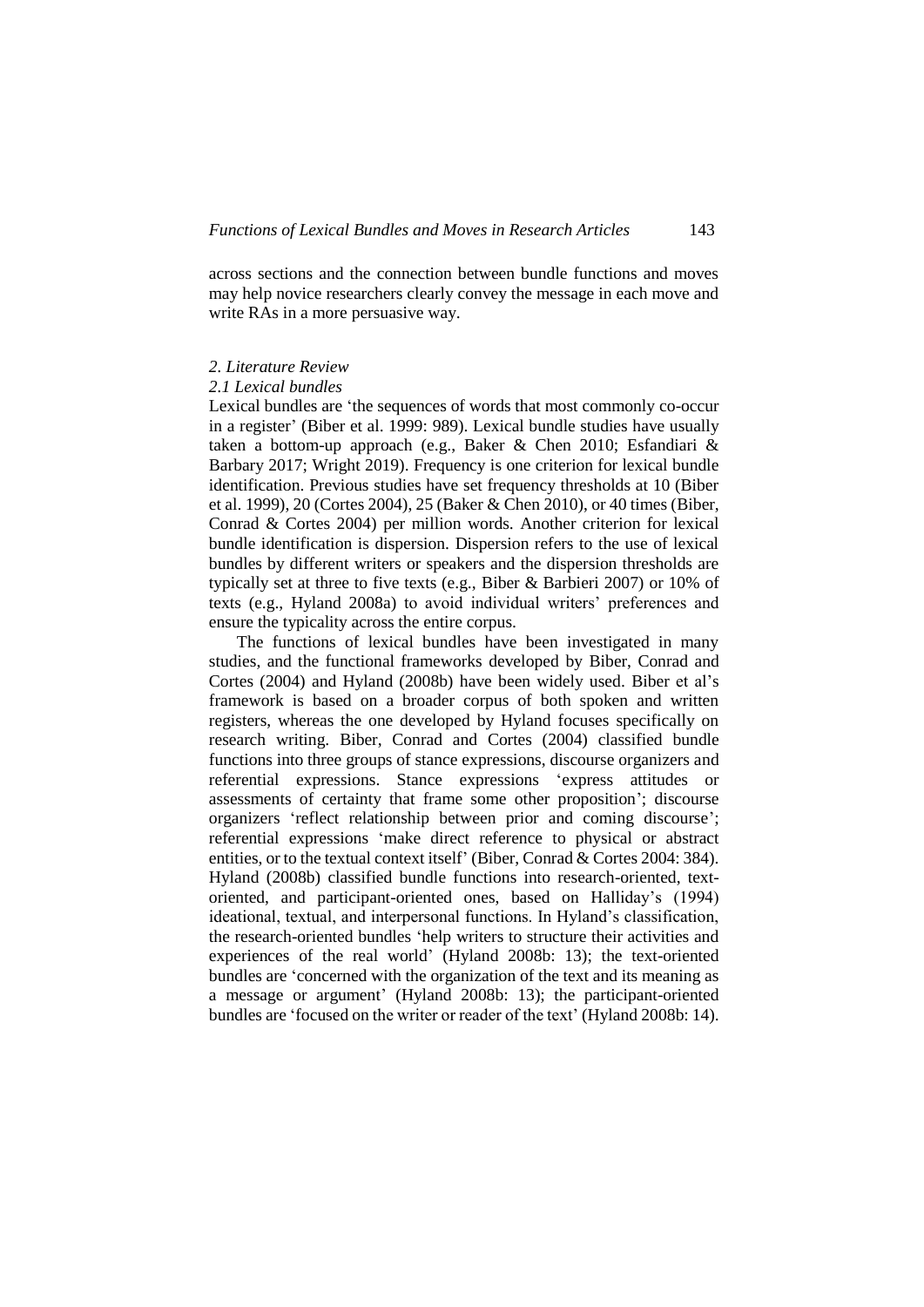across sections and the connection between bundle functions and moves may help novice researchers clearly convey the message in each move and write RAs in a more persuasive way.

## *2. Literature Review*

### *2.1 Lexical bundles*

Lexical bundles are 'the sequences of words that most commonly co-occur in a register' (Biber et al. 1999: 989). Lexical bundle studies have usually taken a bottom-up approach (e.g., Baker & Chen 2010; Esfandiari & Barbary 2017; Wright 2019). Frequency is one criterion for lexical bundle identification. Previous studies have set frequency thresholds at 10 (Biber et al. 1999), 20 (Cortes 2004), 25 (Baker & Chen 2010), or 40 times (Biber, Conrad & Cortes 2004) per million words. Another criterion for lexical bundle identification is dispersion. Dispersion refers to the use of lexical bundles by different writers or speakers and the dispersion thresholds are typically set at three to five texts (e.g., Biber & Barbieri 2007) or 10% of texts (e.g., Hyland 2008a) to avoid individual writers' preferences and ensure the typicality across the entire corpus.

The functions of lexical bundles have been investigated in many studies, and the functional frameworks developed by Biber, Conrad and Cortes (2004) and Hyland (2008b) have been widely used. Biber et al's framework is based on a broader corpus of both spoken and written registers, whereas the one developed by Hyland focuses specifically on research writing. Biber, Conrad and Cortes (2004) classified bundle functions into three groups of stance expressions, discourse organizers and referential expressions. Stance expressions 'express attitudes or assessments of certainty that frame some other proposition'; discourse organizers 'reflect relationship between prior and coming discourse'; referential expressions 'make direct reference to physical or abstract entities, or to the textual context itself' (Biber, Conrad & Cortes 2004: 384). Hyland (2008b) classified bundle functions into research-oriented, text-oriented, and participant-oriented ones, based on Halliday's (1994) ideational, textual, and interpersonal functions. In Hyland's classification, the research-oriented bundles 'help writers to structure their activities and experiences of the real world' (Hyland 2008b: 13); the text-oriented bundles are 'concerned with the organization of the text and its meaning as a message or argument' (Hyland 2008b: 13); the participant-oriented bundles are 'focused on the writer or reader of the text' (Hyland 2008b: 14).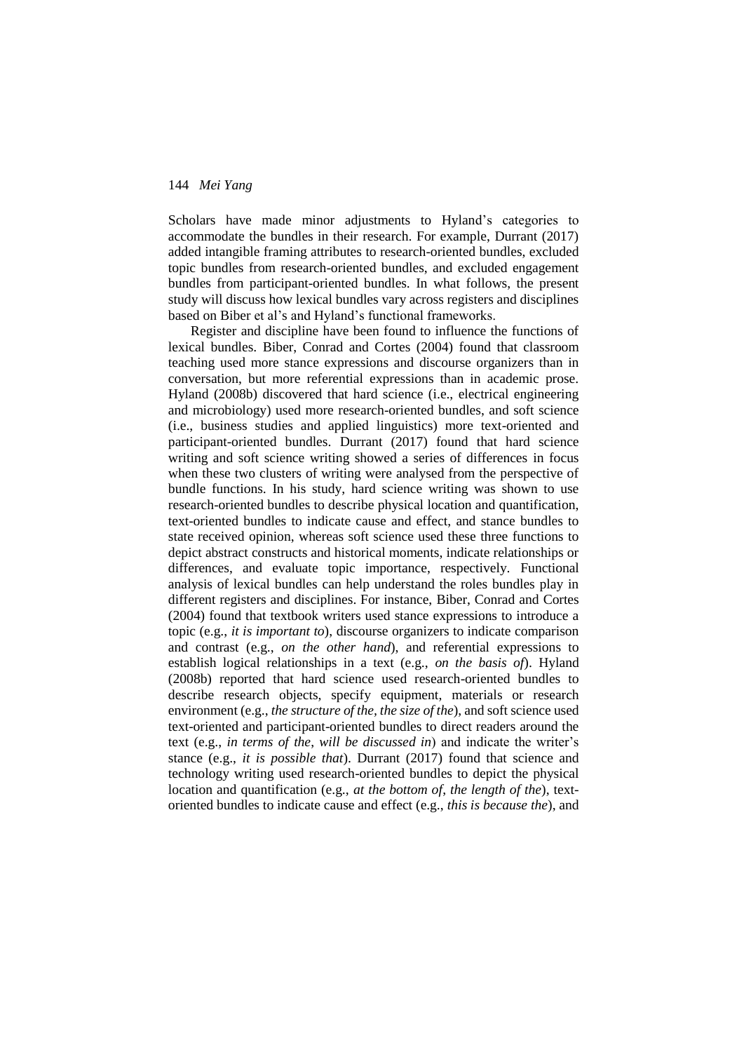Scholars have made minor adjustments to Hyland's categories to accommodate the bundles in their research. For example, Durrant (2017) added intangible framing attributes to research-oriented bundles, excluded topic bundles from research-oriented bundles, and excluded engagement bundles from participant-oriented bundles. In what follows, the present study will discuss how lexical bundles vary across registers and disciplines based on Biber et al's and Hyland's functional frameworks.

Register and discipline have been found to influence the functions of lexical bundles. Biber, Conrad and Cortes (2004) found that classroom teaching used more stance expressions and discourse organizers than in conversation, but more referential expressions than in academic prose. Hyland (2008b) discovered that hard science (i.e., electrical engineering and microbiology) used more research-oriented bundles, and soft science (i.e., business studies and applied linguistics) more text-oriented and participant-oriented bundles. Durrant (2017) found that hard science writing and soft science writing showed a series of differences in focus when these two clusters of writing were analysed from the perspective of bundle functions. In his study, hard science writing was shown to use research-oriented bundles to describe physical location and quantification, text-oriented bundles to indicate cause and effect, and stance bundles to state received opinion, whereas soft science used these three functions to depict abstract constructs and historical moments, indicate relationships or differences, and evaluate topic importance, respectively. Functional analysis of lexical bundles can help understand the roles bundles play in different registers and disciplines. For instance, Biber, Conrad and Cortes (2004) found that textbook writers used stance expressions to introduce a topic (e.g., *it is important to*), discourse organizers to indicate comparison and contrast (e.g., *on the other hand*), and referential expressions to establish logical relationships in a text (e.g., *on the basis of*). Hyland (2008b) reported that hard science used research-oriented bundles to describe research objects, specify equipment, materials or research environment (e.g., *the structure of the*, *the size of the*), and soft science used text-oriented and participant-oriented bundles to direct readers around the text (e.g., *in terms of the*, *will be discussed in*) and indicate the writer's stance (e.g., *it is possible that*). Durrant (2017) found that science and technology writing used research-oriented bundles to depict the physical location and quantification (e.g., *at the bottom of*, *the length of the*), text-oriented bundles to indicate cause and effect (e.g., *this is because the*), and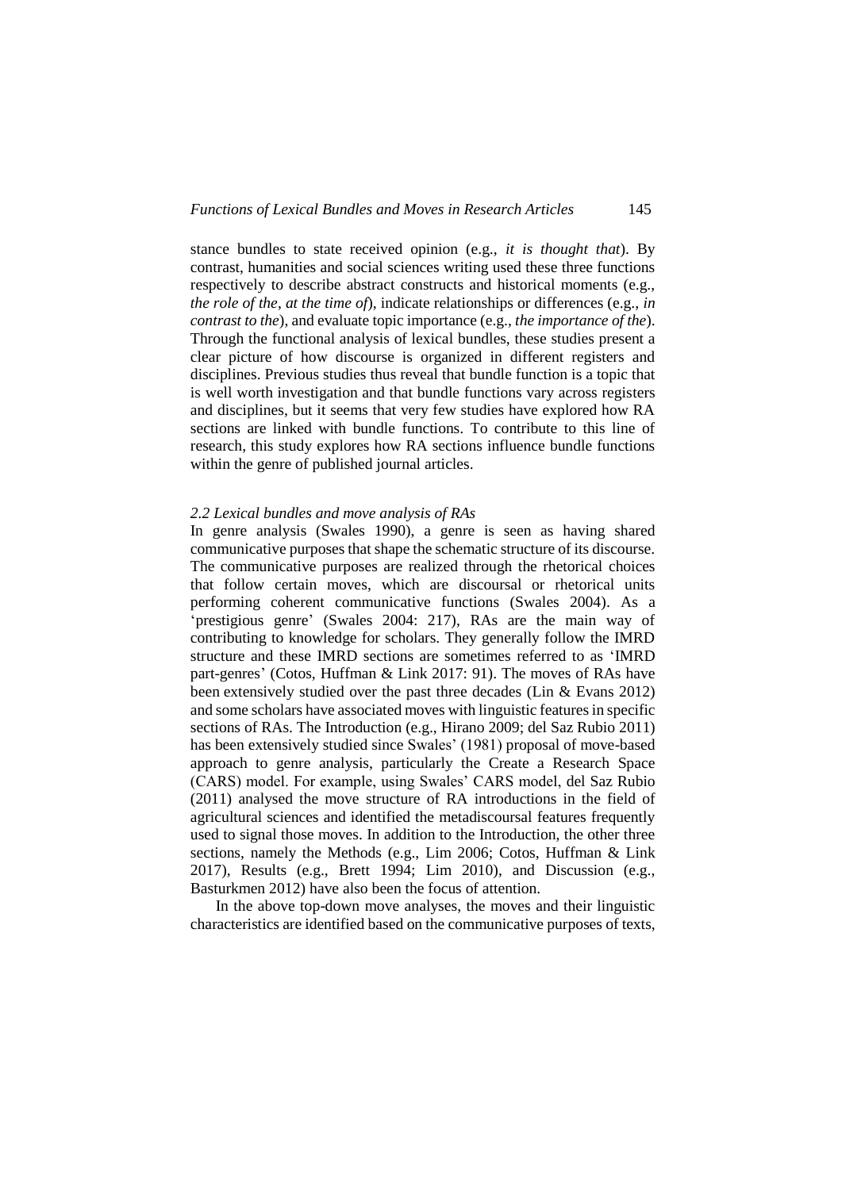stance bundles to state received opinion (e.g., *it is thought that*). By contrast, humanities and social sciences writing used these three functions respectively to describe abstract constructs and historical moments (e.g., *the role of the*, *at the time of*), indicate relationships or differences (e.g., *in contrast to the*), and evaluate topic importance (e.g., *the importance of the*). Through the functional analysis of lexical bundles, these studies present a clear picture of how discourse is organized in different registers and disciplines. Previous studies thus reveal that bundle function is a topic that is well worth investigation and that bundle functions vary across registers and disciplines, but it seems that very few studies have explored how RA sections are linked with bundle functions. To contribute to this line of research, this study explores how RA sections influence bundle functions within the genre of published journal articles.

### *2.2 Lexical bundles and move analysis of RAs*

In genre analysis (Swales 1990), a genre is seen as having shared communicative purposes that shape the schematic structure of its discourse. The communicative purposes are realized through the rhetorical choices that follow certain moves, which are discoursal or rhetorical units performing coherent communicative functions (Swales 2004). As a 'prestigious genre' (Swales 2004: 217), RAs are the main way of contributing to knowledge for scholars. They generally follow the IMRD structure and these IMRD sections are sometimes referred to as 'IMRD part-genres' (Cotos, Huffman & Link 2017: 91). The moves of RAs have been extensively studied over the past three decades (Lin & Evans 2012) and some scholars have associated moves with linguistic features in specific sections of RAs. The Introduction (e.g., Hirano 2009; del Saz Rubio 2011) has been extensively studied since Swales' (1981) proposal of move-based approach to genre analysis, particularly the Create a Research Space (CARS) model. For example, using Swales' CARS model, del Saz Rubio (2011) analysed the move structure of RA introductions in the field of agricultural sciences and identified the metadiscoursal features frequently used to signal those moves. In addition to the Introduction, the other three sections, namely the Methods (e.g., Lim 2006; Cotos, Huffman & Link 2017), Results (e.g., Brett 1994; Lim 2010), and Discussion (e.g., Basturkmen 2012) have also been the focus of attention.

In the above top-down move analyses, the moves and their linguistic characteristics are identified based on the communicative purposes of texts,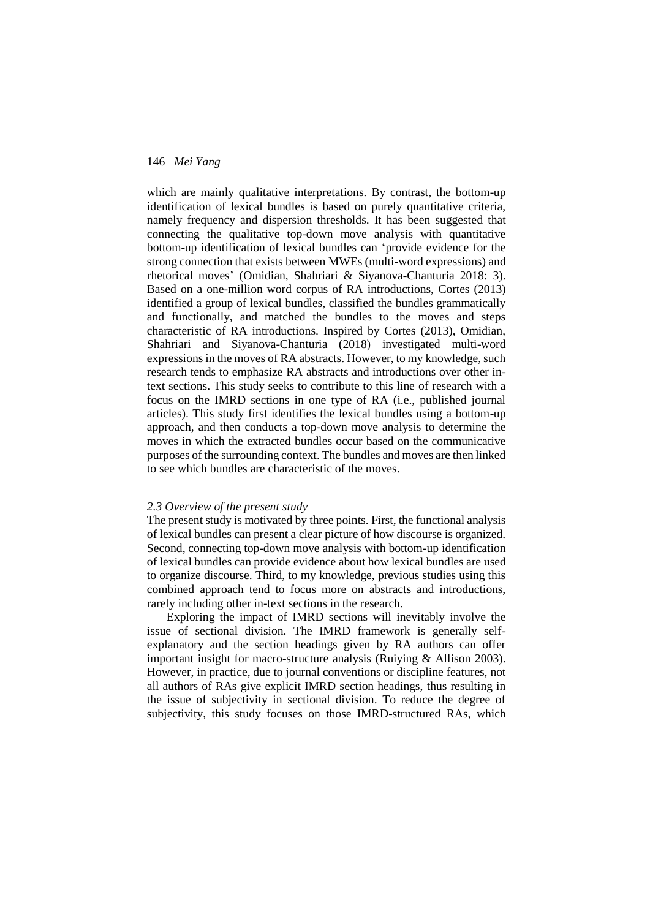which are mainly qualitative interpretations. By contrast, the bottom-up identification of lexical bundles is based on purely quantitative criteria, namely frequency and dispersion thresholds. It has been suggested that connecting the qualitative top-down move analysis with quantitative bottom-up identification of lexical bundles can 'provide evidence for the strong connection that exists between MWEs (multi-word expressions) and rhetorical moves' (Omidian, Shahriari & Siyanova-Chanturia 2018: 3). Based on a one-million word corpus of RA introductions, Cortes (2013) identified a group of lexical bundles, classified the bundles grammatically and functionally, and matched the bundles to the moves and steps characteristic of RA introductions. Inspired by Cortes (2013), Omidian, Shahriari and Siyanova-Chanturia (2018) investigated multi-word expressions in the moves of RA abstracts. However, to my knowledge, such research tends to emphasize RA abstracts and introductions over other in-text sections. This study seeks to contribute to this line of research with a focus on the IMRD sections in one type of RA (i.e., published journal articles). This study first identifies the lexical bundles using a bottom-up approach, and then conducts a top-down move analysis to determine the moves in which the extracted bundles occur based on the communicative purposes of the surrounding context. The bundles and moves are then linked to see which bundles are characteristic of the moves.

### *2.3 Overview of the present study*

The present study is motivated by three points. First, the functional analysis of lexical bundles can present a clear picture of how discourse is organized. Second, connecting top-down move analysis with bottom-up identification of lexical bundles can provide evidence about how lexical bundles are used to organize discourse. Third, to my knowledge, previous studies using this combined approach tend to focus more on abstracts and introductions, rarely including other in-text sections in the research.

Exploring the impact of IMRD sections will inevitably involve the issue of sectional division. The IMRD framework is generally self-explanatory and the section headings given by RA authors can offer important insight for macro-structure analysis (Ruiying & Allison 2003). However, in practice, due to journal conventions or discipline features, not all authors of RAs give explicit IMRD section headings, thus resulting in the issue of subjectivity in sectional division. To reduce the degree of subjectivity, this study focuses on those IMRD-structured RAs, which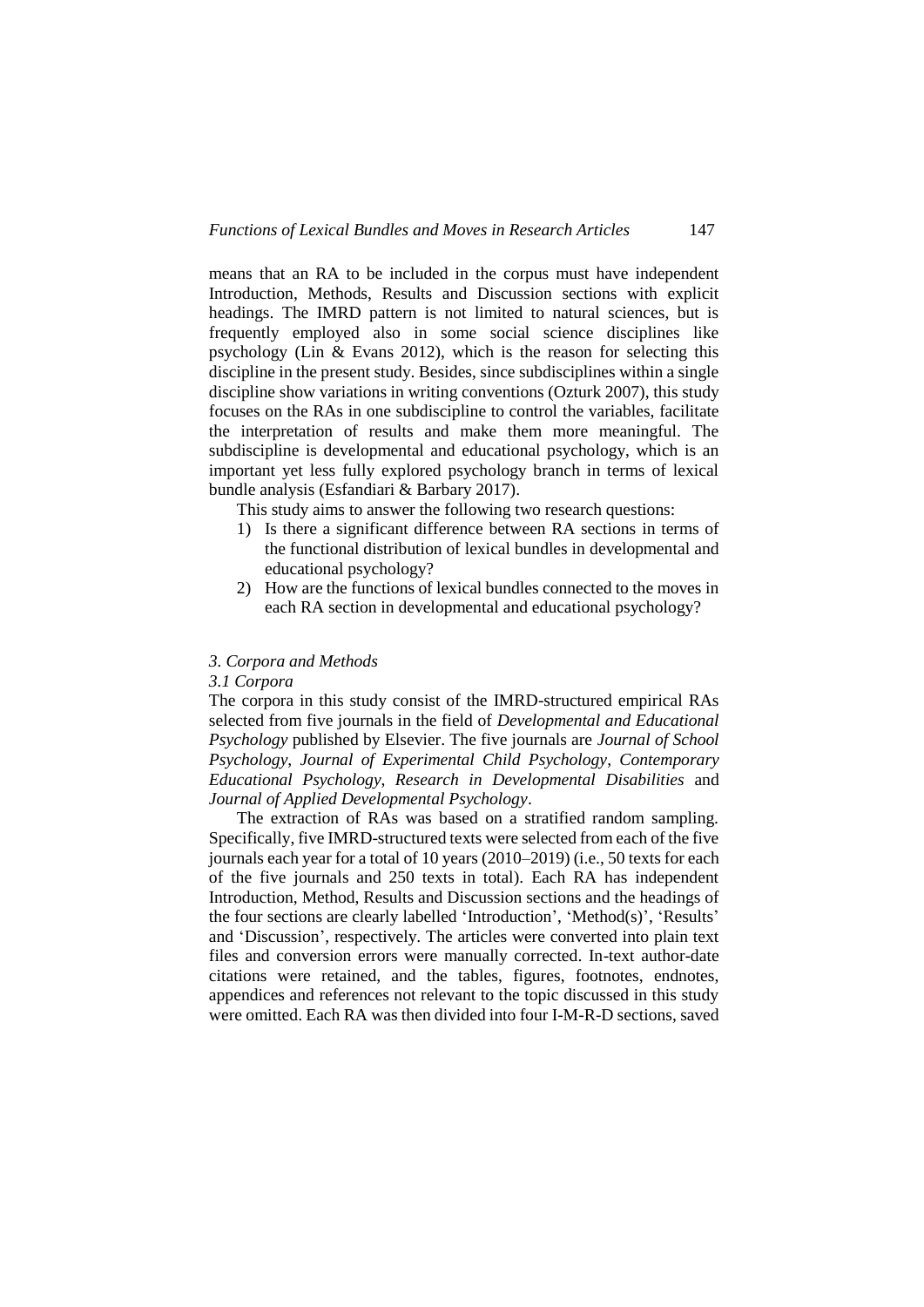means that an RA to be included in the corpus must have independent Introduction, Methods, Results and Discussion sections with explicit headings. The IMRD pattern is not limited to natural sciences, but is frequently employed also in some social science disciplines like psychology (Lin & Evans 2012), which is the reason for selecting this discipline in the present study. Besides, since subdisciplines within a single discipline show variations in writing conventions (Ozturk 2007), this study focuses on the RAs in one subdiscipline to control the variables, facilitate the interpretation of results and make them more meaningful. The subdiscipline is developmental and educational psychology, which is an important yet less fully explored psychology branch in terms of lexical bundle analysis (Esfandiari & Barbary 2017).

This study aims to answer the following two research questions:

1) Is there a significant difference between RA sections in terms of the functional distribution of lexical bundles in developmental and educational psychology?
2) How are the functions of lexical bundles connected to the moves in each RA section in developmental and educational psychology?

### *3. Corpora and Methods*

#### *3.1 Corpora*

The corpora in this study consist of the IMRD-structured empirical RAs selected from five journals in the field of *Developmental and Educational Psychology* published by Elsevier. The five journals are *Journal of School Psychology*, *Journal of Experimental Child Psychology*, *Contemporary Educational Psychology*, *Research in Developmental Disabilities* and *Journal of Applied Developmental Psychology*.

The extraction of RAs was based on a stratified random sampling. Specifically, five IMRD-structured texts were selected from each of the five journals each year for a total of 10 years (2010–2019) (i.e., 50 texts for each of the five journals and 250 texts in total). Each RA has independent Introduction, Method, Results and Discussion sections and the headings of the four sections are clearly labelled 'Introduction', 'Method(s)', 'Results' and 'Discussion', respectively. The articles were converted into plain text files and conversion errors were manually corrected. In-text author-date citations were retained, and the tables, figures, footnotes, endnotes, appendices and references not relevant to the topic discussed in this study were omitted. Each RA was then divided into four I-M-R-D sections, saved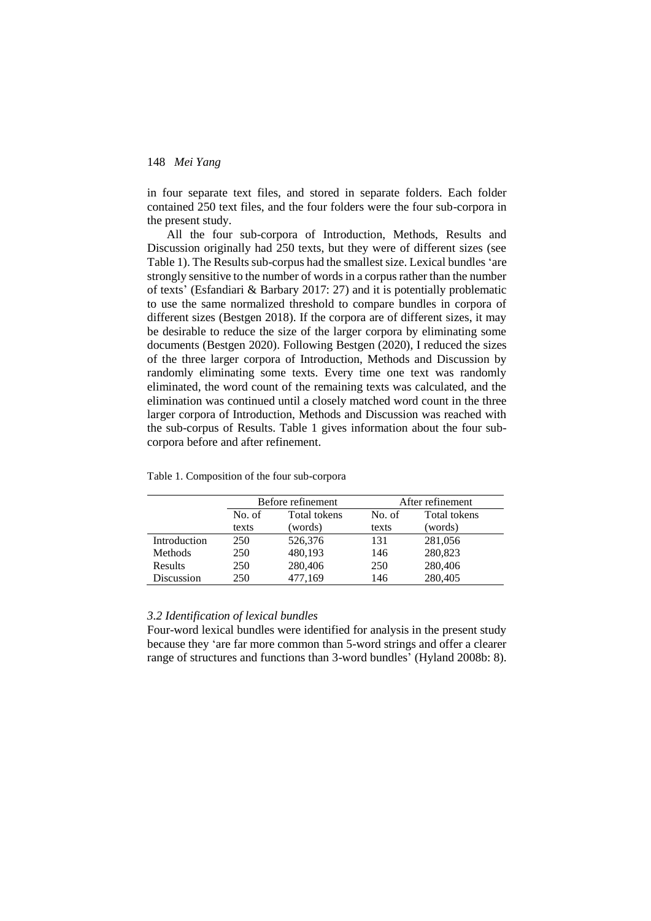in four separate text files, and stored in separate folders. Each folder contained 250 text files, and the four folders were the four sub-corpora in the present study.

All the four sub-corpora of Introduction, Methods, Results and Discussion originally had 250 texts, but they were of different sizes (see Table 1). The Results sub-corpus had the smallest size. Lexical bundles 'are strongly sensitive to the number of words in a corpus rather than the number of texts' (Esfandiari & Barbary 2017: 27) and it is potentially problematic to use the same normalized threshold to compare bundles in corpora of different sizes (Bestgen 2018). If the corpora are of different sizes, it may be desirable to reduce the size of the larger corpora by eliminating some documents (Bestgen 2020). Following Bestgen (2020), I reduced the sizes of the three larger corpora of Introduction, Methods and Discussion by randomly eliminating some texts. Every time one text was randomly eliminated, the word count of the remaining texts was calculated, and the elimination was continued until a closely matched word count in the three larger corpora of Introduction, Methods and Discussion was reached with the sub-corpus of Results. Table 1 gives information about the four sub-corpora before and after refinement.

Table 1. Composition of the four sub-corpora

| | Before refinement | | After refinement | |
|---|---|---|---|---|
| | No. of texts | Total tokens (words) | No. of texts | Total tokens (words) |
| Introduction | 250 | 526,376 | 131 | 281,056 |
| Methods | 250 | 480,193 | 146 | 280,823 |
| Results | 250 | 280,406 | 250 | 280,406 |
| Discussion | 250 | 477,169 | 146 | 280,405 |

### *3.2 Identification of lexical bundles*

Four-word lexical bundles were identified for analysis in the present study because they 'are far more common than 5-word strings and offer a clearer range of structures and functions than 3-word bundles' (Hyland 2008b: 8).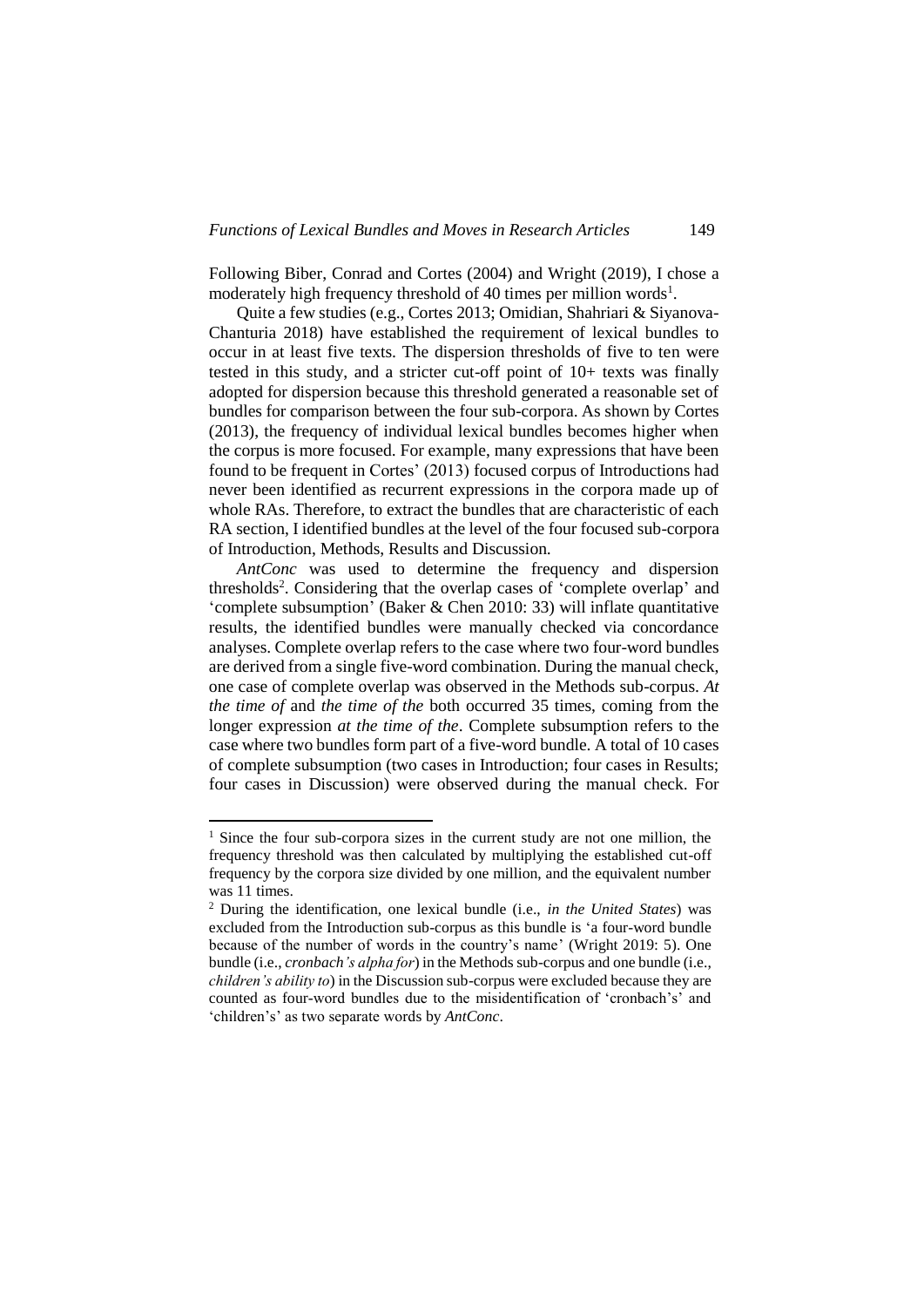Following Biber, Conrad and Cortes (2004) and Wright (2019), I chose a moderately high frequency threshold of 40 times per million words[1].

Quite a few studies (e.g., Cortes 2013; Omidian, Shahriari & Siyanova-Chanturia 2018) have established the requirement of lexical bundles to occur in at least five texts. The dispersion thresholds of five to ten were tested in this study, and a stricter cut-off point of 10+ texts was finally adopted for dispersion because this threshold generated a reasonable set of bundles for comparison between the four sub-corpora. As shown by Cortes (2013), the frequency of individual lexical bundles becomes higher when the corpus is more focused. For example, many expressions that have been found to be frequent in Cortes' (2013) focused corpus of Introductions had never been identified as recurrent expressions in the corpora made up of whole RAs. Therefore, to extract the bundles that are characteristic of each RA section, I identified bundles at the level of the four focused sub-corpora of Introduction, Methods, Results and Discussion.

*AntConc* was used to determine the frequency and dispersion thresholds[2]. Considering that the overlap cases of 'complete overlap' and 'complete subsumption' (Baker & Chen 2010: 33) will inflate quantitative results, the identified bundles were manually checked via concordance analyses. Complete overlap refers to the case where two four-word bundles are derived from a single five-word combination. During the manual check, one case of complete overlap was observed in the Methods sub-corpus. *At the time of* and *the time of the* both occurred 35 times, coming from the longer expression *at the time of the*. Complete subsumption refers to the case where two bundles form part of a five-word bundle. A total of 10 cases of complete subsumption (two cases in Introduction; four cases in Results; four cases in Discussion) were observed during the manual check. For

---

[1] Since the four sub-corpora sizes in the current study are not one million, the frequency threshold was then calculated by multiplying the established cut-off frequency by the corpora size divided by one million, and the equivalent number was 11 times.

[2] During the identification, one lexical bundle (i.e., *in the United States*) was excluded from the Introduction sub-corpus as this bundle is 'a four-word bundle because of the number of words in the country's name' (Wright 2019: 5). One bundle (i.e., *cronbach's alpha for*) in the Methods sub-corpus and one bundle (i.e., *children's ability to*) in the Discussion sub-corpus were excluded because they are counted as four-word bundles due to the misidentification of 'cronbach's' and 'children's' as two separate words by *AntConc*.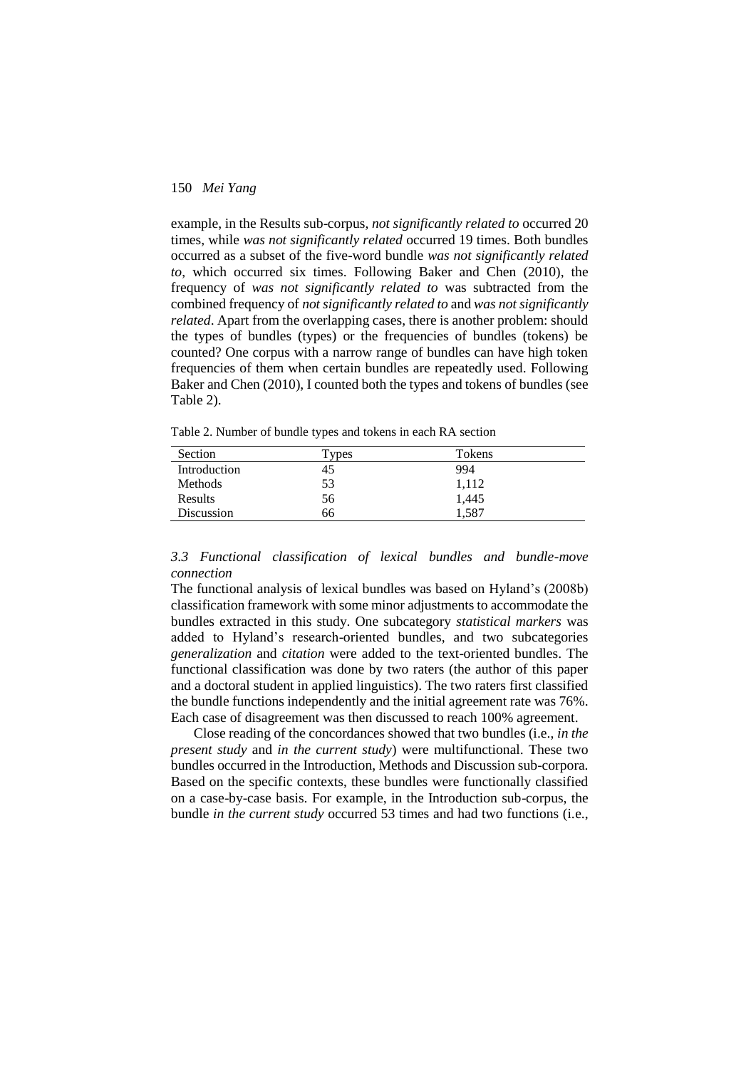example, in the Results sub-corpus, *not significantly related to* occurred 20 times, while *was not significantly related* occurred 19 times. Both bundles occurred as a subset of the five-word bundle *was not significantly related to*, which occurred six times. Following Baker and Chen (2010), the frequency of *was not significantly related to* was subtracted from the combined frequency of *not significantly related to* and *was not significantly related*. Apart from the overlapping cases, there is another problem: should the types of bundles (types) or the frequencies of bundles (tokens) be counted? One corpus with a narrow range of bundles can have high token frequencies of them when certain bundles are repeatedly used. Following Baker and Chen (2010), I counted both the types and tokens of bundles (see Table 2).

Table 2. Number of bundle types and tokens in each RA section

| Section | Types | Tokens |
|---|---|---|
| Introduction | 45 | 994 |
| Methods | 53 | 1,112 |
| Results | 56 | 1,445 |
| Discussion | 66 | 1,587 |

### *3.3 Functional classification of lexical bundles and bundle-move connection*

The functional analysis of lexical bundles was based on Hyland's (2008b) classification framework with some minor adjustments to accommodate the bundles extracted in this study. One subcategory *statistical markers* was added to Hyland's research-oriented bundles, and two subcategories *generalization* and *citation* were added to the text-oriented bundles. The functional classification was done by two raters (the author of this paper and a doctoral student in applied linguistics). The two raters first classified the bundle functions independently and the initial agreement rate was 76%. Each case of disagreement was then discussed to reach 100% agreement.

Close reading of the concordances showed that two bundles (i.e., *in the present study* and *in the current study*) were multifunctional. These two bundles occurred in the Introduction, Methods and Discussion sub-corpora. Based on the specific contexts, these bundles were functionally classified on a case-by-case basis. For example, in the Introduction sub-corpus, the bundle *in the current study* occurred 53 times and had two functions (i.e.,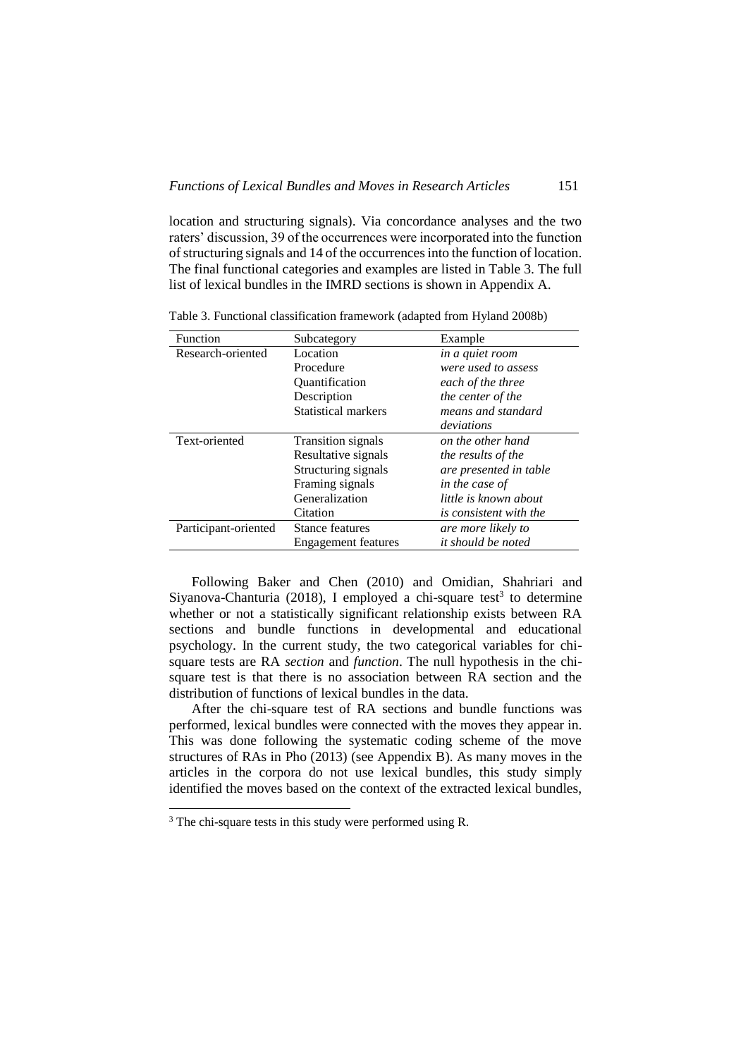location and structuring signals). Via concordance analyses and the two raters' discussion, 39 of the occurrences were incorporated into the function of structuring signals and 14 of the occurrences into the function of location. The final functional categories and examples are listed in Table 3. The full list of lexical bundles in the IMRD sections is shown in Appendix A.

Table 3. Functional classification framework (adapted from Hyland 2008b)

| Function | Subcategory | Example |
|---|---|---|
| Research-oriented | Location | *in a quiet room* |
| | Procedure | *were used to assess* |
| | Quantification | *each of the three* |
| | Description | *the center of the* |
| | Statistical markers | *means and standard deviations* |
| Text-oriented | Transition signals | *on the other hand* |
| | Resultative signals | *the results of the* |
| | Structuring signals | *are presented in table* |
| | Framing signals | *in the case of* |
| | Generalization | *little is known about* |
| | Citation | *is consistent with the* |
| Participant-oriented | Stance features | *are more likely to* |
| | Engagement features | *it should be noted* |

Following Baker and Chen (2010) and Omidian, Shahriari and Siyanova-Chanturia (2018), I employed a chi-square test[3] to determine whether or not a statistically significant relationship exists between RA sections and bundle functions in developmental and educational psychology. In the current study, the two categorical variables for chi-square tests are RA *section* and *function*. The null hypothesis in the chi-square test is that there is no association between RA section and the distribution of functions of lexical bundles in the data.

After the chi-square test of RA sections and bundle functions was performed, lexical bundles were connected with the moves they appear in. This was done following the systematic coding scheme of the move structures of RAs in Pho (2013) (see Appendix B). As many moves in the articles in the corpora do not use lexical bundles, this study simply identified the moves based on the context of the extracted lexical bundles,

[3] The chi-square tests in this study were performed using R.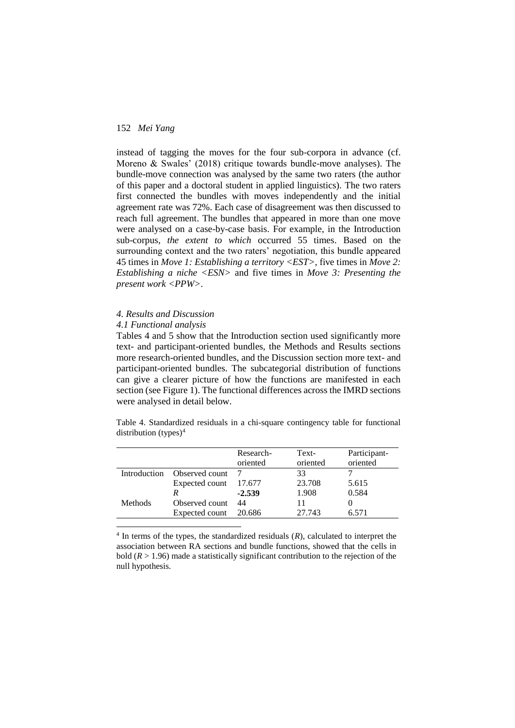instead of tagging the moves for the four sub-corpora in advance (cf. Moreno & Swales' (2018) critique towards bundle-move analyses). The bundle-move connection was analysed by the same two raters (the author of this paper and a doctoral student in applied linguistics). The two raters first connected the bundles with moves independently and the initial agreement rate was 72%. Each case of disagreement was then discussed to reach full agreement. The bundles that appeared in more than one move were analysed on a case-by-case basis. For example, in the Introduction sub-corpus, *the extent to which* occurred 55 times. Based on the surrounding context and the two raters' negotiation, this bundle appeared 45 times in *Move 1: Establishing a territory <EST>*, five times in *Move 2: Establishing a niche <ESN>* and five times in *Move 3: Presenting the present work <PPW>*.

## *4. Results and Discussion*

### *4.1 Functional analysis*

Tables 4 and 5 show that the Introduction section used significantly more text- and participant-oriented bundles, the Methods and Results sections more research-oriented bundles, and the Discussion section more text- and participant-oriented bundles. The subcategorial distribution of functions can give a clearer picture of how the functions are manifested in each section (see Figure 1). The functional differences across the IMRD sections were analysed in detail below.

Table 4. Standardized residuals in a chi-square contingency table for functional distribution (types)[4]

| | | Research-oriented | Text-oriented | Participant-oriented |
|---|---|---|---|---|
| Introduction | Observed count | 7 | 33 | 7 |
| | Expected count | 17.677 | 23.708 | 5.615 |
| | *R* | **-2.539** | 1.908 | 0.584 |
| Methods | Observed count | 44 | 11 | 0 |
| | Expected count | 20.686 | 27.743 | 6.571 |

[4] In terms of the types, the standardized residuals (*R*), calculated to interpret the association between RA sections and bundle functions, showed that the cells in bold ($R > 1.96$) made a statistically significant contribution to the rejection of the null hypothesis.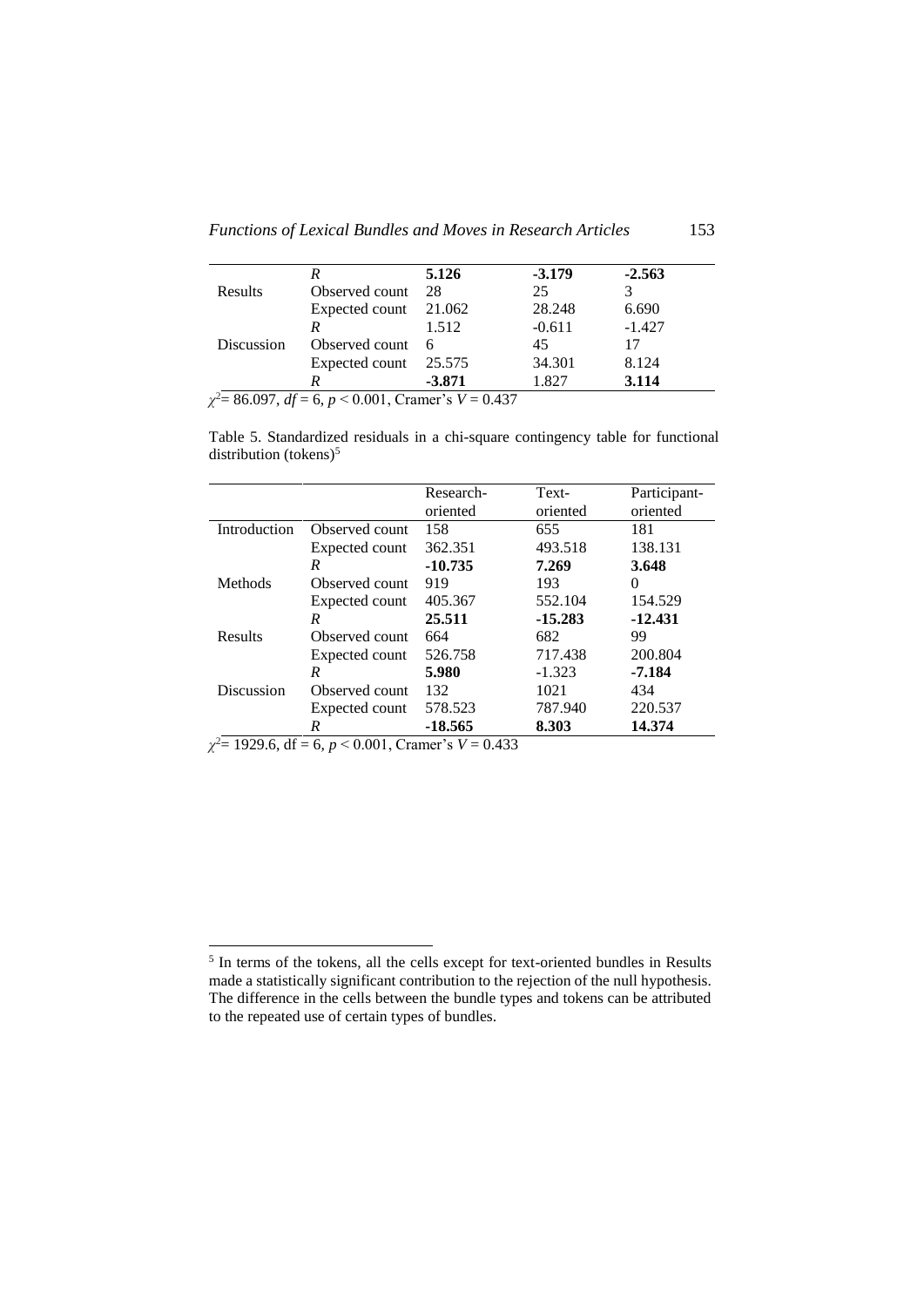| | | | | |
|---|---|---|---|---|
| | *R* | **5.126** | **-3.179** | **-2.563** |
| Results | Observed count | 28 | 25 | 3 |
| | Expected count | 21.062 | 28.248 | 6.690 |
| | *R* | 1.512 | -0.611 | -1.427 |
| Discussion | Observed count | 6 | 45 | 17 |
| | Expected count | 25.575 | 34.301 | 8.124 |
| | *R* | **-3.871** | 1.827 | **3.114** |

$\chi^2$= 86.097, *df* = 6, $p < 0.001$, Cramer's $V = 0.437$

Table 5. Standardized residuals in a chi-square contingency table for functional distribution (tokens)[5]

| | | Research-oriented | Text-oriented | Participant-oriented |
|---|---|---|---|---|
| Introduction | Observed count | 158 | 655 | 181 |
| | Expected count | 362.351 | 493.518 | 138.131 |
| | *R* | **-10.735** | **7.269** | **3.648** |
| Methods | Observed count | 919 | 193 | 0 |
| | Expected count | 405.367 | 552.104 | 154.529 |
| | *R* | **25.511** | **-15.283** | **-12.431** |
| Results | Observed count | 664 | 682 | 99 |
| | Expected count | 526.758 | 717.438 | 200.804 |
| | *R* | **5.980** | -1.323 | **-7.184** |
| Discussion | Observed count | 132 | 1021 | 434 |
| | Expected count | 578.523 | 787.940 | 220.537 |
| | *R* | **-18.565** | **8.303** | **14.374** |

$\chi^2$= 1929.6, df = 6, $p < 0.001$, Cramer's $V = 0.433$

[5] In terms of the tokens, all the cells except for text-oriented bundles in Results made a statistically significant contribution to the rejection of the null hypothesis. The difference in the cells between the bundle types and tokens can be attributed to the repeated use of certain types of bundles.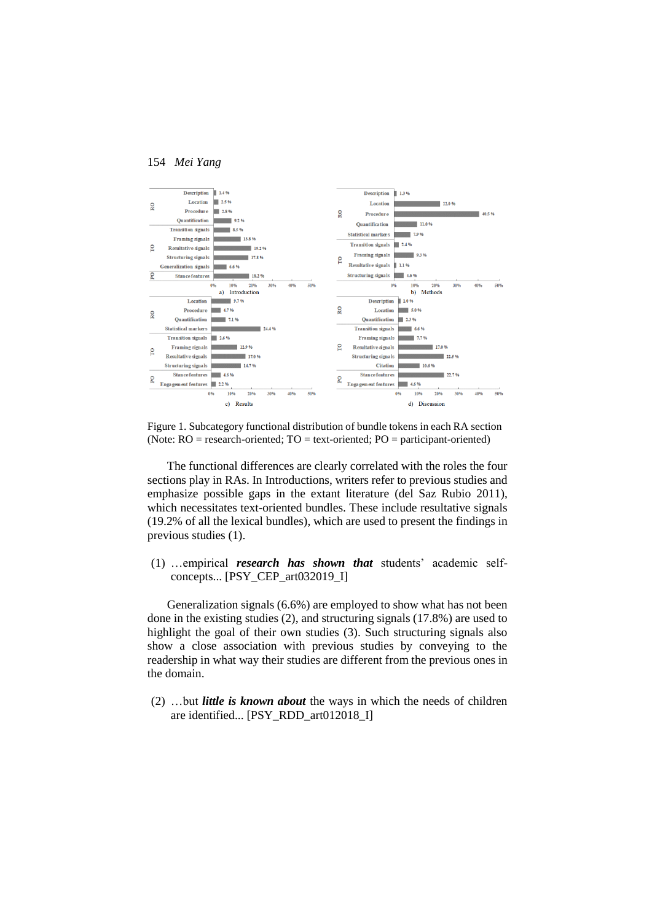Figure 1. Subcategory functional distribution of bundle tokens in each RA section (Note: RO = research-oriented; TO = text-oriented; PO = participant-oriented)

The functional differences are clearly correlated with the roles the four sections play in RAs. In Introductions, writers refer to previous studies and emphasize possible gaps in the extant literature (del Saz Rubio 2011), which necessitates text-oriented bundles. These include resultative signals (19.2% of all the lexical bundles), which are used to present the findings in previous studies (1).

(1) …empirical ***research has shown that*** students' academic self-concepts... [PSY_CEP_art032019_I]

Generalization signals (6.6%) are employed to show what has not been done in the existing studies (2), and structuring signals (17.8%) are used to highlight the goal of their own studies (3). Such structuring signals also show a close association with previous studies by conveying to the readership in what way their studies are different from the previous ones in the domain.

(2) …but ***little is known about*** the ways in which the needs of children are identified... [PSY_RDD_art012018_I]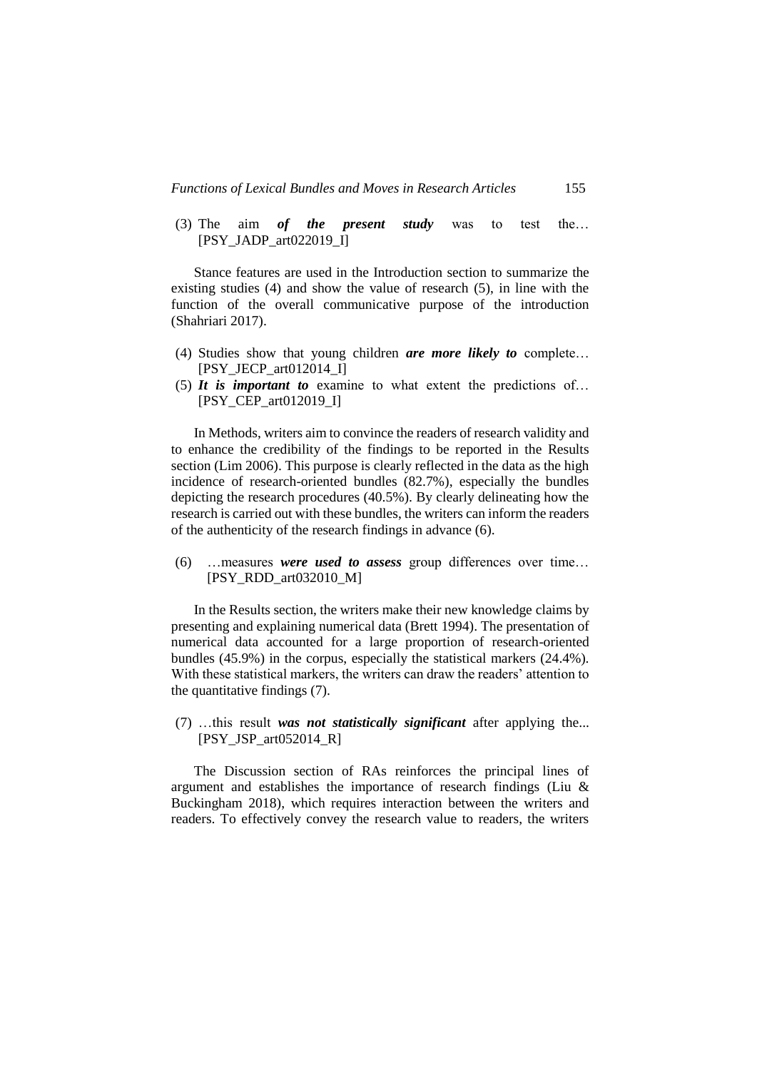(3) The aim ***of the present study*** was to test the… [PSY_JADP_art022019_I]

Stance features are used in the Introduction section to summarize the existing studies (4) and show the value of research (5), in line with the function of the overall communicative purpose of the introduction (Shahriari 2017).

(4) Studies show that young children ***are more likely to*** complete… [PSY_JECP_art012014_I]

(5) ***It is important to*** examine to what extent the predictions of… [PSY_CEP_art012019_I]

In Methods, writers aim to convince the readers of research validity and to enhance the credibility of the findings to be reported in the Results section (Lim 2006). This purpose is clearly reflected in the data as the high incidence of research-oriented bundles (82.7%), especially the bundles depicting the research procedures (40.5%). By clearly delineating how the research is carried out with these bundles, the writers can inform the readers of the authenticity of the research findings in advance (6).

(6) …measures ***were used to assess*** group differences over time… [PSY_RDD_art032010_M]

In the Results section, the writers make their new knowledge claims by presenting and explaining numerical data (Brett 1994). The presentation of numerical data accounted for a large proportion of research-oriented bundles (45.9%) in the corpus, especially the statistical markers (24.4%). With these statistical markers, the writers can draw the readers' attention to the quantitative findings (7).

(7) …this result ***was not statistically significant*** after applying the... [PSY_JSP_art052014_R]

The Discussion section of RAs reinforces the principal lines of argument and establishes the importance of research findings (Liu & Buckingham 2018), which requires interaction between the writers and readers. To effectively convey the research value to readers, the writers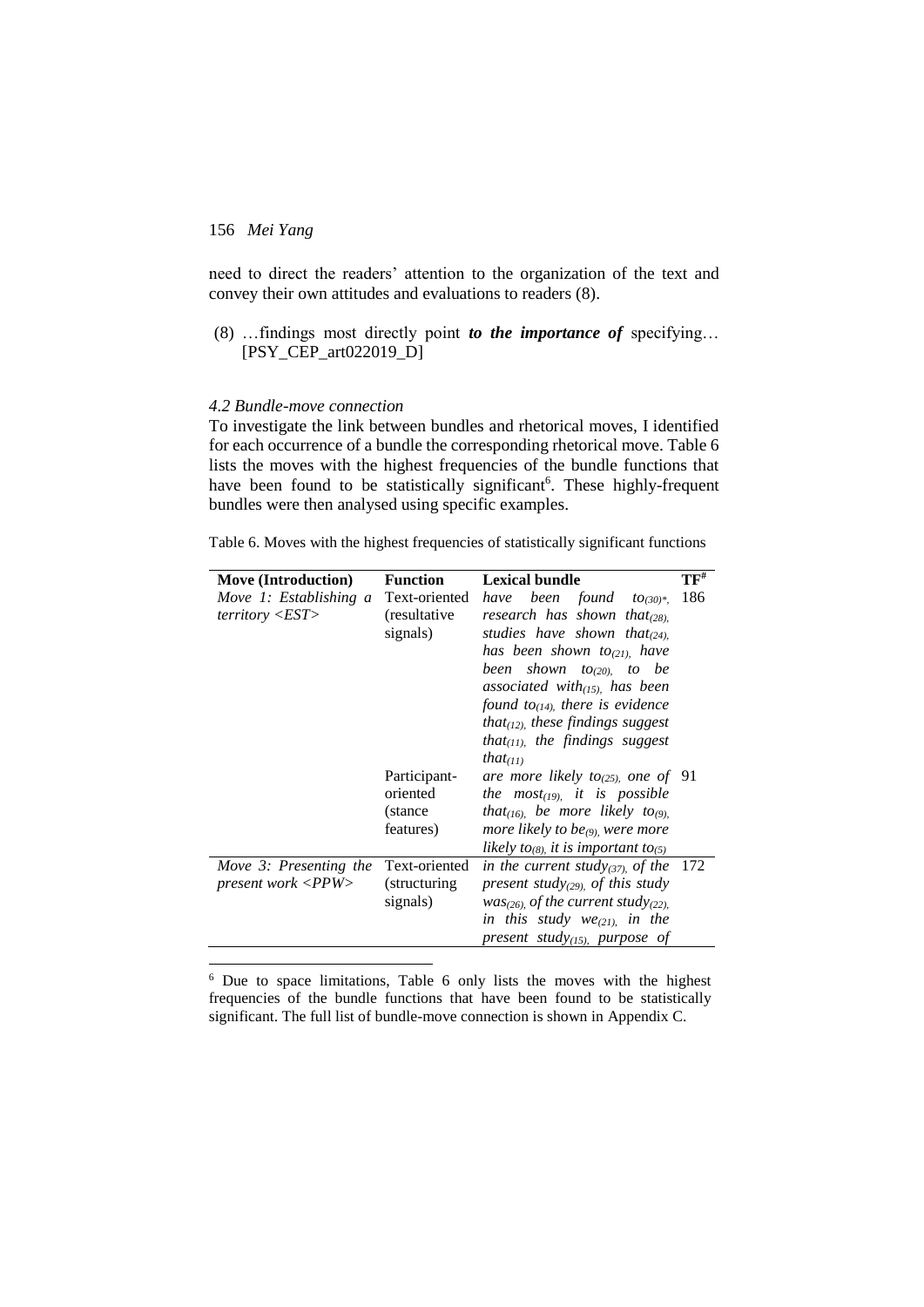need to direct the readers' attention to the organization of the text and convey their own attitudes and evaluations to readers (8).

(8) …findings most directly point ***to the importance of*** specifying… [PSY_CEP_art022019_D]

### *4.2 Bundle-move connection*

To investigate the link between bundles and rhetorical moves, I identified for each occurrence of a bundle the corresponding rhetorical move. Table 6 lists the moves with the highest frequencies of the bundle functions that have been found to be statistically significant[6]. These highly-frequent bundles were then analysed using specific examples.

Table 6. Moves with the highest frequencies of statistically significant functions

| Move (Introduction) | Function | Lexical bundle | TF[#] |
|---|---|---|---|
| *Move 1: Establishing a territory <EST>* | Text-oriented (resultative signals) | *have been found to$_{(30)*}$, research has shown that$_{(28)}$, studies have shown that$_{(24)}$, has been shown to$_{(21)}$, have been shown to$_{(20)}$, to be associated with$_{(15)}$, has been found to$_{(14)}$, there is evidence that$_{(12)}$, these findings suggest that$_{(11)}$, the findings suggest that$_{(11)}$* | 186 |
| | Participant-oriented (stance features) | *are more likely to$_{(25)}$, one of the most$_{(19)}$, it is possible that$_{(16)}$, be more likely to$_{(9)}$, more likely to be$_{(9)}$, were more likely to$_{(8)}$, it is important to$_{(5)}$* | 91 |
| *Move 3: Presenting the present work <PPW>* | Text-oriented (structuring signals) | *in the current study$_{(37)}$, of the present study$_{(29)}$, of this study was$_{(26)}$, of the current study$_{(22)}$, in this study we$_{(21)}$, in the present study$_{(15)}$, purpose of* | 172 |

[6] Due to space limitations, Table 6 only lists the moves with the highest frequencies of the bundle functions that have been found to be statistically significant. The full list of bundle-move connection is shown in Appendix C.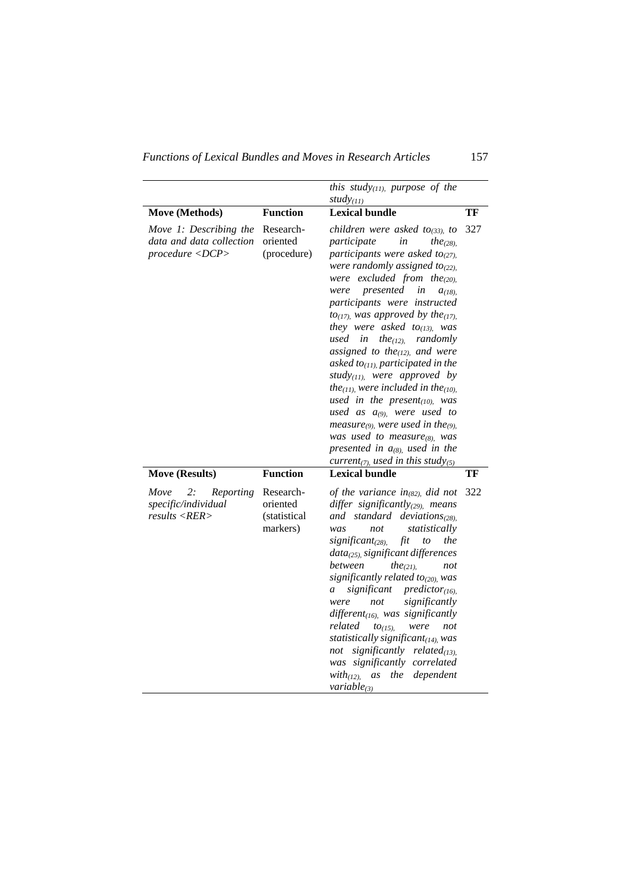| | | | |
|---|---|---|---|
| | | *this study*(11), *purpose of the study*(11) | |
| **Move (Methods)** | **Function** | **Lexical bundle** | **TF** |
| *Move 1: Describing the data and data collection procedure <DCP>* | Research-oriented (procedure) | *children were asked to*(33), *to participate in the*(28), *participants were asked to*(27), *were randomly assigned to*(22), *were excluded from the*(20), *were presented in a*(18), *participants were instructed to*(17), *was approved by the*(17), *they were asked to*(13), *was used in the*(12), *randomly assigned to the*(12), *and were asked to*(11), *participated in the study*(11), *were approved by the*(11), *were included in the*(10), *used in the present*(10), *was used as a*(9), *were used to measure*(9), *were used in the*(9), *was used to measure*(8), *was presented in a*(8), *used in the current*(7), *used in this study*(5) | 327 |
| **Move (Results)** | **Function** | **Lexical bundle** | **TF** |
| *Move 2: Reporting specific/individual results <RER>* | Research-oriented (statistical markers) | *of the variance in*(82), *did not differ significantly*(29), *means and standard deviations*(28), *was not statistically significant*(28), *fit to the data*(25), *significant differences between the*(21), *not significantly related to*(20), *was a significant predictor*(16), *were not significantly different*(16), *was significantly related to*(15), *were not statistically significant*(14), *was not significantly related*(13), *was significantly correlated with*(12), *as the dependent variable*(3) | 322 |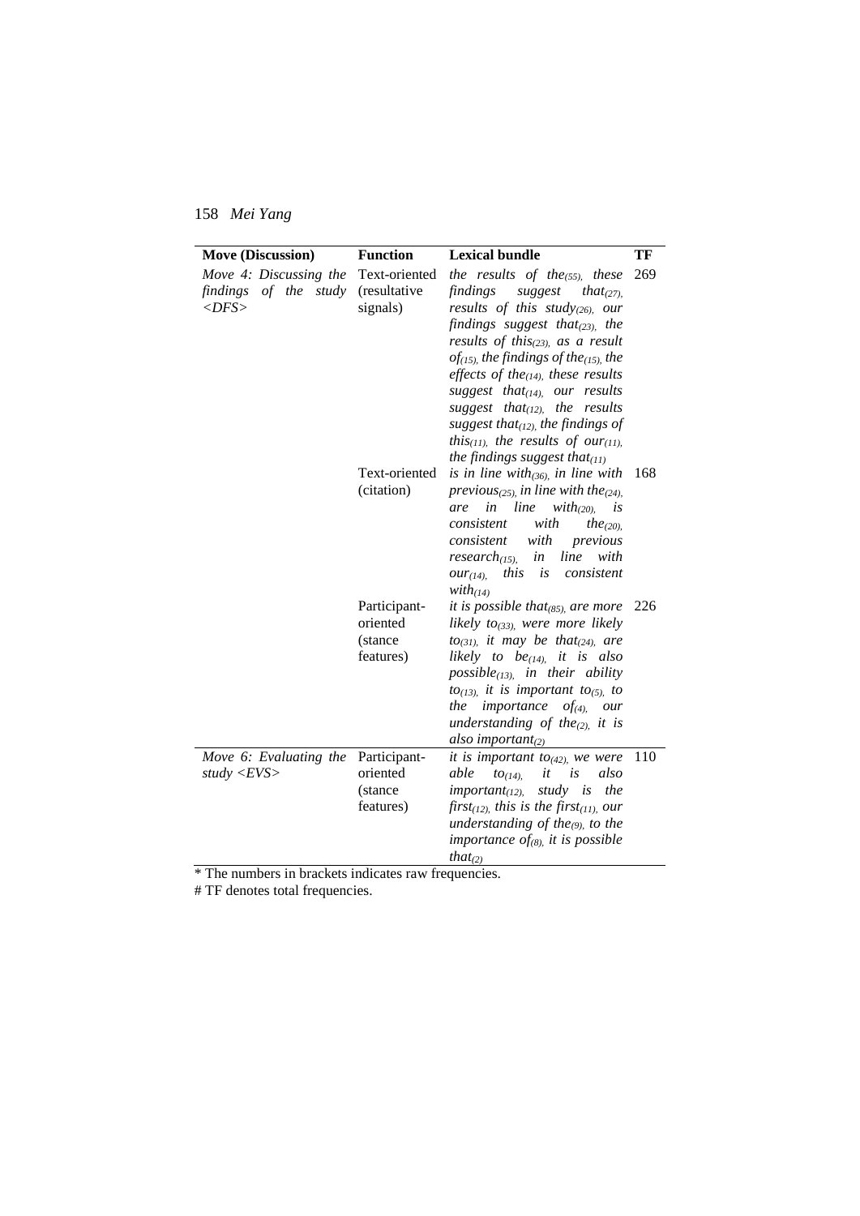| Move (Discussion) | Function | Lexical bundle | TF |
|---|---|---|---|
| *Move 4: Discussing the findings of the study <DFS>* | Text-oriented (resultative signals) | *the results of the*$_{(55)}$, *these findings suggest that*$_{(27)}$, *results of this study*$_{(26)}$, *our findings suggest that*$_{(23)}$, *the results of this*$_{(23)}$, *as a result of*$_{(15)}$, *the findings of the*$_{(15)}$, *the effects of the*$_{(14)}$, *these results suggest that*$_{(14)}$, *our results suggest that*$_{(12)}$, *the results suggest that*$_{(12)}$, *the findings of this*$_{(11)}$, *the results of our*$_{(11)}$, *the findings suggest that*$_{(11)}$ | 269 |
| | Text-oriented (citation) | *is in line with*$_{(36)}$, *in line with previous*$_{(25)}$, *in line with the*$_{(24)}$, *are in line with*$_{(20)}$, *is consistent with the*$_{(20)}$, *consistent with previous research*$_{(15)}$, *in line with our*$_{(14)}$, *this is consistent with*$_{(14)}$ | 168 |
| | Participant-oriented (stance features) | *it is possible that*$_{(85)}$, *are more likely to*$_{(33)}$, *were more likely to*$_{(31)}$, *it may be that*$_{(24)}$, *are likely to be*$_{(14)}$, *it is also possible*$_{(13)}$, *in their ability to*$_{(13)}$, *it is important to*$_{(5)}$, *to the importance of*$_{(4)}$, *our understanding of the*$_{(2)}$, *it is also important*$_{(2)}$ | 226 |
| *Move 6: Evaluating the study <EVS>* | Participant-oriented (stance features) | *it is important to*$_{(42)}$, *we were able to*$_{(14)}$, *it is also important*$_{(12)}$, *study is the first*$_{(12)}$, *this is the first*$_{(11)}$, *our understanding of the*$_{(9)}$, *to the importance of*$_{(8)}$, *it is possible that*$_{(2)}$ | 110 |

\* The numbers in brackets indicates raw frequencies.

\# TF denotes total frequencies.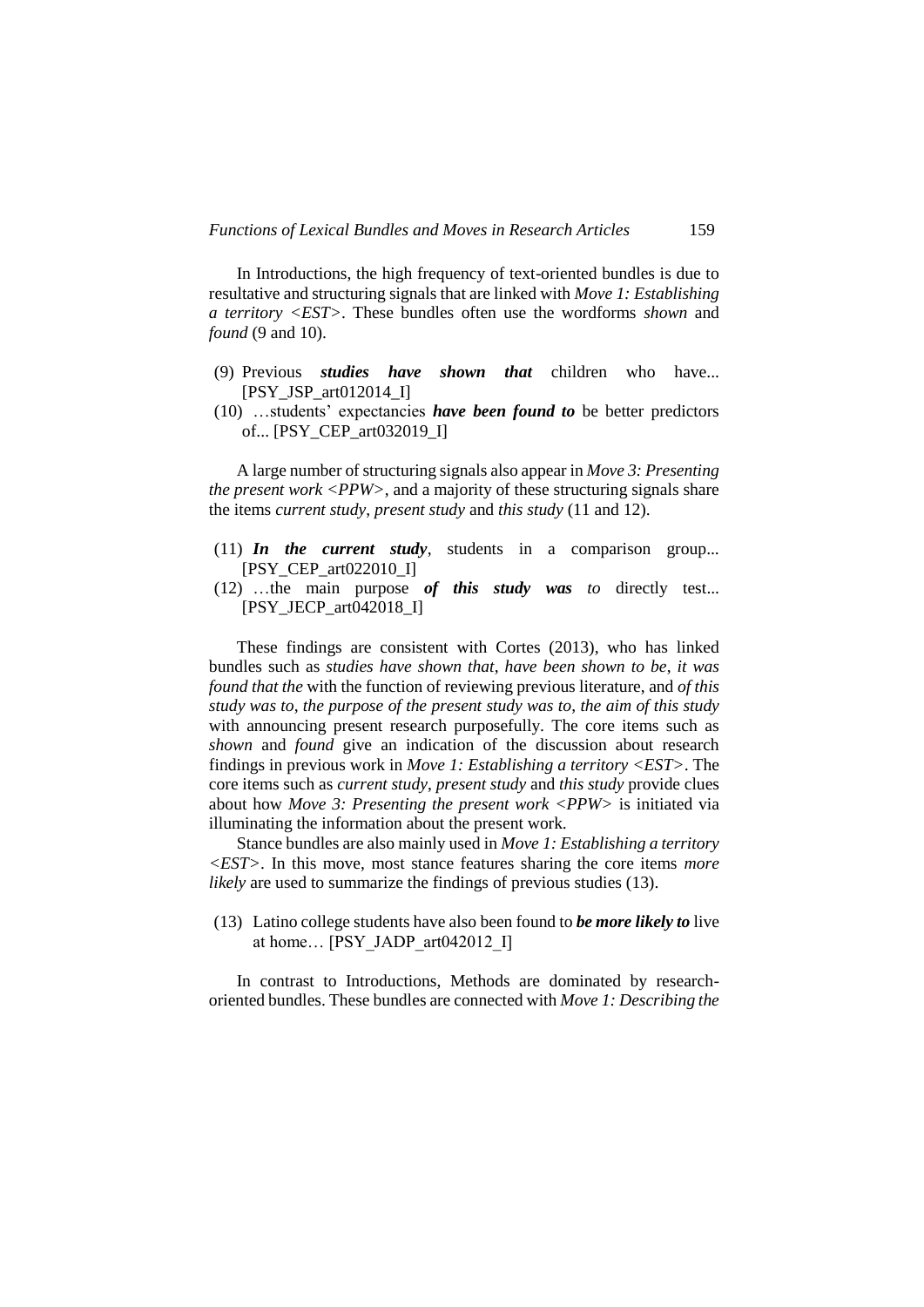In Introductions, the high frequency of text-oriented bundles is due to resultative and structuring signals that are linked with *Move 1: Establishing a territory <EST>*. These bundles often use the wordforms *shown* and *found* (9 and 10).

(9) Previous ***studies have shown that*** children who have... [PSY_JSP_art012014_I]

(10) …students' expectancies ***have been found to*** be better predictors of... [PSY_CEP_art032019_I]

A large number of structuring signals also appear in *Move 3: Presenting the present work <PPW>*, and a majority of these structuring signals share the items *current study*, *present study* and *this study* (11 and 12).

(11) ***In the current study***, students in a comparison group... [PSY_CEP_art022010_I]

(12) …the main purpose ***of this study was to*** directly test... [PSY_JECP_art042018_I]

These findings are consistent with Cortes (2013), who has linked bundles such as *studies have shown that*, *have been shown to be*, *it was found that the* with the function of reviewing previous literature, and *of this study was to*, *the purpose of the present study was to*, *the aim of this study* with announcing present research purposefully. The core items such as *shown* and *found* give an indication of the discussion about research findings in previous work in *Move 1: Establishing a territory <EST>*. The core items such as *current study*, *present study* and *this study* provide clues about how *Move 3: Presenting the present work <PPW>* is initiated via illuminating the information about the present work.

Stance bundles are also mainly used in *Move 1: Establishing a territory <EST>*. In this move, most stance features sharing the core items *more likely* are used to summarize the findings of previous studies (13).

(13) Latino college students have also been found to ***be more likely to*** live at home… [PSY_JADP_art042012_I]

In contrast to Introductions, Methods are dominated by research-oriented bundles. These bundles are connected with *Move 1: Describing the*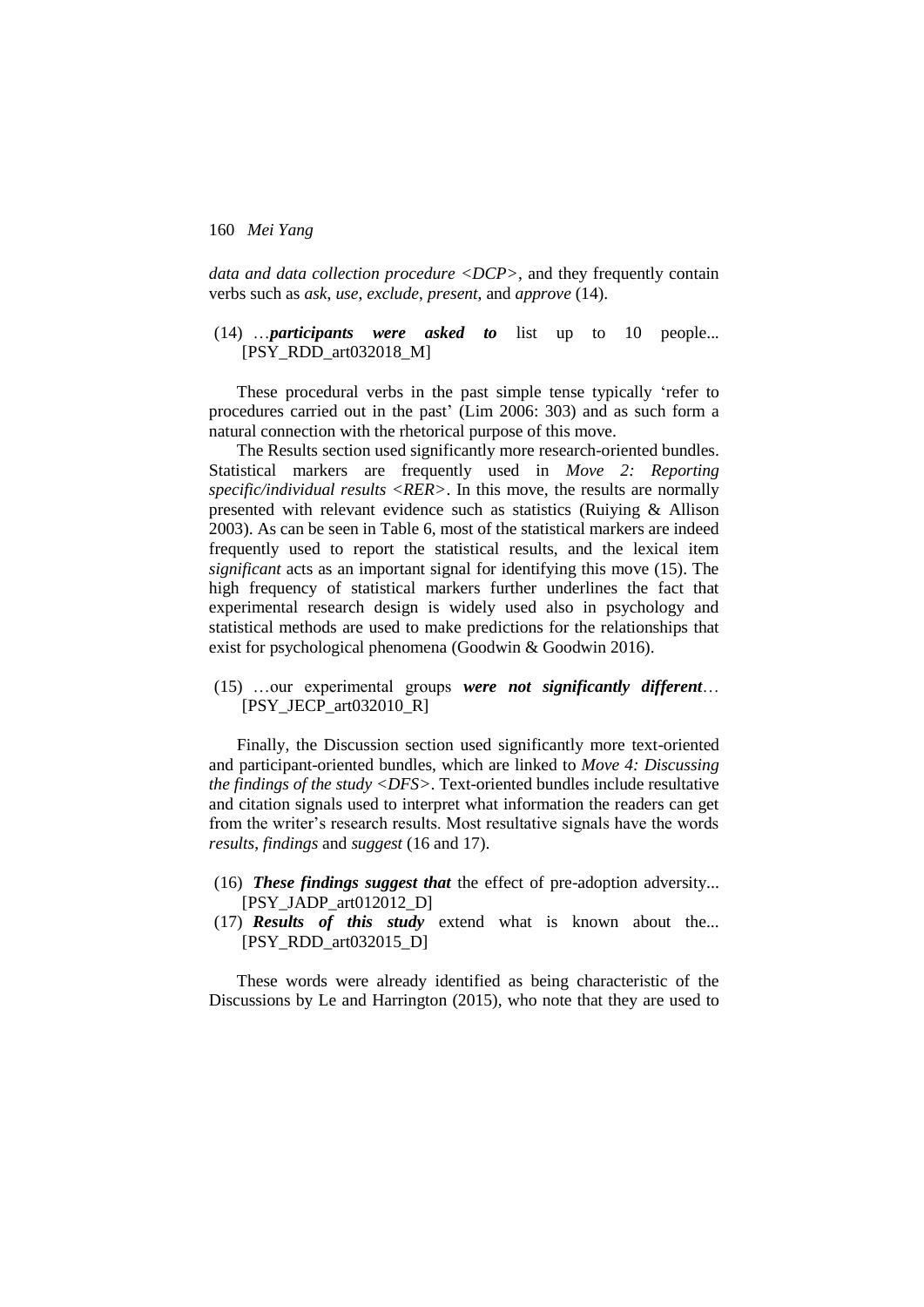*data and data collection procedure <DCP>*, and they frequently contain verbs such as *ask*, *use*, *exclude*, *present*, and *approve* (14).

(14) …***participants were asked to*** list up to 10 people... [PSY_RDD_art032018_M]

These procedural verbs in the past simple tense typically 'refer to procedures carried out in the past' (Lim 2006: 303) and as such form a natural connection with the rhetorical purpose of this move.

The Results section used significantly more research-oriented bundles. Statistical markers are frequently used in *Move 2: Reporting specific/individual results <RER>*. In this move, the results are normally presented with relevant evidence such as statistics (Ruiying & Allison 2003). As can be seen in Table 6, most of the statistical markers are indeed frequently used to report the statistical results, and the lexical item *significant* acts as an important signal for identifying this move (15). The high frequency of statistical markers further underlines the fact that experimental research design is widely used also in psychology and statistical methods are used to make predictions for the relationships that exist for psychological phenomena (Goodwin & Goodwin 2016).

(15) …our experimental groups ***were not significantly different***… [PSY_JECP_art032010_R]

Finally, the Discussion section used significantly more text-oriented and participant-oriented bundles, which are linked to *Move 4: Discussing the findings of the study <DFS>*. Text-oriented bundles include resultative and citation signals used to interpret what information the readers can get from the writer's research results. Most resultative signals have the words *results*, *findings* and *suggest* (16 and 17).

(16) ***These findings suggest that*** the effect of pre-adoption adversity... [PSY_JADP_art012012_D]

(17) ***Results of this study*** extend what is known about the... [PSY_RDD_art032015_D]

These words were already identified as being characteristic of the Discussions by Le and Harrington (2015), who note that they are used to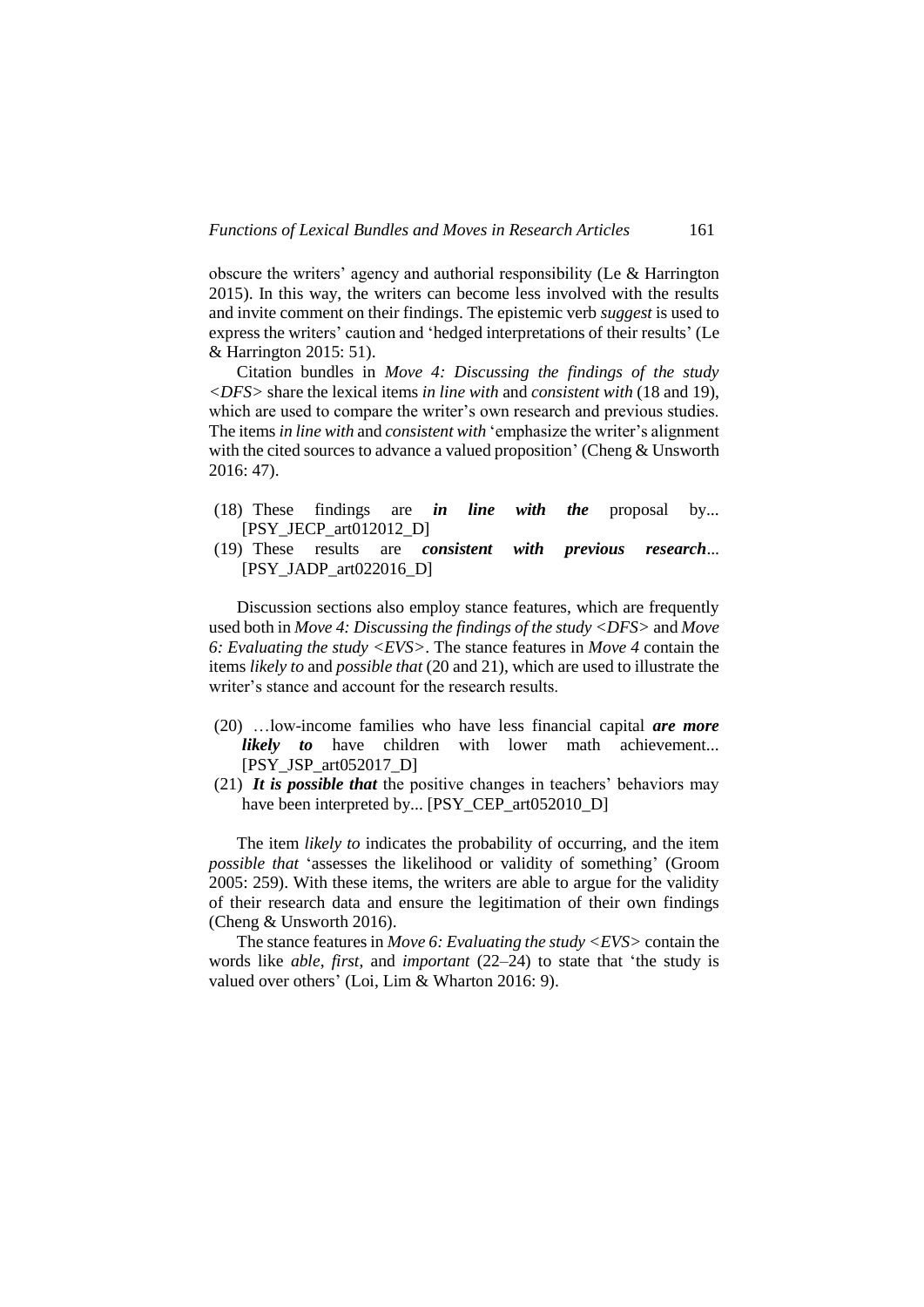obscure the writers' agency and authorial responsibility (Le & Harrington 2015). In this way, the writers can become less involved with the results and invite comment on their findings. The epistemic verb *suggest* is used to express the writers' caution and 'hedged interpretations of their results' (Le & Harrington 2015: 51).

Citation bundles in *Move 4: Discussing the findings of the study <DFS>* share the lexical items *in line with* and *consistent with* (18 and 19), which are used to compare the writer's own research and previous studies. The items *in line with* and *consistent with* 'emphasize the writer's alignment with the cited sources to advance a valued proposition' (Cheng & Unsworth 2016: 47).

(18) These findings are ***in line with the*** proposal by... [PSY_JECP_art012012_D]

(19) These results are ***consistent with previous research***... [PSY_JADP_art022016_D]

Discussion sections also employ stance features, which are frequently used both in *Move 4: Discussing the findings of the study <DFS>* and *Move 6: Evaluating the study <EVS>*. The stance features in *Move 4* contain the items *likely to* and *possible that* (20 and 21), which are used to illustrate the writer's stance and account for the research results.

(20) …low-income families who have less financial capital ***are more likely to*** have children with lower math achievement... [PSY_JSP_art052017_D]

(21) ***It is possible that*** the positive changes in teachers' behaviors may have been interpreted by... [PSY_CEP_art052010_D]

The item *likely to* indicates the probability of occurring, and the item *possible that* 'assesses the likelihood or validity of something' (Groom 2005: 259). With these items, the writers are able to argue for the validity of their research data and ensure the legitimation of their own findings (Cheng & Unsworth 2016).

The stance features in *Move 6: Evaluating the study <EVS>* contain the words like *able*, *first*, and *important* (22–24) to state that 'the study is valued over others' (Loi, Lim & Wharton 2016: 9).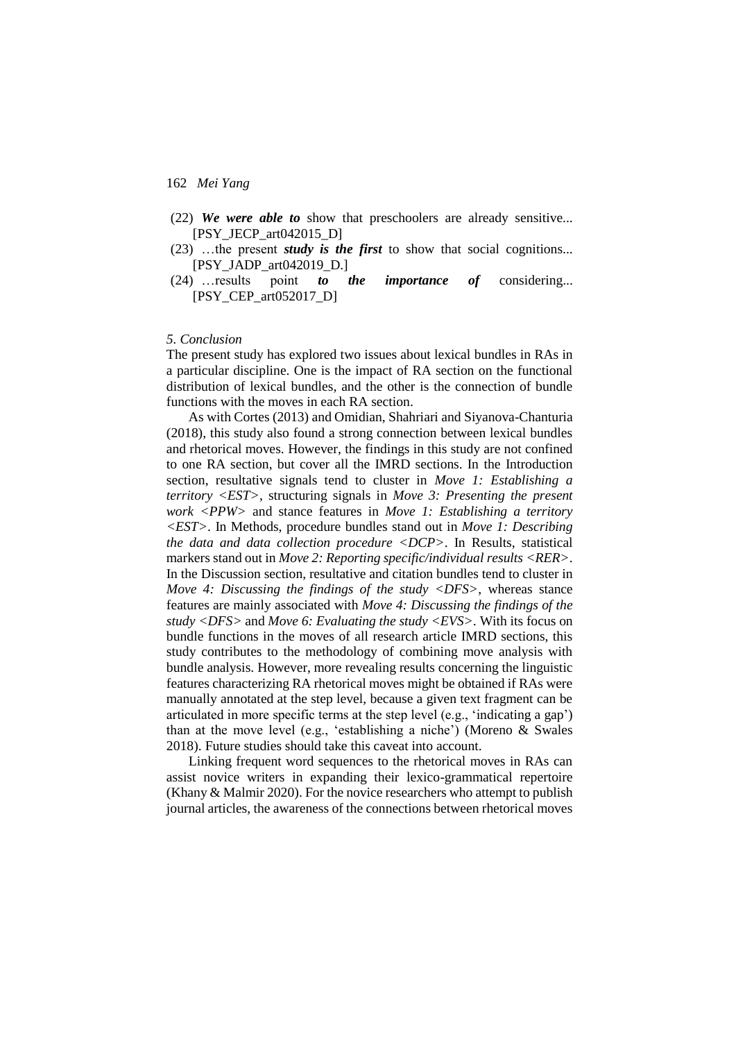(22) ***We were able to*** show that preschoolers are already sensitive... [PSY_JECP_art042015_D]

(23) …the present ***study is the first*** to show that social cognitions... [PSY_JADP_art042019_D.]

(24) …results point ***to the importance of*** considering... [PSY_CEP_art052017_D]

### *5. Conclusion*

The present study has explored two issues about lexical bundles in RAs in a particular discipline. One is the impact of RA section on the functional distribution of lexical bundles, and the other is the connection of bundle functions with the moves in each RA section.

As with Cortes (2013) and Omidian, Shahriari and Siyanova-Chanturia (2018), this study also found a strong connection between lexical bundles and rhetorical moves. However, the findings in this study are not confined to one RA section, but cover all the IMRD sections. In the Introduction section, resultative signals tend to cluster in *Move 1: Establishing a territory <EST>*, structuring signals in *Move 3: Presenting the present work <PPW>* and stance features in *Move 1: Establishing a territory <EST>*. In Methods, procedure bundles stand out in *Move 1: Describing the data and data collection procedure <DCP>*. In Results, statistical markers stand out in *Move 2: Reporting specific/individual results <RER>*. In the Discussion section, resultative and citation bundles tend to cluster in *Move 4: Discussing the findings of the study <DFS>*, whereas stance features are mainly associated with *Move 4: Discussing the findings of the study <DFS>* and *Move 6: Evaluating the study <EVS>*. With its focus on bundle functions in the moves of all research article IMRD sections, this study contributes to the methodology of combining move analysis with bundle analysis. However, more revealing results concerning the linguistic features characterizing RA rhetorical moves might be obtained if RAs were manually annotated at the step level, because a given text fragment can be articulated in more specific terms at the step level (e.g., 'indicating a gap') than at the move level (e.g., 'establishing a niche') (Moreno & Swales 2018). Future studies should take this caveat into account.

Linking frequent word sequences to the rhetorical moves in RAs can assist novice writers in expanding their lexico-grammatical repertoire (Khany & Malmir 2020). For the novice researchers who attempt to publish journal articles, the awareness of the connections between rhetorical moves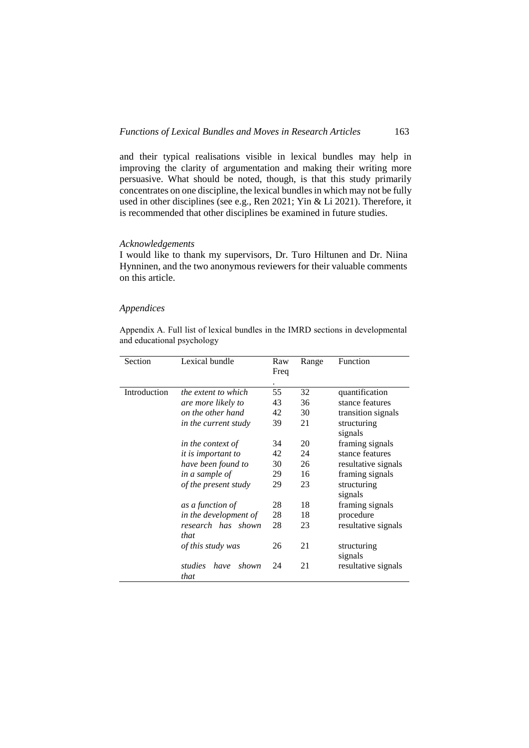and their typical realisations visible in lexical bundles may help in improving the clarity of argumentation and making their writing more persuasive. What should be noted, though, is that this study primarily concentrates on one discipline, the lexical bundles in which may not be fully used in other disciplines (see e.g., Ren 2021; Yin & Li 2021). Therefore, it is recommended that other disciplines be examined in future studies.

### *Acknowledgements*

I would like to thank my supervisors, Dr. Turo Hiltunen and Dr. Niina Hynninen, and the two anonymous reviewers for their valuable comments on this article.

### *Appendices*

Appendix A. Full list of lexical bundles in the IMRD sections in developmental and educational psychology

| Section | Lexical bundle | Raw Freq. | Range | Function |
|---|---|---|---|---|
| Introduction | *the extent to which* | 55 | 32 | quantification |
| | *are more likely to* | 43 | 36 | stance features |
| | *on the other hand* | 42 | 30 | transition signals |
| | *in the current study* | 39 | 21 | structuring signals |
| | *in the context of* | 34 | 20 | framing signals |
| | *it is important to* | 42 | 24 | stance features |
| | *have been found to* | 30 | 26 | resultative signals |
| | *in a sample of* | 29 | 16 | framing signals |
| | *of the present study* | 29 | 23 | structuring signals |
| | *as a function of* | 28 | 18 | framing signals |
| | *in the development of* | 28 | 18 | procedure |
| | *research has shown that* | 28 | 23 | resultative signals |
| | *of this study was* | 26 | 21 | structuring signals |
| | *studies have shown that* | 24 | 21 | resultative signals |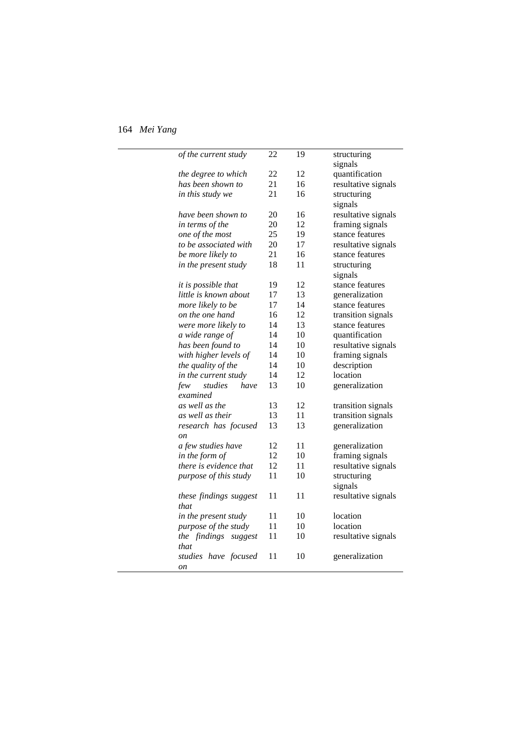| | | | |
|---|---|---|---|
| *of the current study* | 22 | 19 | structuring signals |
| *the degree to which* | 22 | 12 | quantification |
| *has been shown to* | 21 | 16 | resultative signals |
| *in this study we* | 21 | 16 | structuring signals |
| *have been shown to* | 20 | 16 | resultative signals |
| *in terms of the* | 20 | 12 | framing signals |
| *one of the most* | 25 | 19 | stance features |
| *to be associated with* | 20 | 17 | resultative signals |
| *be more likely to* | 21 | 16 | stance features |
| *in the present study* | 18 | 11 | structuring signals |
| *it is possible that* | 19 | 12 | stance features |
| *little is known about* | 17 | 13 | generalization |
| *more likely to be* | 17 | 14 | stance features |
| *on the one hand* | 16 | 12 | transition signals |
| *were more likely to* | 14 | 13 | stance features |
| *a wide range of* | 14 | 10 | quantification |
| *has been found to* | 14 | 10 | resultative signals |
| *with higher levels of* | 14 | 10 | framing signals |
| *the quality of the* | 14 | 10 | description |
| *in the current study* | 14 | 12 | location |
| *few studies have examined* | 13 | 10 | generalization |
| *as well as the* | 13 | 12 | transition signals |
| *as well as their* | 13 | 11 | transition signals |
| *research has focused on* | 13 | 13 | generalization |
| *a few studies have* | 12 | 11 | generalization |
| *in the form of* | 12 | 10 | framing signals |
| *there is evidence that* | 12 | 11 | resultative signals |
| *purpose of this study* | 11 | 10 | structuring signals |
| *these findings suggest that* | 11 | 11 | resultative signals |
| *in the present study* | 11 | 10 | location |
| *purpose of the study* | 11 | 10 | location |
| *the findings suggest that* | 11 | 10 | resultative signals |
| *studies have focused on* | 11 | 10 | generalization |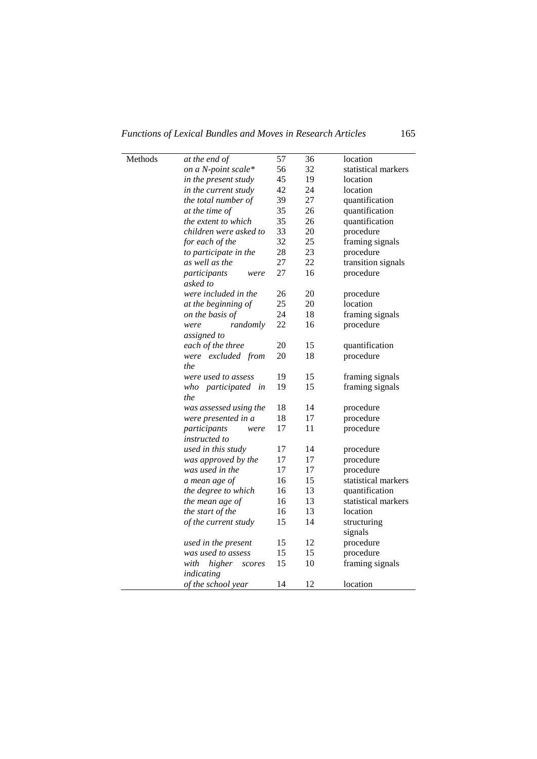| Methods | *at the end of* | 57 | 36 | location |
|---|---|---|---|---|
| | *on a N-point scale** | 56 | 32 | statistical markers |
| | *in the present study* | 45 | 19 | location |
| | *in the current study* | 42 | 24 | location |
| | *the total number of* | 39 | 27 | quantification |
| | *at the time of* | 35 | 26 | quantification |
| | *the extent to which* | 35 | 26 | quantification |
| | *children were asked to* | 33 | 20 | procedure |
| | *for each of the* | 32 | 25 | framing signals |
| | *to participate in the* | 28 | 23 | procedure |
| | *as well as the* | 27 | 22 | transition signals |
| | *participants were asked to* | 27 | 16 | procedure |
| | *were included in the* | 26 | 20 | procedure |
| | *at the beginning of* | 25 | 20 | location |
| | *on the basis of* | 24 | 18 | framing signals |
| | *were randomly assigned to* | 22 | 16 | procedure |
| | *each of the three* | 20 | 15 | quantification |
| | *were excluded from the* | 20 | 18 | procedure |
| | *were used to assess* | 19 | 15 | framing signals |
| | *who participated in the* | 19 | 15 | framing signals |
| | *was assessed using the* | 18 | 14 | procedure |
| | *were presented in a* | 18 | 17 | procedure |
| | *participants were instructed to* | 17 | 11 | procedure |
| | *used in this study* | 17 | 14 | procedure |
| | *was approved by the* | 17 | 17 | procedure |
| | *was used in the* | 17 | 17 | procedure |
| | *a mean age of* | 16 | 15 | statistical markers |
| | *the degree to which* | 16 | 13 | quantification |
| | *the mean age of* | 16 | 13 | statistical markers |
| | *the start of the* | 16 | 13 | location |
| | *of the current study* | 15 | 14 | structuring signals |
| | *used in the present* | 15 | 12 | procedure |
| | *was used to assess* | 15 | 15 | procedure |
| | *with higher scores indicating* | 15 | 10 | framing signals |
| | *of the school year* | 14 | 12 | location |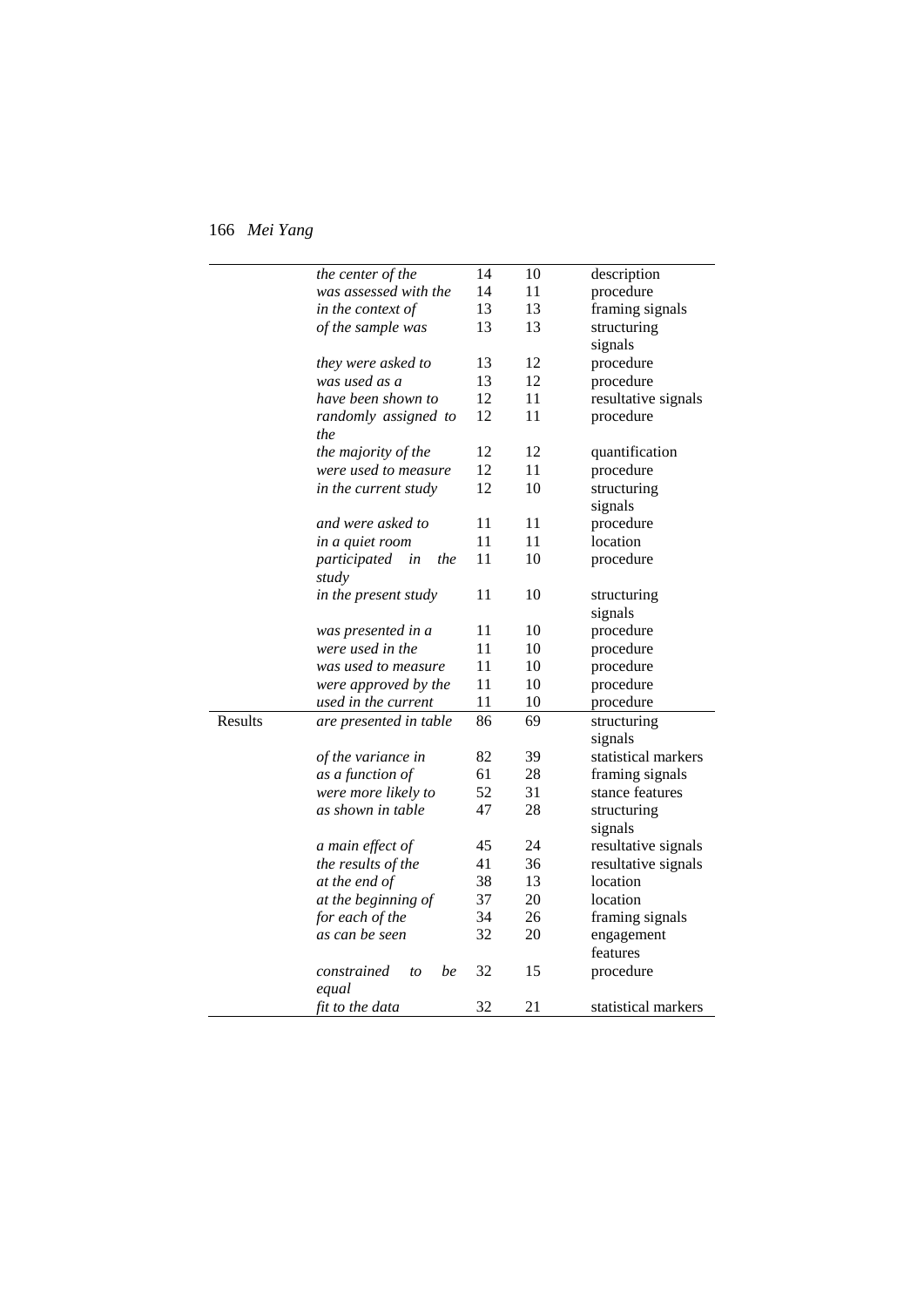| | | | | |
|---|---|---|---|---|
| | *the center of the* | 14 | 10 | description |
| | *was assessed with the* | 14 | 11 | procedure |
| | *in the context of* | 13 | 13 | framing signals |
| | *of the sample was* | 13 | 13 | structuring signals |
| | *they were asked to* | 13 | 12 | procedure |
| | *was used as a* | 13 | 12 | procedure |
| | *have been shown to* | 12 | 11 | resultative signals |
| | *randomly assigned to the* | 12 | 11 | procedure |
| | *the majority of the* | 12 | 12 | quantification |
| | *were used to measure* | 12 | 11 | procedure |
| | *in the current study* | 12 | 10 | structuring signals |
| | *and were asked to* | 11 | 11 | procedure |
| | *in a quiet room* | 11 | 11 | location |
| | *participated in the study* | 11 | 10 | procedure |
| | *in the present study* | 11 | 10 | structuring signals |
| | *was presented in a* | 11 | 10 | procedure |
| | *were used in the* | 11 | 10 | procedure |
| | *was used to measure* | 11 | 10 | procedure |
| | *were approved by the* | 11 | 10 | procedure |
| | *used in the current* | 11 | 10 | procedure |
| Results | *are presented in table* | 86 | 69 | structuring signals |
| | *of the variance in* | 82 | 39 | statistical markers |
| | *as a function of* | 61 | 28 | framing signals |
| | *were more likely to* | 52 | 31 | stance features |
| | *as shown in table* | 47 | 28 | structuring signals |
| | *a main effect of* | 45 | 24 | resultative signals |
| | *the results of the* | 41 | 36 | resultative signals |
| | *at the end of* | 38 | 13 | location |
| | *at the beginning of* | 37 | 20 | location |
| | *for each of the* | 34 | 26 | framing signals |
| | *as can be seen* | 32 | 20 | engagement features |
| | *constrained to be equal* | 32 | 15 | procedure |
| | *fit to the data* | 32 | 21 | statistical markers |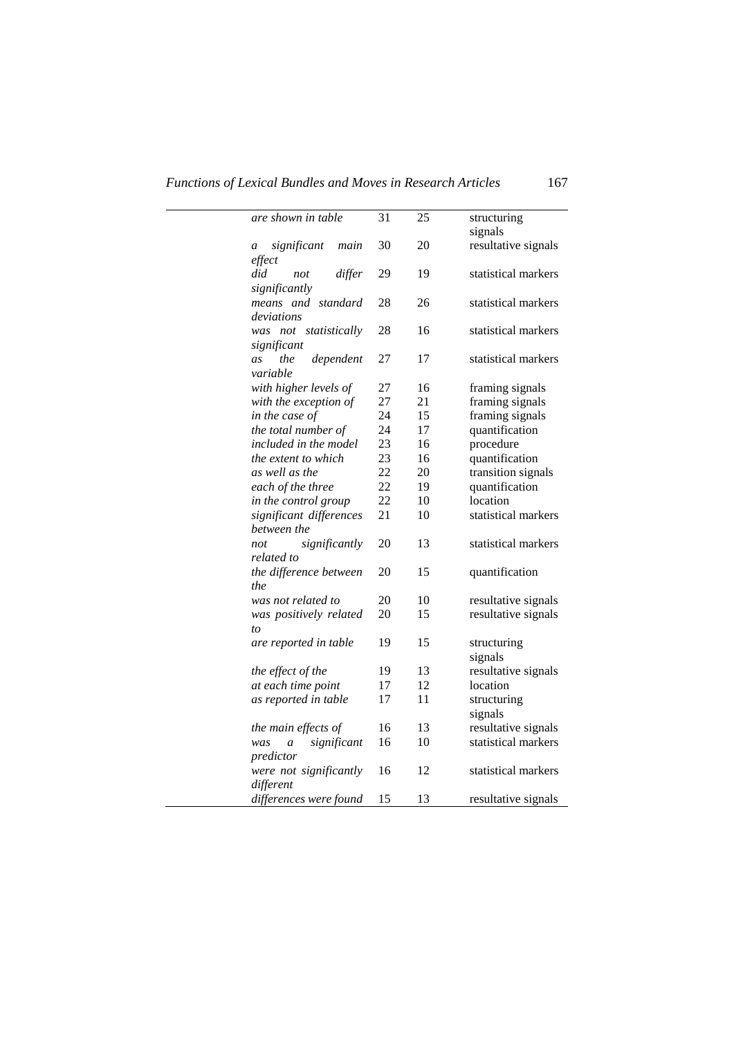| | | | |
|---|---|---|---|
| *are shown in table* | 31 | 25 | structuring signals |
| *a significant main effect* | 30 | 20 | resultative signals |
| *did not differ significantly* | 29 | 19 | statistical markers |
| *means and standard deviations* | 28 | 26 | statistical markers |
| *was not statistically significant* | 28 | 16 | statistical markers |
| *as the dependent variable* | 27 | 17 | statistical markers |
| *with higher levels of* | 27 | 16 | framing signals |
| *with the exception of* | 27 | 21 | framing signals |
| *in the case of* | 24 | 15 | framing signals |
| *the total number of* | 24 | 17 | quantification |
| *included in the model* | 23 | 16 | procedure |
| *the extent to which* | 23 | 16 | quantification |
| *as well as the* | 22 | 20 | transition signals |
| *each of the three* | 22 | 19 | quantification |
| *in the control group* | 22 | 10 | location |
| *significant differences between the* | 21 | 10 | statistical markers |
| *not significantly related to* | 20 | 13 | statistical markers |
| *the difference between the* | 20 | 15 | quantification |
| *was not related to* | 20 | 10 | resultative signals |
| *was positively related to* | 20 | 15 | resultative signals |
| *are reported in table* | 19 | 15 | structuring signals |
| *the effect of the* | 19 | 13 | resultative signals |
| *at each time point* | 17 | 12 | location |
| *as reported in table* | 17 | 11 | structuring signals |
| *the main effects of* | 16 | 13 | resultative signals |
| *was a significant predictor* | 16 | 10 | statistical markers |
| *were not significantly different* | 16 | 12 | statistical markers |
| *differences were found* | 15 | 13 | resultative signals |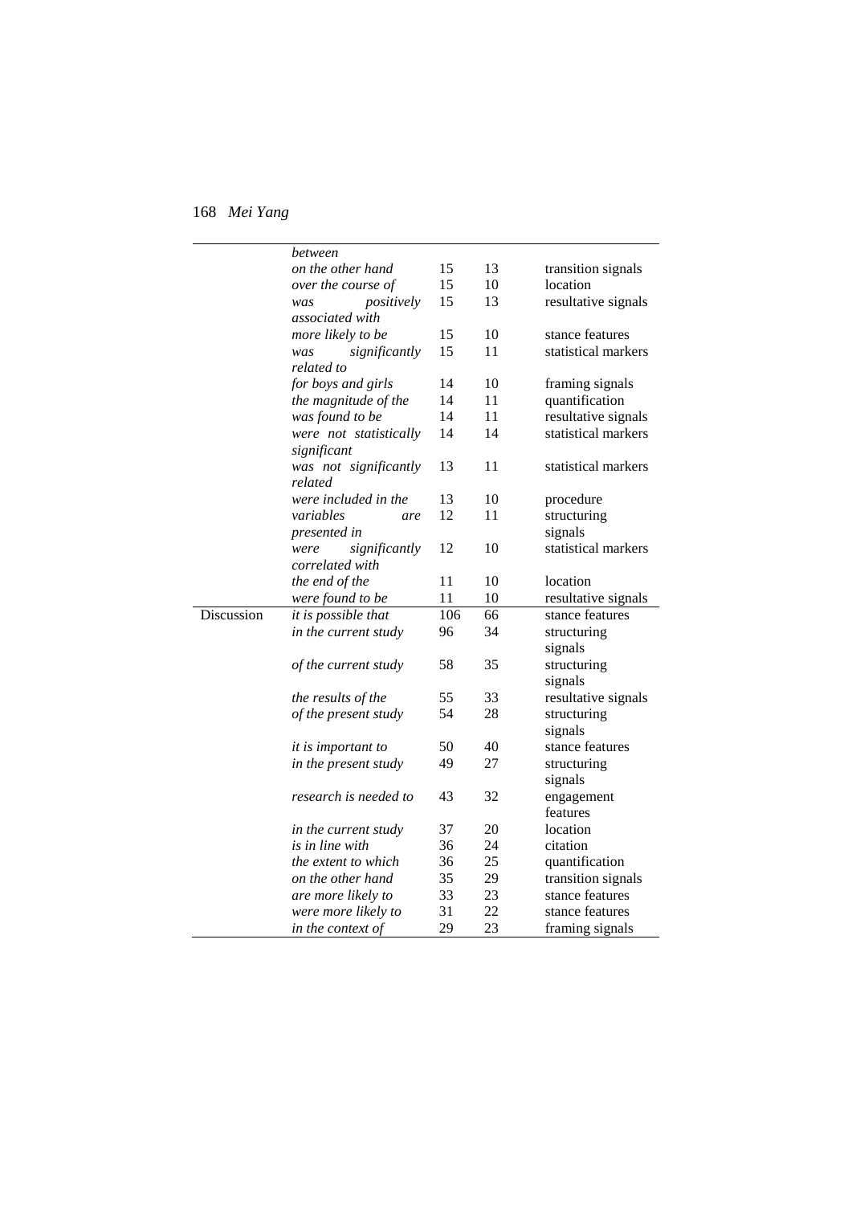| | | | | |
|---|---|---|---|---|
| | *between* | | | |
| | *on the other hand* | 15 | 13 | transition signals |
| | *over the course of* | 15 | 10 | location |
| | *was positively associated with* | 15 | 13 | resultative signals |
| | *more likely to be* | 15 | 10 | stance features |
| | *was significantly related to* | 15 | 11 | statistical markers |
| | *for boys and girls* | 14 | 10 | framing signals |
| | *the magnitude of the* | 14 | 11 | quantification |
| | *was found to be* | 14 | 11 | resultative signals |
| | *were not statistically significant* | 14 | 14 | statistical markers |
| | *was not significantly related* | 13 | 11 | statistical markers |
| | *were included in the* | 13 | 10 | procedure |
| | *variables are presented in* | 12 | 11 | structuring signals |
| | *were significantly correlated with* | 12 | 10 | statistical markers |
| | *the end of the* | 11 | 10 | location |
| | *were found to be* | 11 | 10 | resultative signals |
| Discussion | *it is possible that* | 106 | 66 | stance features |
| | *in the current study* | 96 | 34 | structuring signals |
| | *of the current study* | 58 | 35 | structuring signals |
| | *the results of the* | 55 | 33 | resultative signals |
| | *of the present study* | 54 | 28 | structuring signals |
| | *it is important to* | 50 | 40 | stance features |
| | *in the present study* | 49 | 27 | structuring signals |
| | *research is needed to* | 43 | 32 | engagement features |
| | *in the current study* | 37 | 20 | location |
| | *is in line with* | 36 | 24 | citation |
| | *the extent to which* | 36 | 25 | quantification |
| | *on the other hand* | 35 | 29 | transition signals |
| | *are more likely to* | 33 | 23 | stance features |
| | *were more likely to* | 31 | 22 | stance features |
| | *in the context of* | 29 | 23 | framing signals |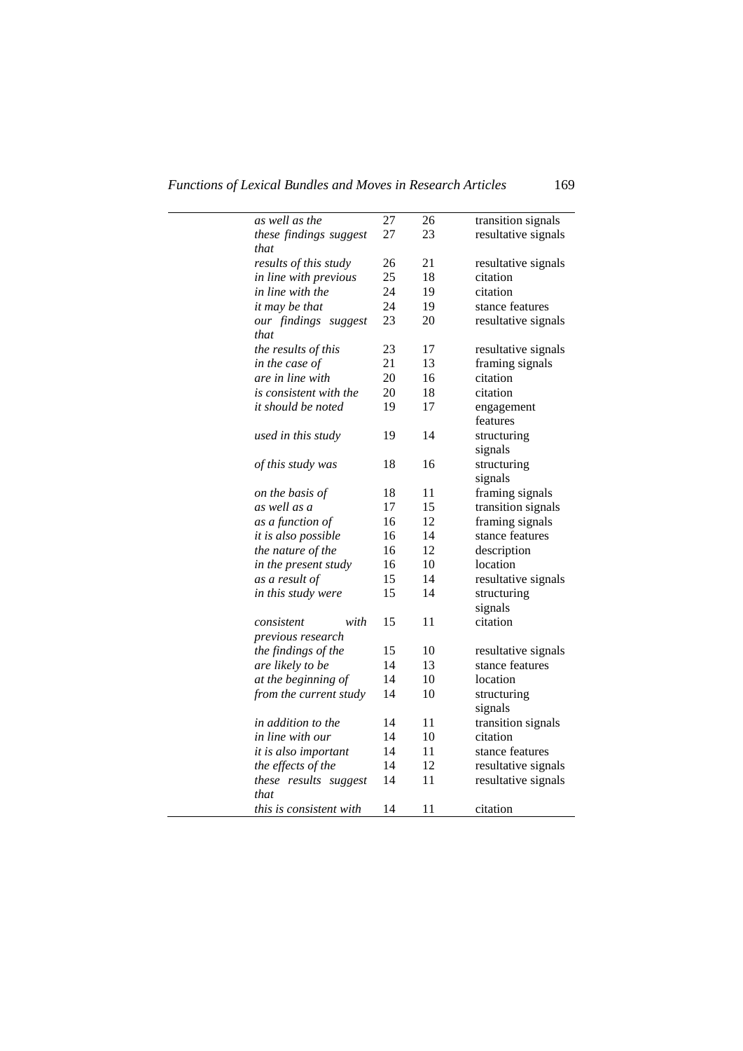| | | | |
|---|---|---|---|
| *as well as the* | 27 | 26 | transition signals |
| *these findings suggest that* | 27 | 23 | resultative signals |
| *results of this study* | 26 | 21 | resultative signals |
| *in line with previous* | 25 | 18 | citation |
| *in line with the* | 24 | 19 | citation |
| *it may be that* | 24 | 19 | stance features |
| *our findings suggest that* | 23 | 20 | resultative signals |
| *the results of this* | 23 | 17 | resultative signals |
| *in the case of* | 21 | 13 | framing signals |
| *are in line with* | 20 | 16 | citation |
| *is consistent with the* | 20 | 18 | citation |
| *it should be noted* | 19 | 17 | engagement features |
| *used in this study* | 19 | 14 | structuring signals |
| *of this study was* | 18 | 16 | structuring signals |
| *on the basis of* | 18 | 11 | framing signals |
| *as well as a* | 17 | 15 | transition signals |
| *as a function of* | 16 | 12 | framing signals |
| *it is also possible* | 16 | 14 | stance features |
| *the nature of the* | 16 | 12 | description |
| *in the present study* | 16 | 10 | location |
| *as a result of* | 15 | 14 | resultative signals |
| *in this study were* | 15 | 14 | structuring signals |
| *consistent with previous research* | 15 | 11 | citation |
| *the findings of the* | 15 | 10 | resultative signals |
| *are likely to be* | 14 | 13 | stance features |
| *at the beginning of* | 14 | 10 | location |
| *from the current study* | 14 | 10 | structuring signals |
| *in addition to the* | 14 | 11 | transition signals |
| *in line with our* | 14 | 10 | citation |
| *it is also important* | 14 | 11 | stance features |
| *the effects of the* | 14 | 12 | resultative signals |
| *these results suggest that* | 14 | 11 | resultative signals |
| *this is consistent with* | 14 | 11 | citation |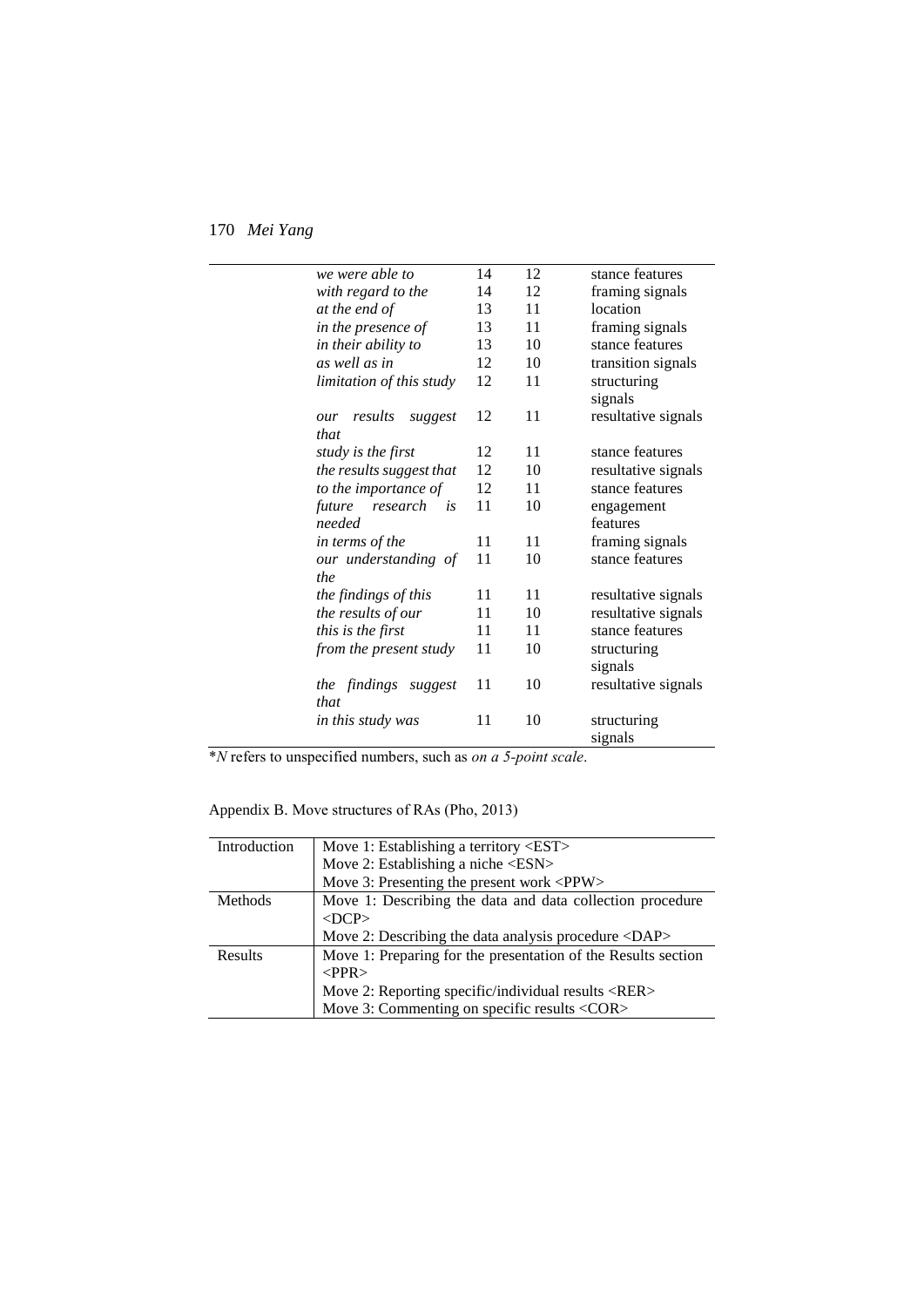| | | | |
|---|---|---|---|
| *we were able to* | 14 | 12 | stance features |
| *with regard to the* | 14 | 12 | framing signals |
| *at the end of* | 13 | 11 | location |
| *in the presence of* | 13 | 11 | framing signals |
| *in their ability to* | 13 | 10 | stance features |
| *as well as in* | 12 | 10 | transition signals |
| *limitation of this study* | 12 | 11 | structuring signals |
| *our results suggest that* | 12 | 11 | resultative signals |
| *study is the first* | 12 | 11 | stance features |
| *the results suggest that* | 12 | 10 | resultative signals |
| *to the importance of* | 12 | 11 | stance features |
| *future research is needed* | 11 | 10 | engagement features |
| *in terms of the* | 11 | 11 | framing signals |
| *our understanding of the* | 11 | 10 | stance features |
| *the findings of this* | 11 | 11 | resultative signals |
| *the results of our* | 11 | 10 | resultative signals |
| *this is the first* | 11 | 11 | stance features |
| *from the present study* | 11 | 10 | structuring signals |
| *the findings suggest that* | 11 | 10 | resultative signals |
| *in this study was* | 11 | 10 | structuring signals |

*$N$ refers to unspecified numbers, such as *on a 5-point scale*.

Appendix B. Move structures of RAs (Pho, 2013)

| | |
|---|---|
| Introduction | Move 1: Establishing a territory <EST><br>Move 2: Establishing a niche <ESN><br>Move 3: Presenting the present work <PPW> |
| Methods | Move 1: Describing the data and data collection procedure <DCP><br>Move 2: Describing the data analysis procedure <DAP> |
| Results | Move 1: Preparing for the presentation of the Results section <PPR><br>Move 2: Reporting specific/individual results <RER><br>Move 3: Commenting on specific results <COR> |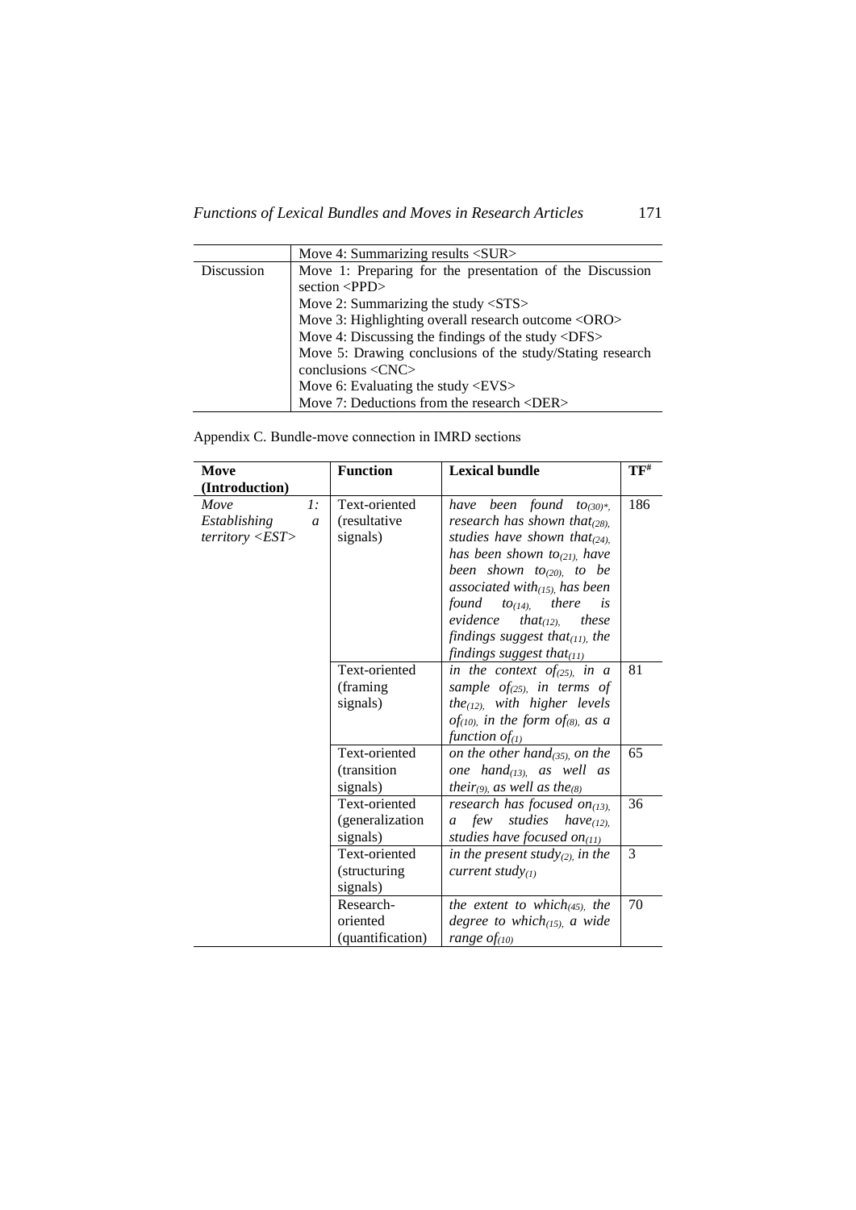| | Move 4: Summarizing results <SUR> |
|---|---|
| Discussion | Move 1: Preparing for the presentation of the Discussion section <PPD><br>Move 2: Summarizing the study <STS><br>Move 3: Highlighting overall research outcome <ORO><br>Move 4: Discussing the findings of the study <DFS><br>Move 5: Drawing conclusions of the study/Stating research conclusions <CNC><br>Move 6: Evaluating the study <EVS><br>Move 7: Deductions from the research <DER> |

Appendix C. Bundle-move connection in IMRD sections

| **Move (Introduction)** | **Function** | **Lexical bundle** | **TF#** |
|---|---|---|---|
| *Move 1: Establishing a territory <EST>* | Text-oriented (resultative signals) | *have been found to*$_{(30)}$*, *research has shown that*$_{(28)}$*, studies have shown that*$_{(24)}$*, has been shown to*$_{(21)}$*, have been shown to*$_{(20)}$*, to be associated with*$_{(15)}$*, has been found to*$_{(14)}$*, there is evidence that*$_{(12)}$*, these findings suggest that*$_{(11)}$*, the findings suggest that*$_{(11)}$ | 186 |
| | Text-oriented (framing signals) | *in the context of*$_{(25)}$*, in a sample of*$_{(25)}$*, in terms of the*$_{(12)}$*, with higher levels of*$_{(10)}$*, in the form of*$_{(8)}$*, as a function of*$_{(1)}$ | 81 |
| | Text-oriented (transition signals) | *on the other hand*$_{(35)}$*, on the one hand*$_{(13)}$*, as well as their*$_{(9)}$*, as well as the*$_{(8)}$ | 65 |
| | Text-oriented (generalization signals) | *research has focused on*$_{(13)}$*, a few studies have*$_{(12)}$*, studies have focused on*$_{(11)}$ | 36 |
| | Text-oriented (structuring signals) | *in the present study*$_{(2)}$*, in the current study*$_{(1)}$ | 3 |
| | Research-oriented (quantification) | *the extent to which*$_{(45)}$*, the degree to which*$_{(15)}$*, a wide range of*$_{(10)}$ | 70 |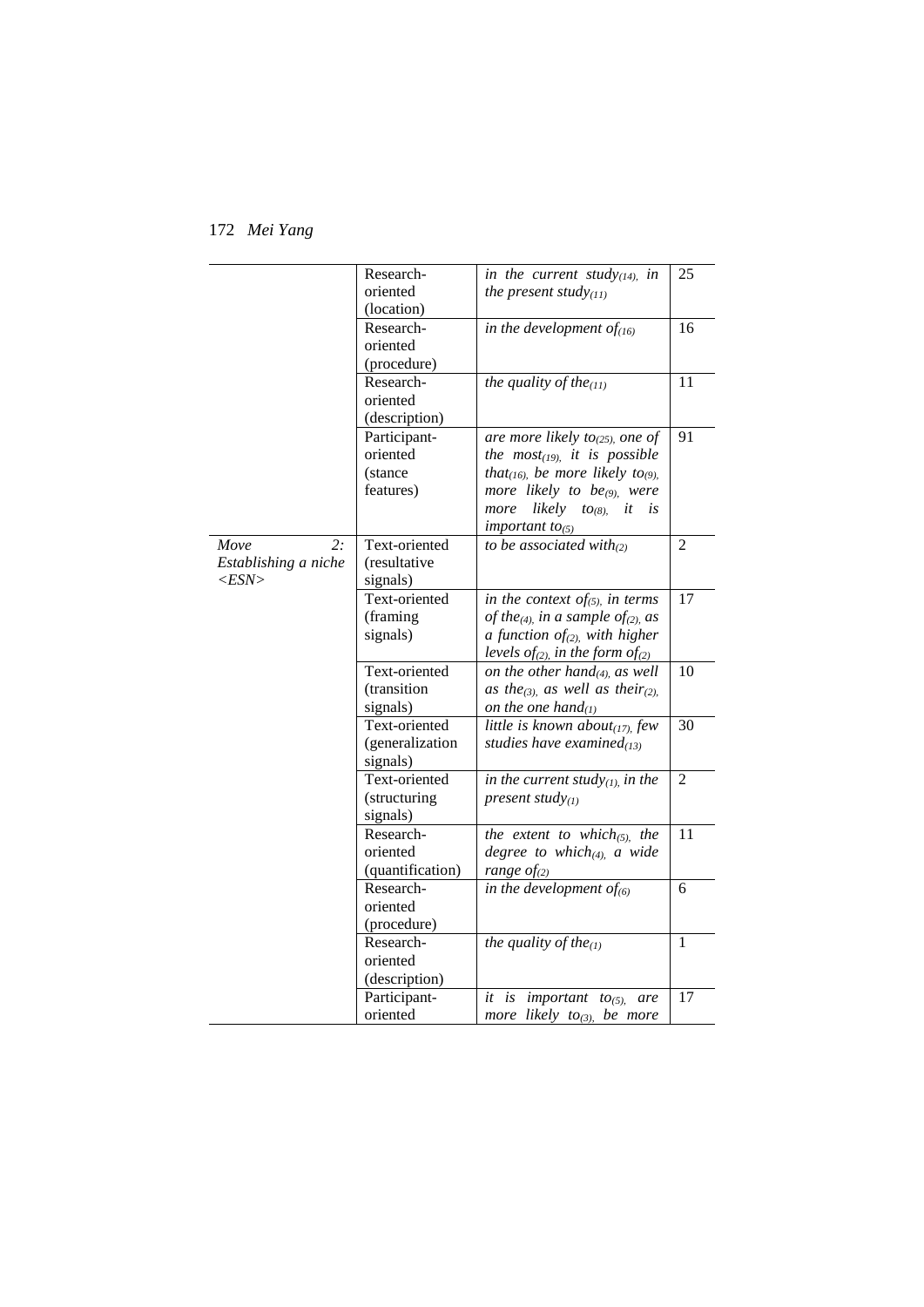| | | | |
|---|---|---|---|
| | Research-oriented (location) | *in the current study$_{(14)}$, in the present study$_{(11)}$* | 25 |
| | Research-oriented (procedure) | *in the development of$_{(16)}$* | 16 |
| | Research-oriented (description) | *the quality of the$_{(11)}$* | 11 |
| | Participant-oriented (stance features) | *are more likely to$_{(25)}$, one of the most$_{(19)}$, it is possible that$_{(16)}$, be more likely to$_{(9)}$, more likely to be$_{(9)}$, were more likely to$_{(8)}$, it is important to$_{(5)}$* | 91 |
| *Move 2: Establishing a niche <ESN>* | Text-oriented (resultative signals) | *to be associated with$_{(2)}$* | 2 |
| | Text-oriented (framing signals) | *in the context of$_{(5)}$, in terms of the$_{(4)}$, in a sample of$_{(2)}$, as a function of$_{(2)}$, with higher levels of$_{(2)}$, in the form of$_{(2)}$* | 17 |
| | Text-oriented (transition signals) | *on the other hand$_{(4)}$, as well as the$_{(3)}$, as well as their$_{(2)}$, on the one hand$_{(1)}$* | 10 |
| | Text-oriented (generalization signals) | *little is known about$_{(17)}$, few studies have examined$_{(13)}$* | 30 |
| | Text-oriented (structuring signals) | *in the current study$_{(1)}$, in the present study$_{(1)}$* | 2 |
| | Research-oriented (quantification) | *the extent to which$_{(5)}$, the degree to which$_{(4)}$, a wide range of$_{(2)}$* | 11 |
| | Research-oriented (procedure) | *in the development of$_{(6)}$* | 6 |
| | Research-oriented (description) | *the quality of the$_{(1)}$* | 1 |
| | Participant-oriented | *it is important to$_{(5)}$, are more likely to$_{(3)}$, be more* | 17 |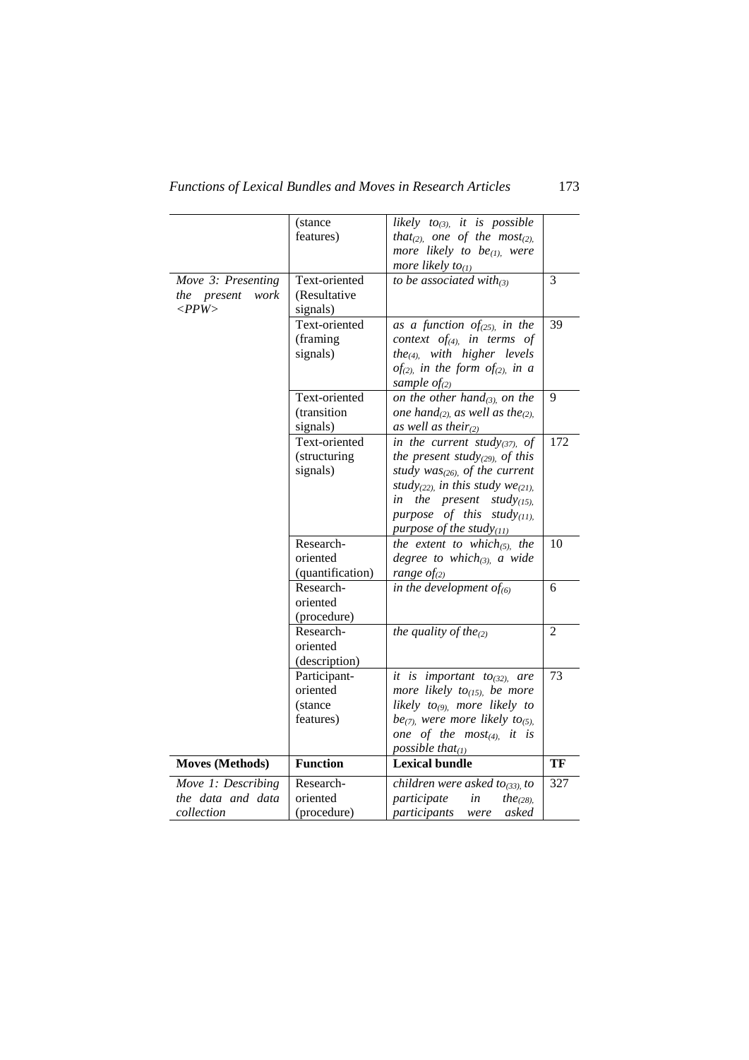| | | | |
|---|---|---|---|
| | (stance features) | *likely to$_{(3)}$, it is possible that$_{(2)}$, one of the most$_{(2)}$, more likely to be$_{(1)}$, were more likely to$_{(1)}$* | |
| *Move 3: Presenting the present work <PPW>* | Text-oriented (Resultative signals) | *to be associated with$_{(3)}$* | 3 |
| | Text-oriented (framing signals) | *as a function of$_{(25)}$, in the context of$_{(4)}$, in terms of the$_{(4)}$, with higher levels of$_{(2)}$, in the form of$_{(2)}$, in a sample of$_{(2)}$* | 39 |
| | Text-oriented (transition signals) | *on the other hand$_{(3)}$, on the one hand$_{(2)}$, as well as the$_{(2)}$, as well as their$_{(2)}$* | 9 |
| | Text-oriented (structuring signals) | *in the current study$_{(37)}$, of the present study$_{(29)}$, of this study was$_{(26)}$, of the current study$_{(22)}$, in this study we$_{(21)}$, in the present study$_{(15)}$, purpose of this study$_{(11)}$, purpose of the study$_{(11)}$* | 172 |
| | Research-oriented (quantification) | *the extent to which$_{(5)}$, the degree to which$_{(3)}$, a wide range of$_{(2)}$* | 10 |
| | Research-oriented (procedure) | *in the development of$_{(6)}$* | 6 |
| | Research-oriented (description) | *the quality of the$_{(2)}$* | 2 |
| | Participant-oriented (stance features) | *it is important to$_{(32)}$, are more likely to$_{(15)}$, be more likely to$_{(9)}$, more likely to be$_{(7)}$, were more likely to$_{(5)}$, one of the most$_{(4)}$, it is possible that$_{(1)}$* | 73 |
| **Moves (Methods)** | **Function** | **Lexical bundle** | **TF** |
| *Move 1: Describing the data and data collection* | Research-oriented (procedure) | *children were asked to$_{(33)}$, to participate in the$_{(28)}$, participants were asked* | 327 |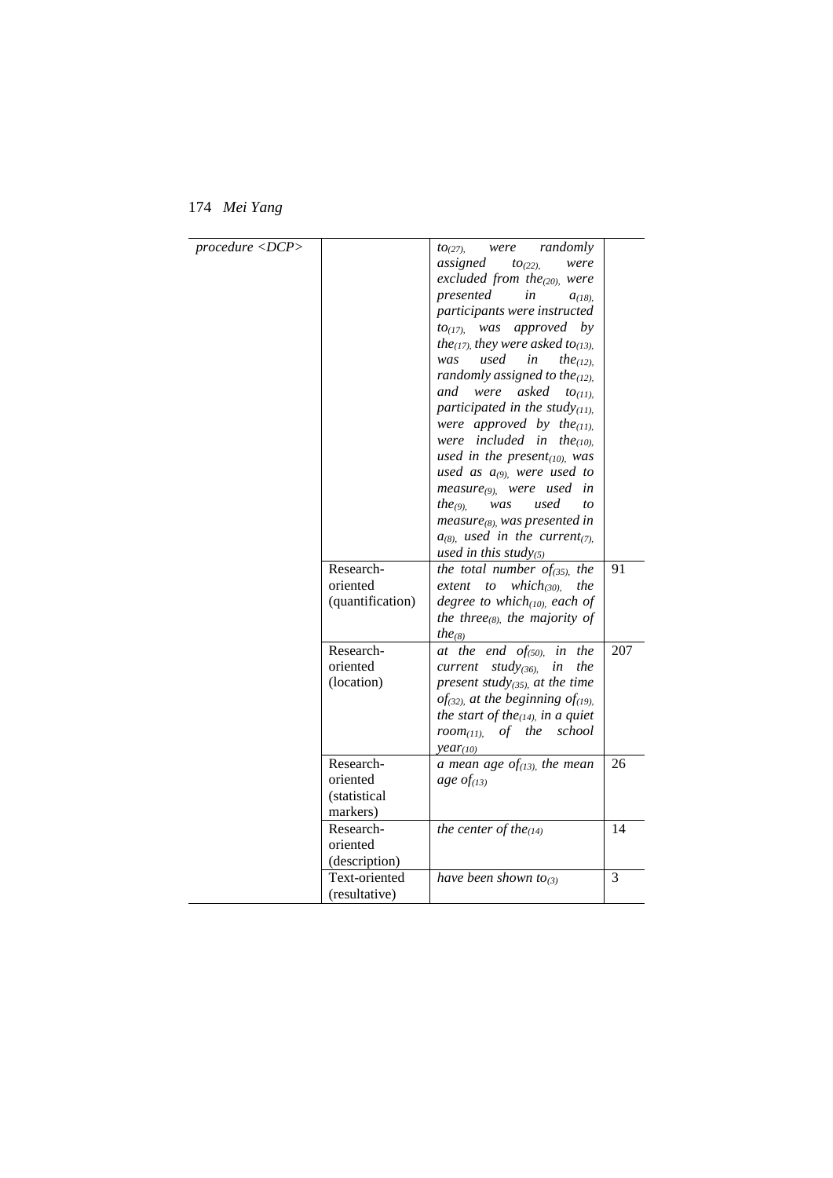| | | | |
|---|---|---|---|
| *procedure <DCP>* | | *to$_{(27)}$, were randomly assigned to$_{(22)}$, were excluded from the$_{(20)}$, were presented in a$_{(18)}$, participants were instructed to$_{(17)}$, was approved by the$_{(17)}$, they were asked to$_{(13)}$, was used in the$_{(12)}$, randomly assigned to the$_{(12)}$, and were asked to$_{(11)}$, participated in the study$_{(11)}$, were approved by the$_{(11)}$, were included in the$_{(10)}$, used in the present$_{(10)}$, was used as a$_{(9)}$, were used to measure$_{(9)}$, were used in the$_{(9)}$, was used to measure$_{(8)}$, was presented in a$_{(8)}$, used in the current$_{(7)}$, used in this study$_{(5)}$* | |
| | Research-oriented (quantification) | *the total number of$_{(35)}$, the extent to which$_{(30)}$, the degree to which$_{(10)}$, each of the three$_{(8)}$, the majority of the$_{(8)}$* | 91 |
| | Research-oriented (location) | *at the end of$_{(50)}$, in the current study$_{(36)}$, in the present study$_{(35)}$, at the time of$_{(32)}$, at the beginning of$_{(19)}$, the start of the$_{(14)}$, in a quiet room$_{(11)}$, of the school year$_{(10)}$* | 207 |
| | Research-oriented (statistical markers) | *a mean age of$_{(13)}$, the mean age of$_{(13)}$* | 26 |
| | Research-oriented (description) | *the center of the$_{(14)}$* | 14 |
| | Text-oriented (resultative) | *have been shown to$_{(3)}$* | 3 |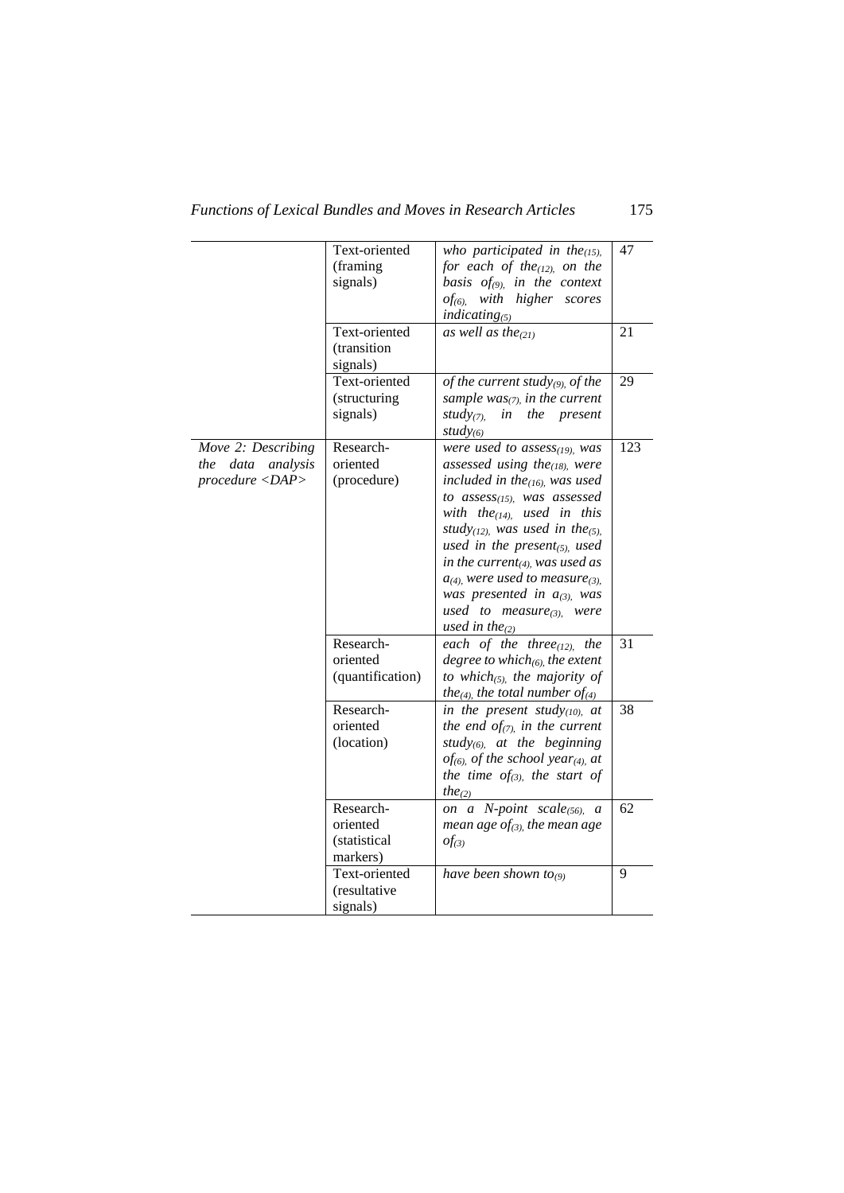| | | | |
|---|---|---|---|
| | Text-oriented (framing signals) | *who participated in the*$_{(15)}$, *for each of the*$_{(12)}$, *on the basis of*$_{(9)}$, *in the context of*$_{(6)}$, *with higher scores indicating*$_{(5)}$ | 47 |
| | Text-oriented (transition signals) | *as well as the*$_{(21)}$ | 21 |
| | Text-oriented (structuring signals) | *of the current study*$_{(9)}$, *of the sample was*$_{(7)}$, *in the current study*$_{(7)}$, *in the present study*$_{(6)}$ | 29 |
| *Move 2: Describing the data analysis procedure <DAP>* | Research-oriented (procedure) | *were used to assess*$_{(19)}$, *was assessed using the*$_{(18)}$, *were included in the*$_{(16)}$, *was used to assess*$_{(15)}$, *was assessed with the*$_{(14)}$, *used in this study*$_{(12)}$, *was used in the*$_{(5)}$, *used in the present*$_{(5)}$, *used in the current*$_{(4)}$, *was used as a*$_{(4)}$, *were used to measure*$_{(3)}$, *was presented in a*$_{(3)}$, *was used to measure*$_{(3)}$, *were used in the*$_{(2)}$ | 123 |
| | Research-oriented (quantification) | *each of the three*$_{(12)}$, *the degree to which*$_{(6)}$, *the extent to which*$_{(5)}$, *the majority of the*$_{(4)}$, *the total number of*$_{(4)}$ | 31 |
| | Research-oriented (location) | *in the present study*$_{(10)}$, *at the end of*$_{(7)}$, *in the current study*$_{(6)}$, *at the beginning of*$_{(6)}$, *of the school year*$_{(4)}$, *at the time of*$_{(3)}$, *the start of the*$_{(2)}$ | 38 |
| | Research-oriented (statistical markers) | *on a N-point scale*$_{(56)}$, *a mean age of*$_{(3)}$, *the mean age of*$_{(3)}$ | 62 |
| | Text-oriented (resultative signals) | *have been shown to*$_{(9)}$ | 9 |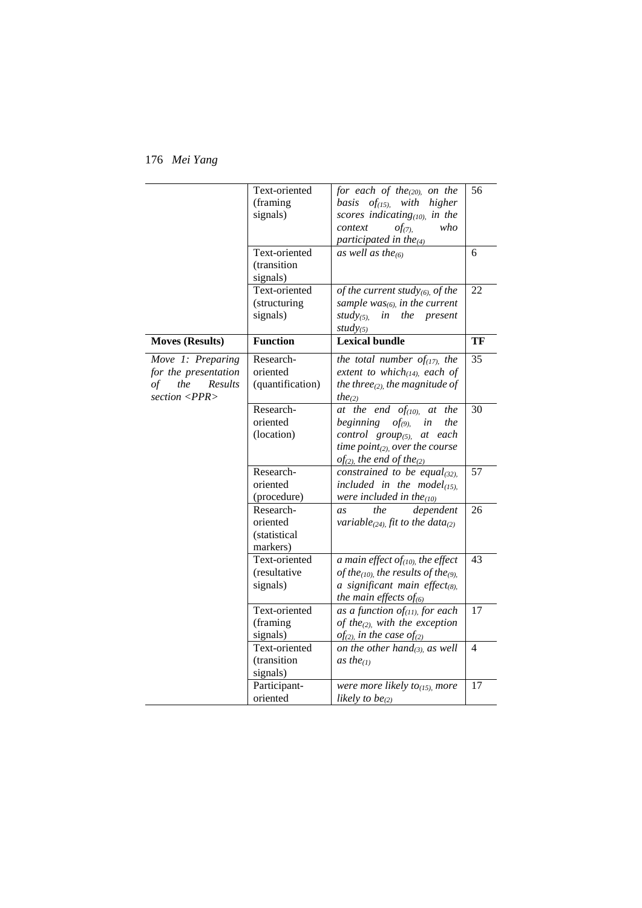| | Function | Lexical bundle | TF |
|---|---|---|---|
| | Text-oriented (framing signals) | *for each of the$_{(20)}$, on the basis of$_{(15)}$, with higher scores indicating$_{(10)}$, in the context of$_{(7)}$, who participated in the$_{(4)}$* | 56 |
| | Text-oriented (transition signals) | *as well as the$_{(6)}$* | 6 |
| | Text-oriented (structuring signals) | *of the current study$_{(6)}$, of the sample was$_{(6)}$, in the current study$_{(5)}$, in the present study$_{(5)}$* | 22 |
| **Moves (Results)** | **Function** | **Lexical bundle** | **TF** |
| *Move 1: Preparing for the presentation of the Results section <PPR>* | Research-oriented (quantification) | *the total number of$_{(17)}$, the extent to which$_{(14)}$, each of the three$_{(2)}$, the magnitude of the$_{(2)}$* | 35 |
| | Research-oriented (location) | *at the end of$_{(10)}$, at the beginning of$_{(9)}$, in the control group$_{(5)}$, at each time point$_{(2)}$, over the course of$_{(2)}$, the end of the$_{(2)}$* | 30 |
| | Research-oriented (procedure) | *constrained to be equal$_{(32)}$, included in the model$_{(15)}$, were included in the$_{(10)}$* | 57 |
| | Research-oriented (statistical markers) | *as the dependent variable$_{(24)}$, fit to the data$_{(2)}$* | 26 |
| | Text-oriented (resultative signals) | *a main effect of$_{(10)}$, the effect of the$_{(10)}$, the results of the$_{(9)}$, a significant main effect$_{(8)}$, the main effects of$_{(6)}$* | 43 |
| | Text-oriented (framing signals) | *as a function of$_{(11)}$, for each of the$_{(2)}$, with the exception of$_{(2)}$, in the case of$_{(2)}$* | 17 |
| | Text-oriented (transition signals) | *on the other hand$_{(3)}$, as well as the$_{(1)}$* | 4 |
| | Participant-oriented | *were more likely to$_{(15)}$, more likely to be$_{(2)}$* | 17 |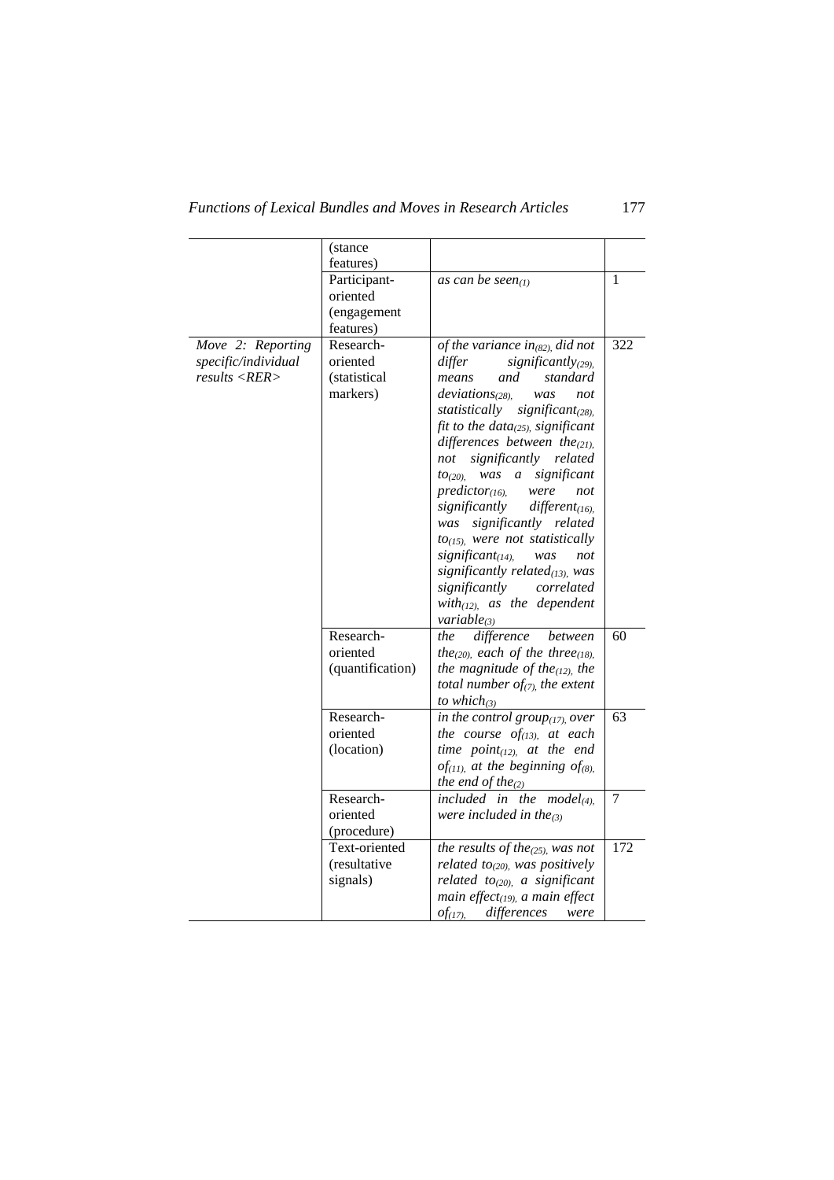| | | | |
|---|---|---|---|
| | (stance features) | | |
| | Participant-oriented (engagement features) | *as can be seen$_{(1)}$* | 1 |
| *Move 2: Reporting specific/individual results <RER>* | Research-oriented (statistical markers) | *of the variance in$_{(82)}$, did not differ significantly$_{(29)}$, means and standard deviations$_{(28)}$, was not statistically significant$_{(28)}$, fit to the data$_{(25)}$, significant differences between the$_{(21)}$, not significantly related to$_{(20)}$, was a significant predictor$_{(16)}$, were not significantly different$_{(16)}$, was significantly related to$_{(15)}$, were not statistically significant$_{(14)}$, was not significantly related$_{(13)}$, was significantly correlated with$_{(12)}$, as the dependent variable$_{(3)}$* | 322 |
| | Research-oriented (quantification) | *the difference between the$_{(20)}$, each of the three$_{(18)}$, the magnitude of the$_{(12)}$, the total number of$_{(7)}$, the extent to which$_{(3)}$* | 60 |
| | Research-oriented (location) | *in the control group$_{(17)}$, over the course of$_{(13)}$, at each time point$_{(12)}$, at the end of$_{(11)}$, at the beginning of$_{(8)}$, the end of the$_{(2)}$* | 63 |
| | Research-oriented (procedure) | *included in the model$_{(4)}$, were included in the$_{(3)}$* | 7 |
| | Text-oriented (resultative signals) | *the results of the$_{(25)}$, was not related to$_{(20)}$, was positively related to$_{(20)}$, a significant main effect$_{(19)}$, a main effect of$_{(17)}$, differences were* | 172 |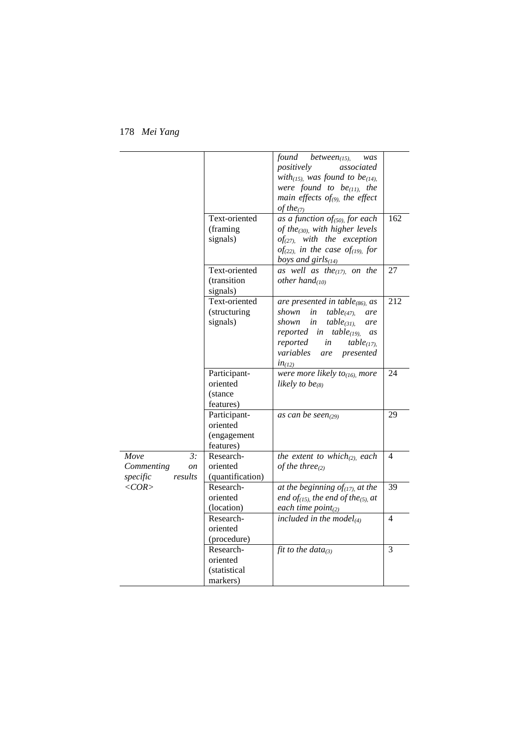| | | | |
|---|---|---|---|
| | | *found between$_{(15)}$, was positively associated with$_{(15)}$, was found to be$_{(14)}$, were found to be$_{(11)}$, the main effects of$_{(9)}$, the effect of the$_{(7)}$* | |
| | Text-oriented (framing signals) | *as a function of$_{(50)}$, for each of the$_{(30)}$, with higher levels of$_{(27)}$, with the exception of$_{(22)}$, in the case of$_{(19)}$, for boys and girls$_{(14)}$* | 162 |
| | Text-oriented (transition signals) | *as well as the$_{(17)}$, on the other hand$_{(10)}$* | 27 |
| | Text-oriented (structuring signals) | *are presented in table$_{(86)}$, as shown in table$_{(47)}$, are shown in table$_{(31)}$, are reported in table$_{(19)}$, as reported in table$_{(17)}$, variables are presented in$_{(12)}$* | 212 |
| | Participant-oriented (stance features) | *were more likely to$_{(16)}$, more likely to be$_{(8)}$* | 24 |
| | Participant-oriented (engagement features) | *as can be seen$_{(29)}$* | 29 |
| *Move 3: Commenting on specific results <COR>* | Research-oriented (quantification) | *the extent to which$_{(2)}$, each of the three$_{(2)}$* | 4 |
| | Research-oriented (location) | *at the beginning of$_{(17)}$, at the end of$_{(15)}$, the end of the$_{(5)}$, at each time point$_{(2)}$* | 39 |
| | Research-oriented (procedure) | *included in the model$_{(4)}$* | 4 |
| | Research-oriented (statistical markers) | *fit to the data$_{(3)}$* | 3 |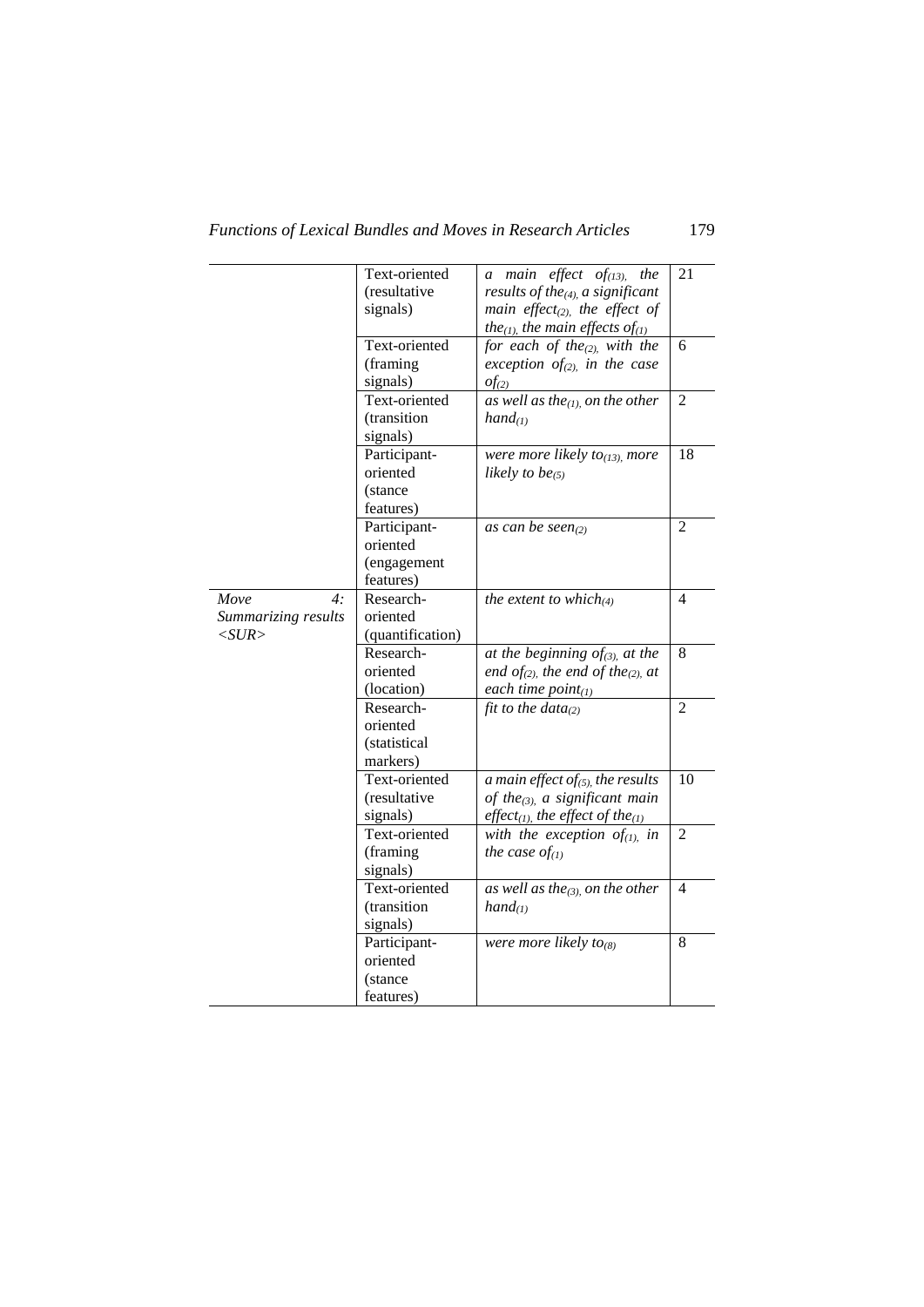| | | | |
|---|---|---|---|
| | Text-oriented (resultative signals) | *a main effect of$_{(13)}$, the results of the$_{(4)}$, a significant main effect$_{(2)}$, the effect of the$_{(1)}$, the main effects of$_{(1)}$* | 21 |
| | Text-oriented (framing signals) | *for each of the$_{(2)}$, with the exception of$_{(2)}$, in the case of$_{(2)}$* | 6 |
| | Text-oriented (transition signals) | *as well as the$_{(1)}$, on the other hand$_{(1)}$* | 2 |
| | Participant-oriented (stance features) | *were more likely to$_{(13)}$, more likely to be$_{(5)}$* | 18 |
| | Participant-oriented (engagement features) | *as can be seen$_{(2)}$* | 2 |
| *Move 4: Summarizing results <SUR>* | Research-oriented (quantification) | *the extent to which$_{(4)}$* | 4 |
| | Research-oriented (location) | *at the beginning of$_{(3)}$, at the end of$_{(2)}$, the end of the$_{(2)}$, at each time point$_{(1)}$* | 8 |
| | Research-oriented (statistical markers) | *fit to the data$_{(2)}$* | 2 |
| | Text-oriented (resultative signals) | *a main effect of$_{(5)}$, the results of the$_{(3)}$, a significant main effect$_{(1)}$, the effect of the$_{(1)}$* | 10 |
| | Text-oriented (framing signals) | *with the exception of$_{(1)}$, in the case of$_{(1)}$* | 2 |
| | Text-oriented (transition signals) | *as well as the$_{(3)}$, on the other hand$_{(1)}$* | 4 |
| | Participant-oriented (stance features) | *were more likely to$_{(8)}$* | 8 |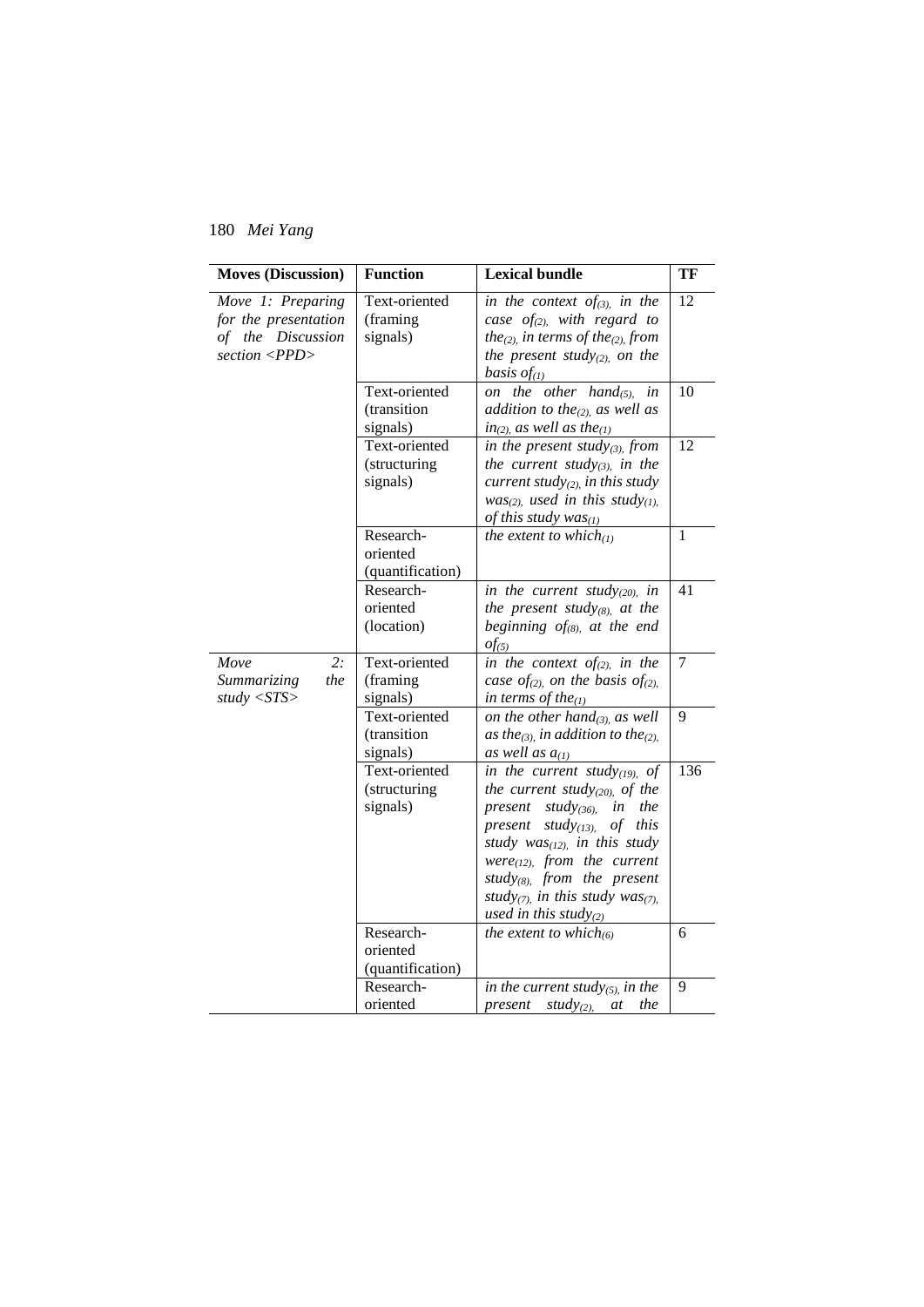| Moves (Discussion) | Function | Lexical bundle | TF |
|---|---|---|---|
| *Move 1: Preparing for the presentation of the Discussion section <PPD>* | Text-oriented (framing signals) | *in the context of$_{(3)}$, in the case of$_{(2)}$, with regard to the$_{(2)}$, in terms of the$_{(2)}$, from the present study$_{(2)}$, on the basis of$_{(1)}$* | 12 |
| | Text-oriented (transition signals) | *on the other hand$_{(5)}$, in addition to the$_{(2)}$, as well as in$_{(2)}$, as well as the$_{(1)}$* | 10 |
| | Text-oriented (structuring signals) | *in the present study$_{(3)}$, from the current study$_{(3)}$, in the current study$_{(2)}$, in this study was$_{(2)}$, used in this study$_{(1)}$, of this study was$_{(1)}$* | 12 |
| | Research-oriented (quantification) | *the extent to which$_{(1)}$* | 1 |
| | Research-oriented (location) | *in the current study$_{(20)}$, in the present study$_{(8)}$, at the beginning of$_{(8)}$, at the end of$_{(5)}$* | 41 |
| *Move 2: Summarizing the study <STS>* | Text-oriented (framing signals) | *in the context of$_{(2)}$, in the case of$_{(2)}$, on the basis of$_{(2)}$, in terms of the$_{(1)}$* | 7 |
| | Text-oriented (transition signals) | *on the other hand$_{(3)}$, as well as the$_{(3)}$, in addition to the$_{(2)}$, as well as a$_{(1)}$* | 9 |
| | Text-oriented (structuring signals) | *in the current study$_{(19)}$, of the current study$_{(20)}$, of the present study$_{(36)}$, in the present study$_{(13)}$, of this study was$_{(12)}$, in this study were$_{(12)}$, from the current study$_{(8)}$, from the present study$_{(7)}$, in this study was$_{(7)}$, used in this study$_{(2)}$* | 136 |
| | Research-oriented (quantification) | *the extent to which$_{(6)}$* | 6 |
| | Research-oriented | *in the current study$_{(5)}$, in the present study$_{(2)}$, at the* | 9 |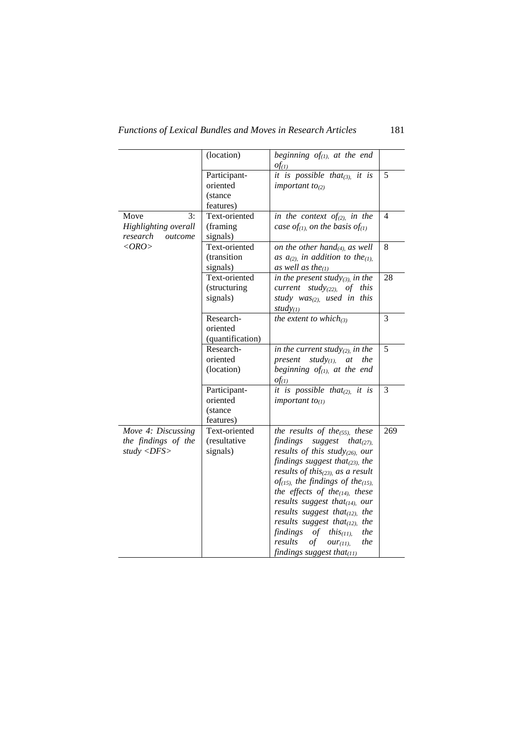| | | | |
|---|---|---|---|
| | (location) | *beginning of*$_{(1)}$, *at the end of*$_{(1)}$ | |
| | Participant-oriented (stance features) | *it is possible that*$_{(3)}$, *it is important to*$_{(2)}$ | 5 |
| Move 3: *Highlighting overall research outcome <ORO>* | Text-oriented (framing signals) | *in the context of*$_{(2)}$, *in the case of*$_{(1)}$, *on the basis of*$_{(1)}$ | 4 |
| | Text-oriented (transition signals) | *on the other hand*$_{(4)}$, *as well as a*$_{(2)}$, *in addition to the*$_{(1)}$, *as well as the*$_{(1)}$ | 8 |
| | Text-oriented (structuring signals) | *in the present study*$_{(3)}$, *in the current study*$_{(22)}$, *of this study was*$_{(2)}$, *used in this study*$_{(1)}$ | 28 |
| | Research-oriented (quantification) | *the extent to which*$_{(3)}$ | 3 |
| | Research-oriented (location) | *in the current study*$_{(2)}$, *in the present study*$_{(1)}$, *at the beginning of*$_{(1)}$, *at the end of*$_{(1)}$ | 5 |
| | Participant-oriented (stance features) | *it is possible that*$_{(2)}$, *it is important to*$_{(1)}$ | 3 |
| *Move 4: Discussing the findings of the study <DFS>* | Text-oriented (resultative signals) | *the results of the*$_{(55)}$, *these findings suggest that*$_{(27)}$, *results of this study*$_{(26)}$, *our findings suggest that*$_{(23)}$, *the results of this*$_{(23)}$, *as a result of*$_{(15)}$, *the findings of the*$_{(15)}$, *the effects of the*$_{(14)}$, *these results suggest that*$_{(14)}$, *our results suggest that*$_{(12)}$, *the results suggest that*$_{(12)}$, *the findings of this*$_{(11)}$, *the results of our*$_{(11)}$, *the findings suggest that*$_{(11)}$ | 269 |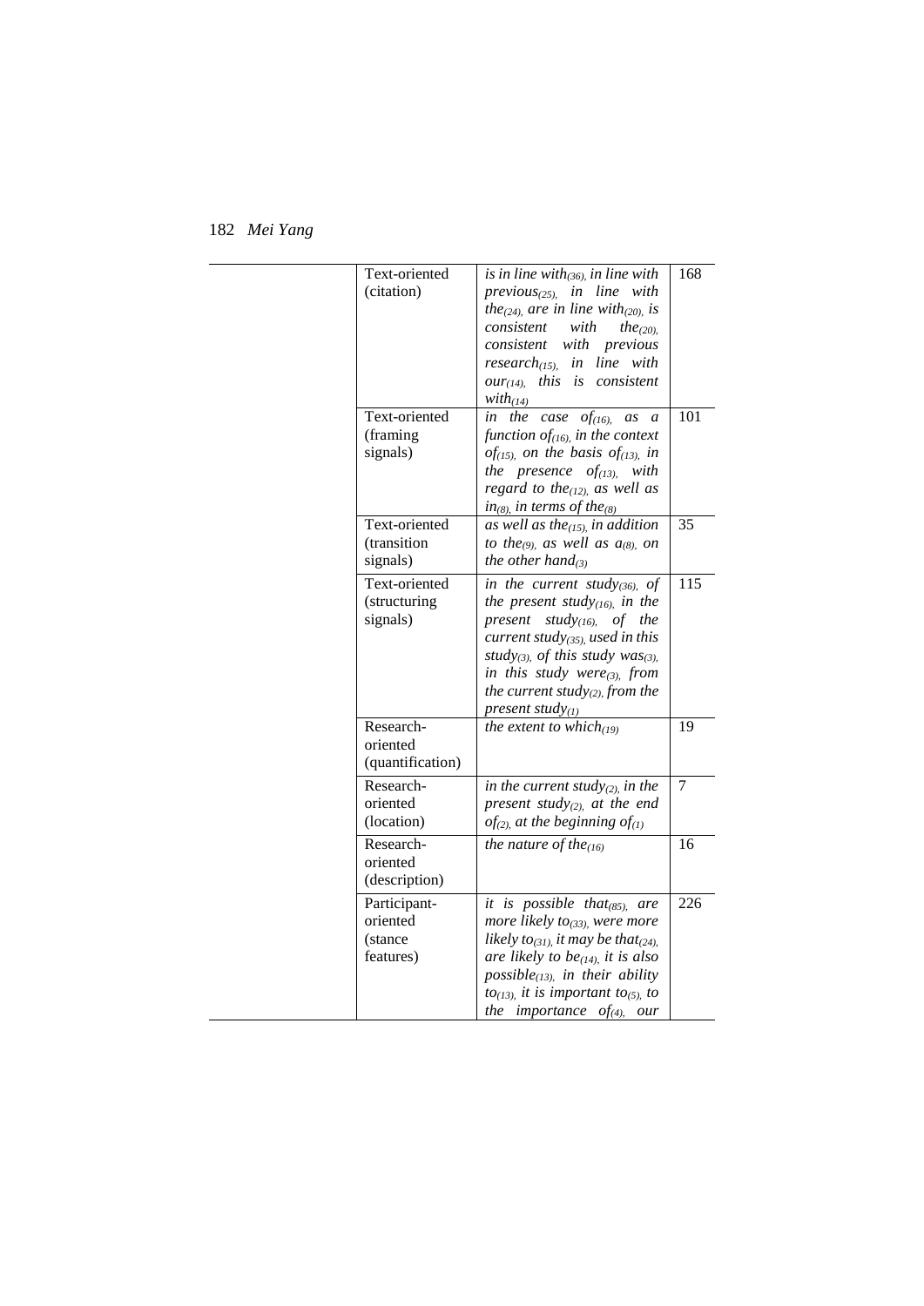| | | | |
|---|---|---|---|
| | Text-oriented (citation) | *is in line with$_{(36)}$, in line with previous$_{(25)}$, in line with the$_{(24)}$, are in line with$_{(20)}$, is consistent with the$_{(20)}$, consistent with previous research$_{(15)}$, in line with our$_{(14)}$, this is consistent with$_{(14)}$* | 168 |
| | Text-oriented (framing signals) | *in the case of$_{(16)}$, as a function of$_{(16)}$, in the context of$_{(15)}$, on the basis of$_{(13)}$, in the presence of$_{(13)}$, with regard to the$_{(12)}$, as well as in$_{(8)}$, in terms of the$_{(8)}$* | 101 |
| | Text-oriented (transition signals) | *as well as the$_{(15)}$, in addition to the$_{(9)}$, as well as a$_{(8)}$, on the other hand$_{(3)}$* | 35 |
| | Text-oriented (structuring signals) | *in the current study$_{(36)}$, of the present study$_{(16)}$, in the present study$_{(16)}$, of the current study$_{(35)}$, used in this study$_{(3)}$, of this study was$_{(3)}$, in this study were$_{(3)}$, from the current study$_{(2)}$, from the present study$_{(1)}$* | 115 |
| | Research-oriented (quantification) | *the extent to which$_{(19)}$* | 19 |
| | Research-oriented (location) | *in the current study$_{(2)}$, in the present study$_{(2)}$, at the end of$_{(2)}$, at the beginning of$_{(1)}$* | 7 |
| | Research-oriented (description) | *the nature of the$_{(16)}$* | 16 |
| | Participant-oriented (stance features) | *it is possible that$_{(85)}$, are more likely to$_{(33)}$, were more likely to$_{(31)}$, it may be that$_{(24)}$, are likely to be$_{(14)}$, it is also possible$_{(13)}$, in their ability to$_{(13)}$, it is important to$_{(5)}$, to the importance of$_{(4)}$, our* | 226 |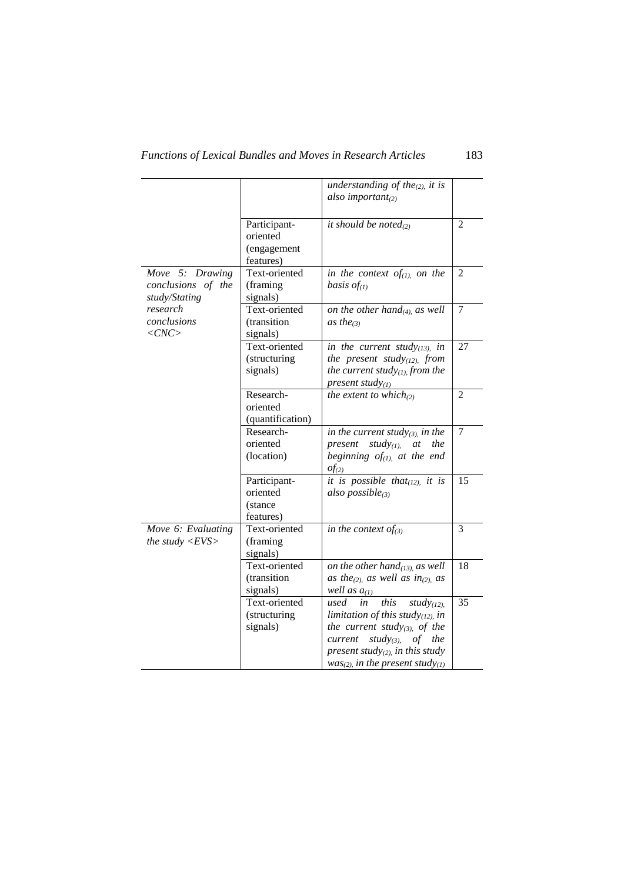| | | | |
|---|---|---|---|
| | | *understanding of the$_{(2)}$, it is also important$_{(2)}$* | |
| | Participant-oriented (engagement features) | *it should be noted$_{(2)}$* | 2 |
| *Move 5: Drawing conclusions of the study/Stating research conclusions <CNC>* | Text-oriented (framing signals) | *in the context of$_{(1)}$, on the basis of$_{(1)}$* | 2 |
| | Text-oriented (transition signals) | *on the other hand$_{(4)}$, as well as the$_{(3)}$* | 7 |
| | Text-oriented (structuring signals) | *in the current study$_{(13)}$, in the present study$_{(12)}$, from the current study$_{(1)}$, from the present study$_{(1)}$* | 27 |
| | Research-oriented (quantification) | *the extent to which$_{(2)}$* | 2 |
| | Research-oriented (location) | *in the current study$_{(3)}$, in the present study$_{(1)}$, at the beginning of$_{(1)}$, at the end of$_{(2)}$* | 7 |
| | Participant-oriented (stance features) | *it is possible that$_{(12)}$, it is also possible$_{(3)}$* | 15 |
| *Move 6: Evaluating the study <EVS>* | Text-oriented (framing signals) | *in the context of$_{(3)}$* | 3 |
| | Text-oriented (transition signals) | *on the other hand$_{(13)}$, as well as the$_{(2)}$, as well as in$_{(2)}$, as well as a$_{(1)}$* | 18 |
| | Text-oriented (structuring signals) | *used in this study$_{(12)}$, limitation of this study$_{(12)}$, in the current study$_{(3)}$, of the current study$_{(3)}$, of the present study$_{(2)}$, in this study was$_{(2)}$, in the present study$_{(1)}$* | 35 |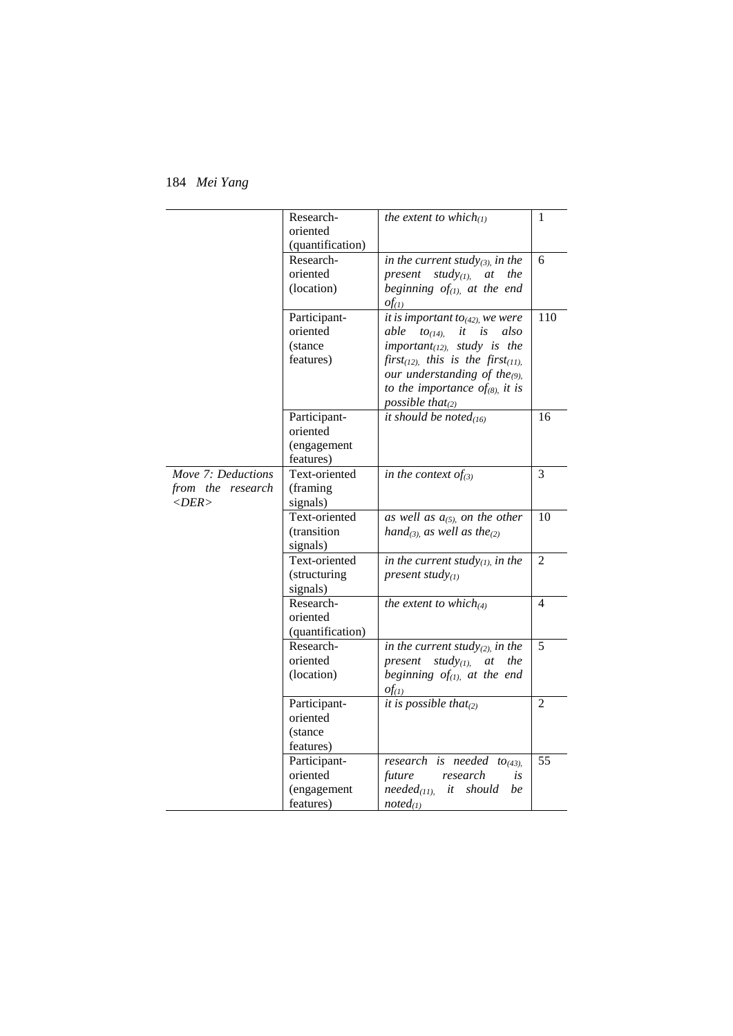| | | | |
|---|---|---|---|
| | Research-oriented (quantification) | *the extent to which$_{(1)}$* | 1 |
| | Research-oriented (location) | *in the current study$_{(3)}$, in the present study$_{(1)}$, at the beginning of$_{(1)}$, at the end of$_{(1)}$* | 6 |
| | Participant-oriented (stance features) | *it is important to$_{(42)}$, we were able to$_{(14)}$, it is also important$_{(12)}$, study is the first$_{(12)}$, this is the first$_{(11)}$, our understanding of the$_{(9)}$, to the importance of$_{(8)}$, it is possible that$_{(2)}$* | 110 |
| | Participant-oriented (engagement features) | *it should be noted$_{(16)}$* | 16 |
| *Move 7: Deductions from the research <DER>* | Text-oriented (framing signals) | *in the context of$_{(3)}$* | 3 |
| | Text-oriented (transition signals) | *as well as a$_{(5)}$, on the other hand$_{(3)}$, as well as the$_{(2)}$* | 10 |
| | Text-oriented (structuring signals) | *in the current study$_{(1)}$, in the present study$_{(1)}$* | 2 |
| | Research-oriented (quantification) | *the extent to which$_{(4)}$* | 4 |
| | Research-oriented (location) | *in the current study$_{(2)}$, in the present study$_{(1)}$, at the beginning of$_{(1)}$, at the end of$_{(1)}$* | 5 |
| | Participant-oriented (stance features) | *it is possible that$_{(2)}$* | 2 |
| | Participant-oriented (engagement features) | *research is needed to$_{(43)}$, future research is needed$_{(11)}$, it should be noted$_{(1)}$* | 55 |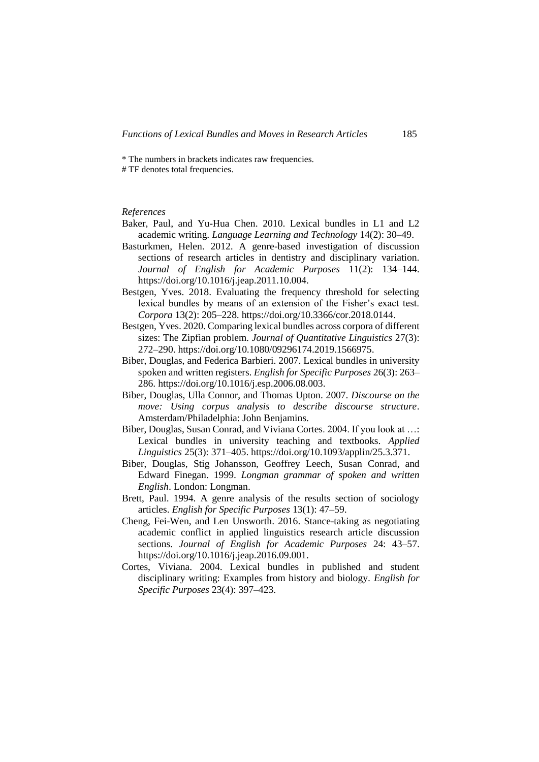\* The numbers in brackets indicates raw frequencies.

# TF denotes total frequencies.

*References*

Baker, Paul, and Yu-Hua Chen. 2010. Lexical bundles in L1 and L2 academic writing. *Language Learning and Technology* 14(2): 30–49.

Basturkmen, Helen. 2012. A genre-based investigation of discussion sections of research articles in dentistry and disciplinary variation. *Journal of English for Academic Purposes* 11(2): 134–144. https://doi.org/10.1016/j.jeap.2011.10.004.

Bestgen, Yves. 2018. Evaluating the frequency threshold for selecting lexical bundles by means of an extension of the Fisher's exact test. *Corpora* 13(2): 205–228. https://doi.org/10.3366/cor.2018.0144.

Bestgen, Yves. 2020. Comparing lexical bundles across corpora of different sizes: The Zipfian problem. *Journal of Quantitative Linguistics* 27(3): 272–290. https://doi.org/10.1080/09296174.2019.1566975.

Biber, Douglas, and Federica Barbieri. 2007. Lexical bundles in university spoken and written registers. *English for Specific Purposes* 26(3): 263–286. https://doi.org/10.1016/j.esp.2006.08.003.

Biber, Douglas, Ulla Connor, and Thomas Upton. 2007. *Discourse on the move: Using corpus analysis to describe discourse structure*. Amsterdam/Philadelphia: John Benjamins.

Biber, Douglas, Susan Conrad, and Viviana Cortes. 2004. If you look at …: Lexical bundles in university teaching and textbooks. *Applied Linguistics* 25(3): 371–405. https://doi.org/10.1093/applin/25.3.371.

Biber, Douglas, Stig Johansson, Geoffrey Leech, Susan Conrad, and Edward Finegan. 1999. *Longman grammar of spoken and written English*. London: Longman.

Brett, Paul. 1994. A genre analysis of the results section of sociology articles. *English for Specific Purposes* 13(1): 47–59.

Cheng, Fei-Wen, and Len Unsworth. 2016. Stance-taking as negotiating academic conflict in applied linguistics research article discussion sections. *Journal of English for Academic Purposes* 24: 43–57. https://doi.org/10.1016/j.jeap.2016.09.001.

Cortes, Viviana. 2004. Lexical bundles in published and student disciplinary writing: Examples from history and biology. *English for Specific Purposes* 23(4): 397–423.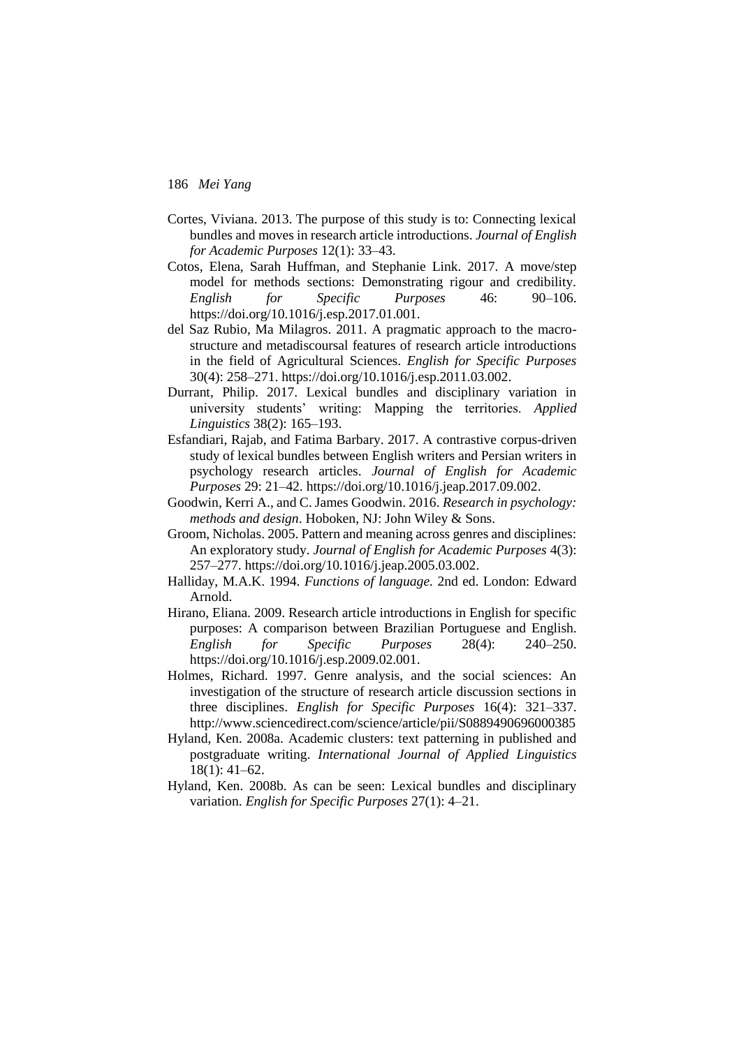Cortes, Viviana. 2013. The purpose of this study is to: Connecting lexical bundles and moves in research article introductions. *Journal of English for Academic Purposes* 12(1): 33–43.

Cotos, Elena, Sarah Huffman, and Stephanie Link. 2017. A move/step model for methods sections: Demonstrating rigour and credibility. *English for Specific Purposes* 46: 90–106. https://doi.org/10.1016/j.esp.2017.01.001.

del Saz Rubio, Ma Milagros. 2011. A pragmatic approach to the macro-structure and metadiscoursal features of research article introductions in the field of Agricultural Sciences. *English for Specific Purposes* 30(4): 258–271. https://doi.org/10.1016/j.esp.2011.03.002.

Durrant, Philip. 2017. Lexical bundles and disciplinary variation in university students' writing: Mapping the territories. *Applied Linguistics* 38(2): 165–193.

Esfandiari, Rajab, and Fatima Barbary. 2017. A contrastive corpus-driven study of lexical bundles between English writers and Persian writers in psychology research articles. *Journal of English for Academic Purposes* 29: 21–42. https://doi.org/10.1016/j.jeap.2017.09.002.

Goodwin, Kerri A., and C. James Goodwin. 2016. *Research in psychology: methods and design*. Hoboken, NJ: John Wiley & Sons.

Groom, Nicholas. 2005. Pattern and meaning across genres and disciplines: An exploratory study. *Journal of English for Academic Purposes* 4(3): 257–277. https://doi.org/10.1016/j.jeap.2005.03.002.

Halliday, M.A.K. 1994. *Functions of language.* 2nd ed. London: Edward Arnold.

Hirano, Eliana. 2009. Research article introductions in English for specific purposes: A comparison between Brazilian Portuguese and English. *English for Specific Purposes* 28(4): 240–250. https://doi.org/10.1016/j.esp.2009.02.001.

Holmes, Richard. 1997. Genre analysis, and the social sciences: An investigation of the structure of research article discussion sections in three disciplines. *English for Specific Purposes* 16(4): 321–337. http://www.sciencedirect.com/science/article/pii/S0889490696000385

Hyland, Ken. 2008a. Academic clusters: text patterning in published and postgraduate writing. *International Journal of Applied Linguistics* 18(1): 41–62.

Hyland, Ken. 2008b. As can be seen: Lexical bundles and disciplinary variation. *English for Specific Purposes* 27(1): 4–21.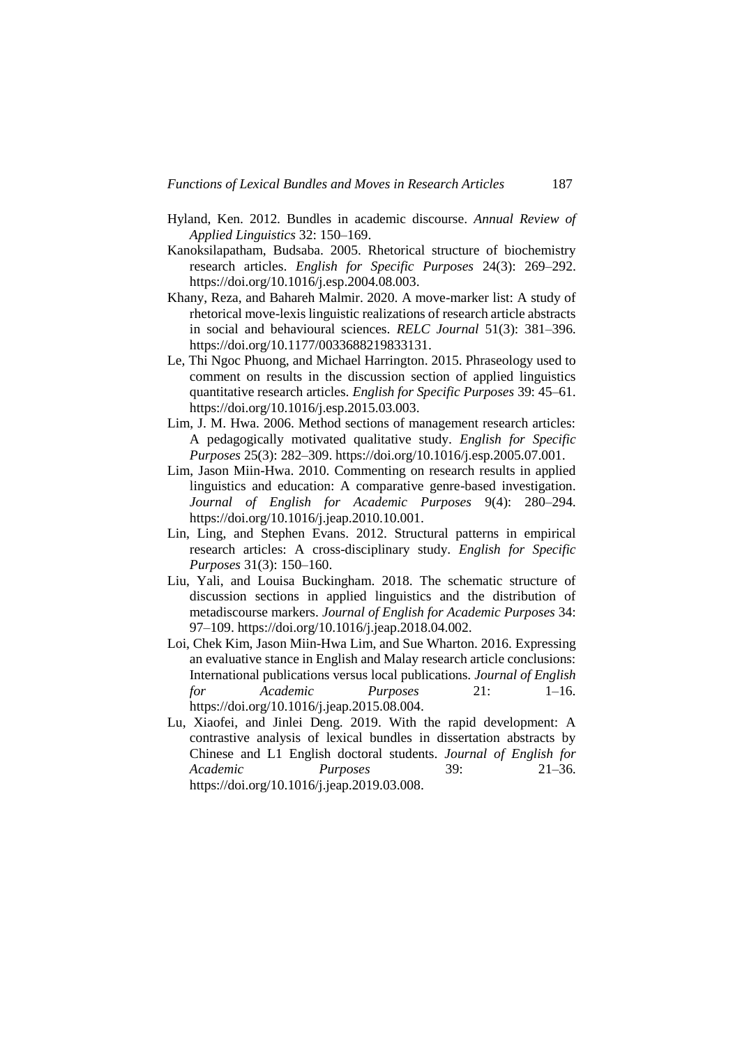Hyland, Ken. 2012. Bundles in academic discourse. *Annual Review of Applied Linguistics* 32: 150–169.

Kanoksilapatham, Budsaba. 2005. Rhetorical structure of biochemistry research articles. *English for Specific Purposes* 24(3): 269–292. https://doi.org/10.1016/j.esp.2004.08.003.

Khany, Reza, and Bahareh Malmir. 2020. A move-marker list: A study of rhetorical move-lexis linguistic realizations of research article abstracts in social and behavioural sciences. *RELC Journal* 51(3): 381–396. https://doi.org/10.1177/0033688219833131.

Le, Thi Ngoc Phuong, and Michael Harrington. 2015. Phraseology used to comment on results in the discussion section of applied linguistics quantitative research articles. *English for Specific Purposes* 39: 45–61. https://doi.org/10.1016/j.esp.2015.03.003.

Lim, J. M. Hwa. 2006. Method sections of management research articles: A pedagogically motivated qualitative study. *English for Specific Purposes* 25(3): 282–309. https://doi.org/10.1016/j.esp.2005.07.001.

Lim, Jason Miin-Hwa. 2010. Commenting on research results in applied linguistics and education: A comparative genre-based investigation. *Journal of English for Academic Purposes* 9(4): 280–294. https://doi.org/10.1016/j.jeap.2010.10.001.

Lin, Ling, and Stephen Evans. 2012. Structural patterns in empirical research articles: A cross-disciplinary study. *English for Specific Purposes* 31(3): 150–160.

Liu, Yali, and Louisa Buckingham. 2018. The schematic structure of discussion sections in applied linguistics and the distribution of metadiscourse markers. *Journal of English for Academic Purposes* 34: 97–109. https://doi.org/10.1016/j.jeap.2018.04.002.

Loi, Chek Kim, Jason Miin-Hwa Lim, and Sue Wharton. 2016. Expressing an evaluative stance in English and Malay research article conclusions: International publications versus local publications. *Journal of English for Academic Purposes* 21: 1–16. https://doi.org/10.1016/j.jeap.2015.08.004.

Lu, Xiaofei, and Jinlei Deng. 2019. With the rapid development: A contrastive analysis of lexical bundles in dissertation abstracts by Chinese and L1 English doctoral students. *Journal of English for Academic Purposes* 39: 21–36. https://doi.org/10.1016/j.jeap.2019.03.008.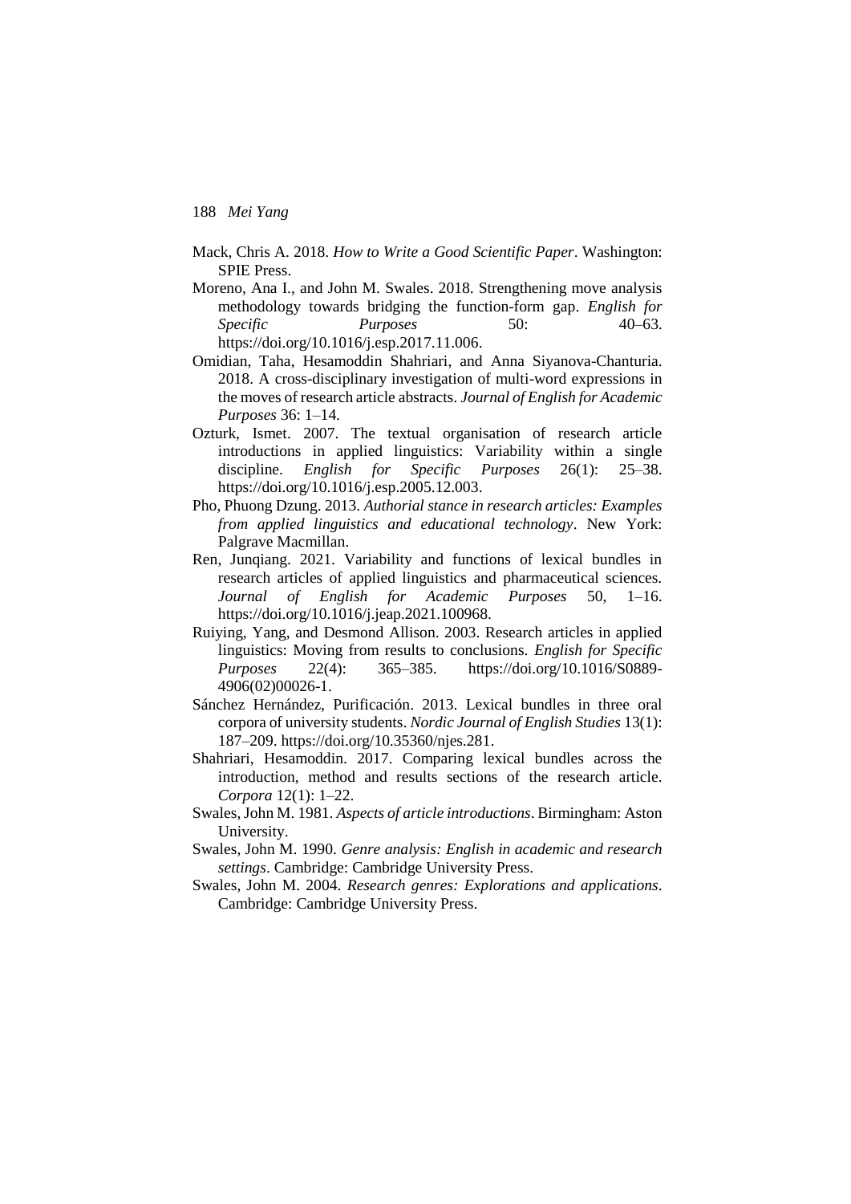Mack, Chris A. 2018. *How to Write a Good Scientific Paper*. Washington: SPIE Press.

Moreno, Ana I., and John M. Swales. 2018. Strengthening move analysis methodology towards bridging the function-form gap. *English for Specific Purposes* 50: 40–63. https://doi.org/10.1016/j.esp.2017.11.006.

Omidian, Taha, Hesamoddin Shahriari, and Anna Siyanova-Chanturia. 2018. A cross-disciplinary investigation of multi-word expressions in the moves of research article abstracts. *Journal of English for Academic Purposes* 36: 1–14.

Ozturk, Ismet. 2007. The textual organisation of research article introductions in applied linguistics: Variability within a single discipline. *English for Specific Purposes* 26(1): 25–38. https://doi.org/10.1016/j.esp.2005.12.003.

Pho, Phuong Dzung. 2013. *Authorial stance in research articles: Examples from applied linguistics and educational technology*. New York: Palgrave Macmillan.

Ren, Junqiang. 2021. Variability and functions of lexical bundles in research articles of applied linguistics and pharmaceutical sciences. *Journal of English for Academic Purposes* 50, 1–16. https://doi.org/10.1016/j.jeap.2021.100968.

Ruiying, Yang, and Desmond Allison. 2003. Research articles in applied linguistics: Moving from results to conclusions. *English for Specific Purposes* 22(4): 365–385. https://doi.org/10.1016/S0889-4906(02)00026-1.

Sánchez Hernández, Purificación. 2013. Lexical bundles in three oral corpora of university students. *Nordic Journal of English Studies* 13(1): 187–209. https://doi.org/10.35360/njes.281.

Shahriari, Hesamoddin. 2017. Comparing lexical bundles across the introduction, method and results sections of the research article. *Corpora* 12(1): 1–22.

Swales, John M. 1981. *Aspects of article introductions*. Birmingham: Aston University.

Swales, John M. 1990. *Genre analysis: English in academic and research settings*. Cambridge: Cambridge University Press.

Swales, John M. 2004. *Research genres: Explorations and applications*. Cambridge: Cambridge University Press.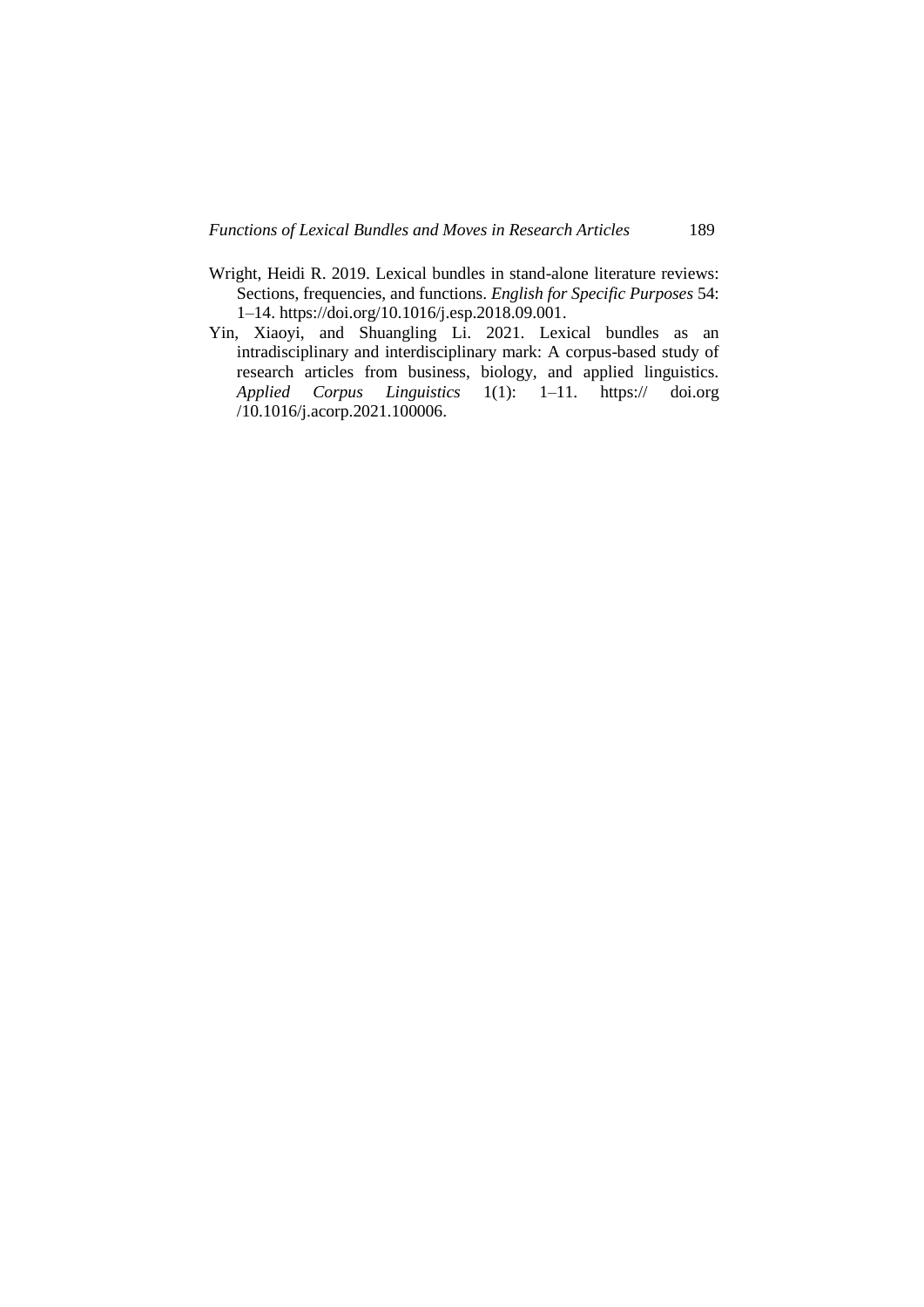Wright, Heidi R. 2019. Lexical bundles in stand-alone literature reviews: Sections, frequencies, and functions. *English for Specific Purposes* 54: 1–14. https://doi.org/10.1016/j.esp.2018.09.001.

Yin, Xiaoyi, and Shuangling Li. 2021. Lexical bundles as an intradisciplinary and interdisciplinary mark: A corpus-based study of research articles from business, biology, and applied linguistics. *Applied Corpus Linguistics* 1(1): 1–11. https:// doi.org /10.1016/j.acorp.2021.100006.